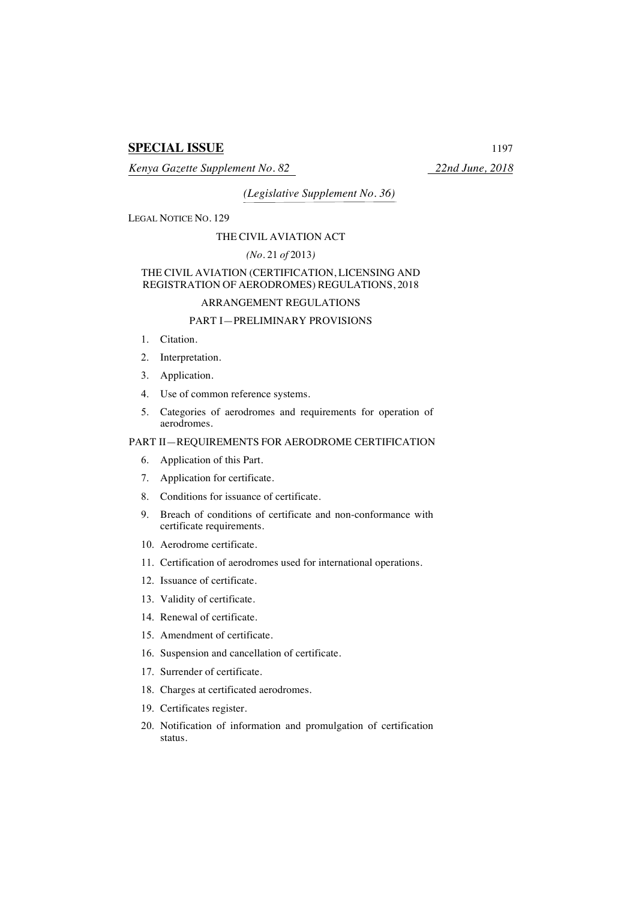**SPECIAL ISSUE**

*Kenya Gazette Supplement No. 82* *22nd June, 2018*

*(Legislative Supplement No. 36)*

LEGAL NOTICE NO. 129

THE CIVIL AVIATION ACT

*(No. 21 of 2013)*

THE CIVIL AVIATION (CERTIFICATION, LICENSING AND REGISTRATION OF AERODROMES) REGULATIONS, 2018

ARRANGEMENT REGULATIONS

PART I—PRELIMINARY PROVISIONS

1. Citation.
2. Interpretation.
3. Application.
4. Use of common reference systems.
5. Categories of aerodromes and requirements for operation of aerodromes.

PART II—REQUIREMENTS FOR AERODROME CERTIFICATION

6. Application of this Part.
7. Application for certificate.
8. Conditions for issuance of certificate.
9. Breach of conditions of certificate and non-conformance with certificate requirements.
10. Aerodrome certificate.
11. Certification of aerodromes used for international operations.
12. Issuance of certificate.
13. Validity of certificate.
14. Renewal of certificate.
15. Amendment of certificate.
16. Suspension and cancellation of certificate.
17. Surrender of certificate.
18. Charges at certificated aerodromes.
19. Certificates register.
20. Notification of information and promulgation of certification status.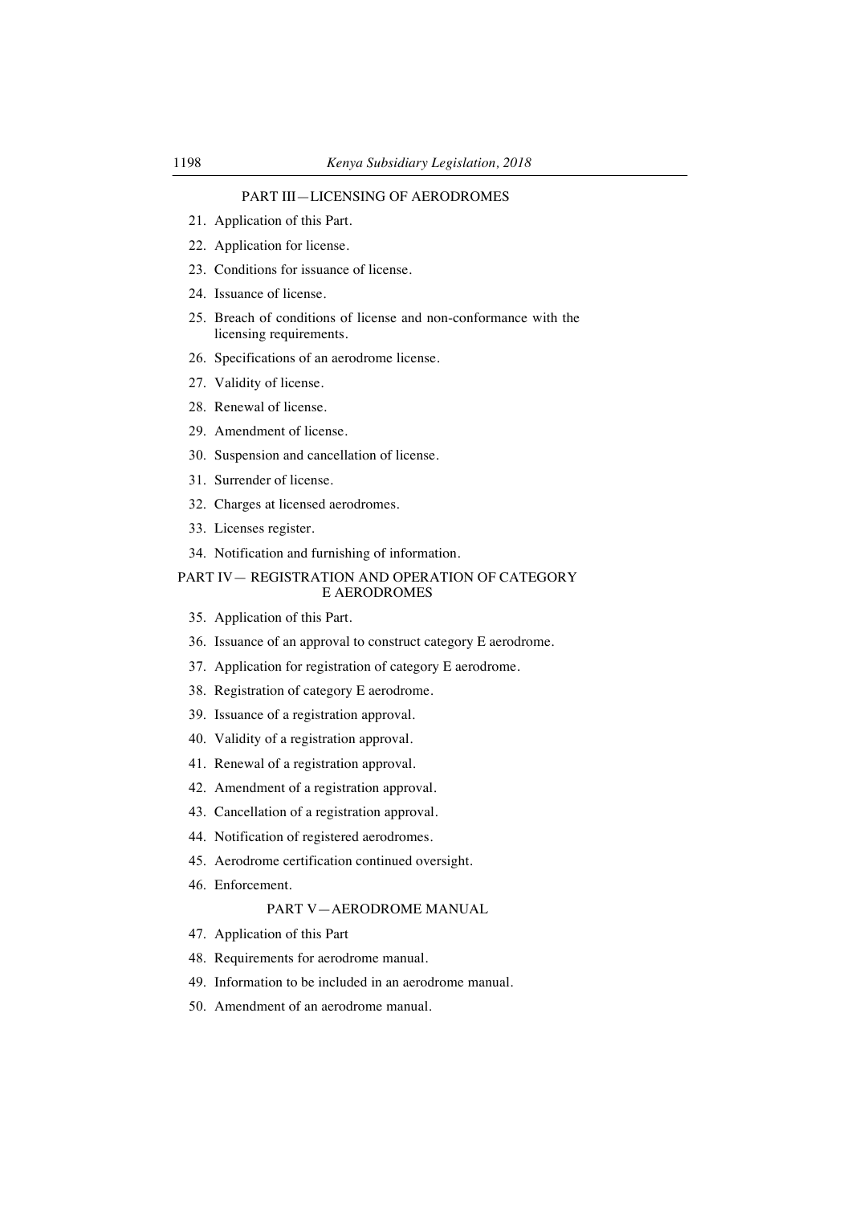## PART III—LICENSING OF AERODROMES

21. Application of this Part.
22. Application for license.
23. Conditions for issuance of license.
24. Issuance of license.
25. Breach of conditions of license and non-conformance with the licensing requirements.
26. Specifications of an aerodrome license.
27. Validity of license.
28. Renewal of license.
29. Amendment of license.
30. Suspension and cancellation of license.
31. Surrender of license.
32. Charges at licensed aerodromes.
33. Licenses register.
34. Notification and furnishing of information.

## PART IV— REGISTRATION AND OPERATION OF CATEGORY E AERODROMES

35. Application of this Part.
36. Issuance of an approval to construct category E aerodrome.
37. Application for registration of category E aerodrome.
38. Registration of category E aerodrome.
39. Issuance of a registration approval.
40. Validity of a registration approval.
41. Renewal of a registration approval.
42. Amendment of a registration approval.
43. Cancellation of a registration approval.
44. Notification of registered aerodromes.
45. Aerodrome certification continued oversight.
46. Enforcement.

## PART V—AERODROME MANUAL

47. Application of this Part
48. Requirements for aerodrome manual.
49. Information to be included in an aerodrome manual.
50. Amendment of an aerodrome manual.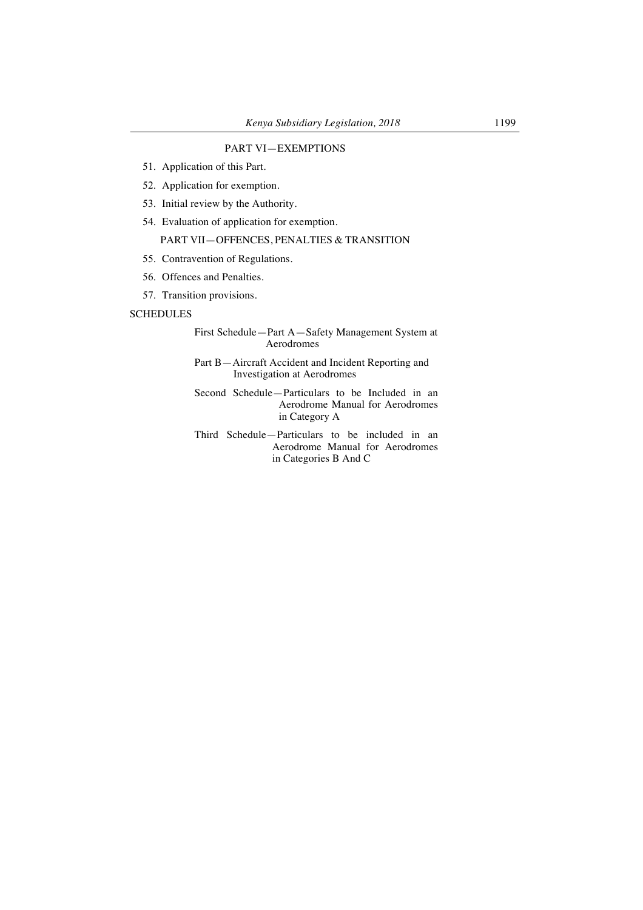PART VI—EXEMPTIONS

51. Application of this Part.
52. Application for exemption.
53. Initial review by the Authority.
54. Evaluation of application for exemption.

PART VII—OFFENCES, PENALTIES & TRANSITION

55. Contravention of Regulations.
56. Offences and Penalties.
57. Transition provisions.

SCHEDULES

First Schedule—Part A—Safety Management System at Aerodromes

Part B—Aircraft Accident and Incident Reporting and Investigation at Aerodromes

Second Schedule—Particulars to be Included in an Aerodrome Manual for Aerodromes in Category A

Third Schedule—Particulars to be included in an Aerodrome Manual for Aerodromes in Categories B And C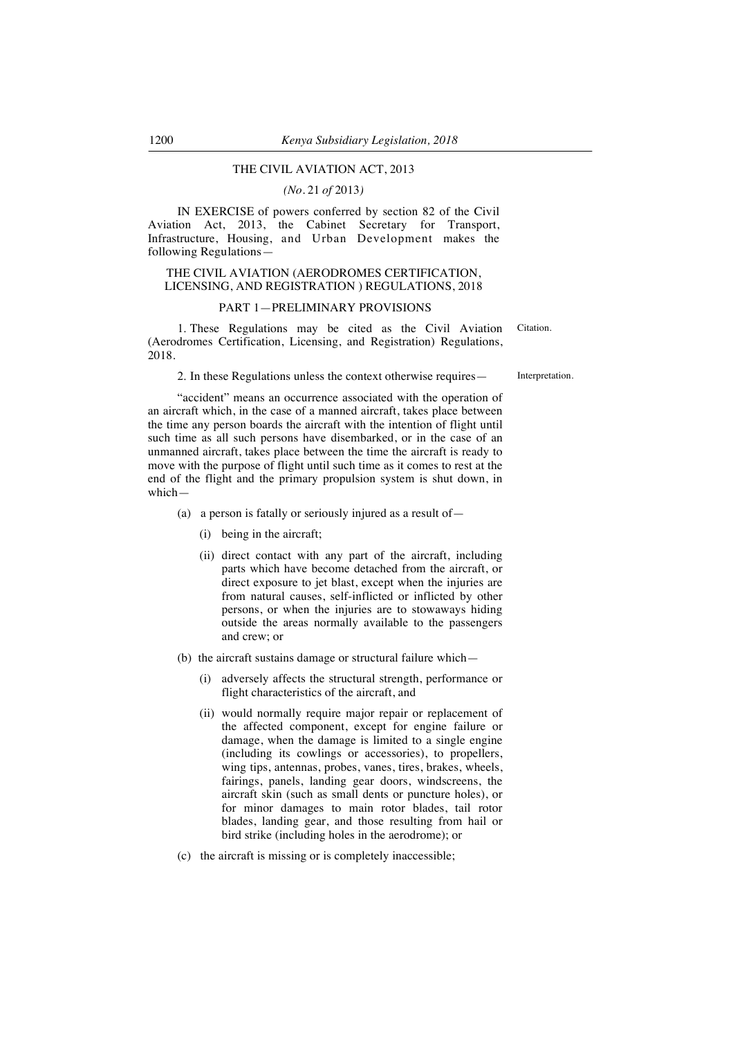THE CIVIL AVIATION ACT, 2013

*(No.* 21 *of* 2013*)*

IN EXERCISE of powers conferred by section 82 of the Civil Aviation Act, 2013, the Cabinet Secretary for Transport, Infrastructure, Housing, and Urban Development makes the following Regulations—

## THE CIVIL AVIATION (AERODROMES CERTIFICATION, LICENSING, AND REGISTRATION ) REGULATIONS, 2018

### PART 1—PRELIMINARY PROVISIONS

Citation.

1. These Regulations may be cited as the Civil Aviation (Aerodromes Certification, Licensing, and Registration) Regulations, 2018.

Interpretation.

2. In these Regulations unless the context otherwise requires—

"accident" means an occurrence associated with the operation of an aircraft which, in the case of a manned aircraft, takes place between the time any person boards the aircraft with the intention of flight until such time as all such persons have disembarked, or in the case of an unmanned aircraft, takes place between the time the aircraft is ready to move with the purpose of flight until such time as it comes to rest at the end of the flight and the primary propulsion system is shut down, in which—

(a) a person is fatally or seriously injured as a result of—

  (i) being in the aircraft;

  (ii) direct contact with any part of the aircraft, including parts which have become detached from the aircraft, or direct exposure to jet blast, except when the injuries are from natural causes, self-inflicted or inflicted by other persons, or when the injuries are to stowaways hiding outside the areas normally available to the passengers and crew; or

(b) the aircraft sustains damage or structural failure which—

  (i) adversely affects the structural strength, performance or flight characteristics of the aircraft, and

  (ii) would normally require major repair or replacement of the affected component, except for engine failure or damage, when the damage is limited to a single engine (including its cowlings or accessories), to propellers, wing tips, antennas, probes, vanes, tires, brakes, wheels, fairings, panels, landing gear doors, windscreens, the aircraft skin (such as small dents or puncture holes), or for minor damages to main rotor blades, tail rotor blades, landing gear, and those resulting from hail or bird strike (including holes in the aerodrome); or

(c) the aircraft is missing or is completely inaccessible;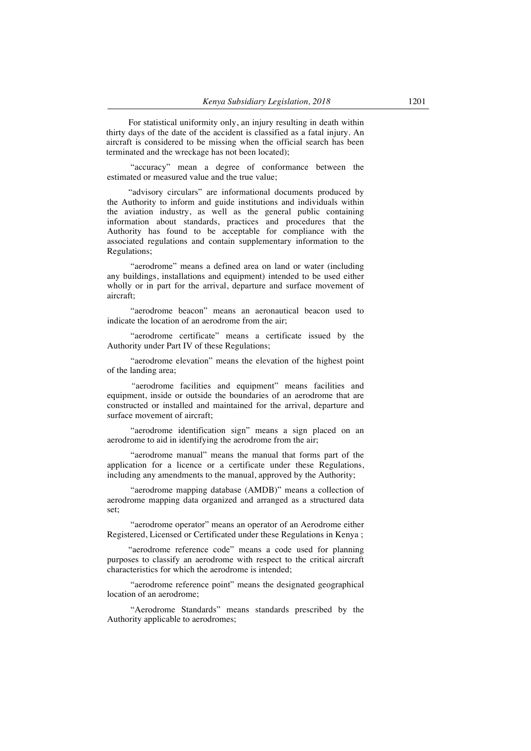For statistical uniformity only, an injury resulting in death within thirty days of the date of the accident is classified as a fatal injury. An aircraft is considered to be missing when the official search has been terminated and the wreckage has not been located);

"accuracy" mean a degree of conformance between the estimated or measured value and the true value;

"advisory circulars" are informational documents produced by the Authority to inform and guide institutions and individuals within the aviation industry, as well as the general public containing information about standards, practices and procedures that the Authority has found to be acceptable for compliance with the associated regulations and contain supplementary information to the Regulations;

"aerodrome" means a defined area on land or water (including any buildings, installations and equipment) intended to be used either wholly or in part for the arrival, departure and surface movement of aircraft;

"aerodrome beacon" means an aeronautical beacon used to indicate the location of an aerodrome from the air;

"aerodrome certificate" means a certificate issued by the Authority under Part IV of these Regulations;

"aerodrome elevation" means the elevation of the highest point of the landing area;

"aerodrome facilities and equipment" means facilities and equipment, inside or outside the boundaries of an aerodrome that are constructed or installed and maintained for the arrival, departure and surface movement of aircraft;

"aerodrome identification sign" means a sign placed on an aerodrome to aid in identifying the aerodrome from the air;

"aerodrome manual" means the manual that forms part of the application for a licence or a certificate under these Regulations, including any amendments to the manual, approved by the Authority;

"aerodrome mapping database (AMDB)" means a collection of aerodrome mapping data organized and arranged as a structured data set;

"aerodrome operator" means an operator of an Aerodrome either Registered, Licensed or Certificated under these Regulations in Kenya ;

"aerodrome reference code" means a code used for planning purposes to classify an aerodrome with respect to the critical aircraft characteristics for which the aerodrome is intended;

"aerodrome reference point" means the designated geographical location of an aerodrome;

"Aerodrome Standards" means standards prescribed by the Authority applicable to aerodromes;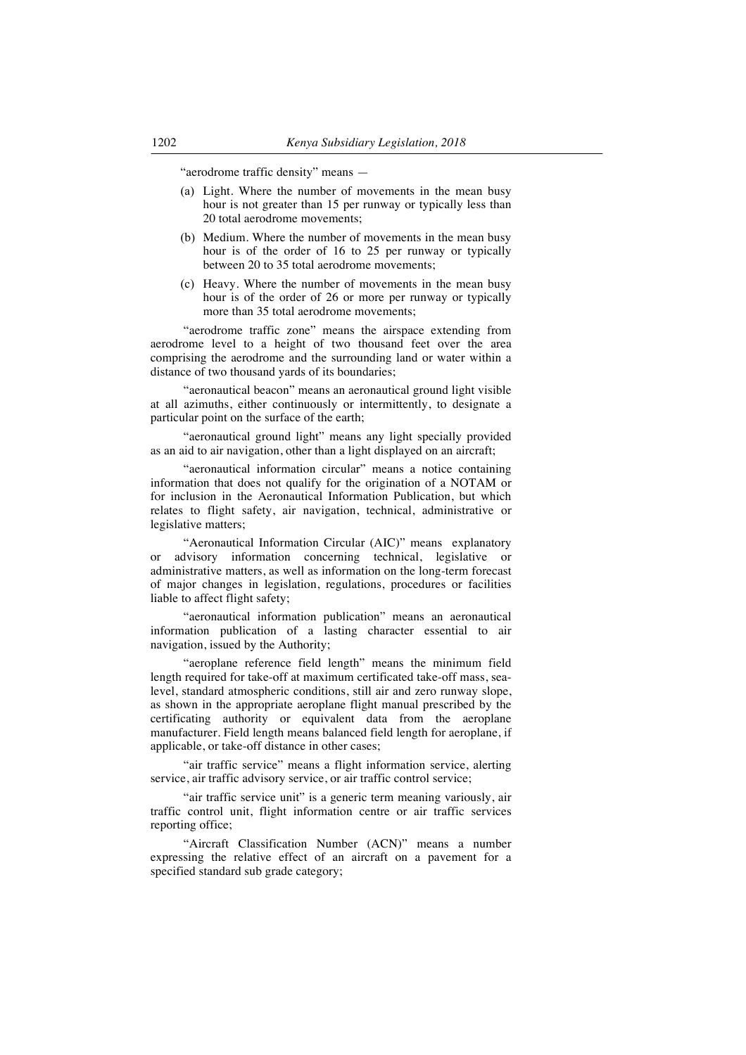"aerodrome traffic density" means —

(a) Light. Where the number of movements in the mean busy hour is not greater than 15 per runway or typically less than 20 total aerodrome movements;

(b) Medium. Where the number of movements in the mean busy hour is of the order of 16 to 25 per runway or typically between 20 to 35 total aerodrome movements;

(c) Heavy. Where the number of movements in the mean busy hour is of the order of 26 or more per runway or typically more than 35 total aerodrome movements;

"aerodrome traffic zone" means the airspace extending from aerodrome level to a height of two thousand feet over the area comprising the aerodrome and the surrounding land or water within a distance of two thousand yards of its boundaries;

"aeronautical beacon" means an aeronautical ground light visible at all azimuths, either continuously or intermittently, to designate a particular point on the surface of the earth;

"aeronautical ground light" means any light specially provided as an aid to air navigation, other than a light displayed on an aircraft;

"aeronautical information circular" means a notice containing information that does not qualify for the origination of a NOTAM or for inclusion in the Aeronautical Information Publication, but which relates to flight safety, air navigation, technical, administrative or legislative matters;

"Aeronautical Information Circular (AIC)" means explanatory or advisory information concerning technical, legislative or administrative matters, as well as information on the long-term forecast of major changes in legislation, regulations, procedures or facilities liable to affect flight safety;

"aeronautical information publication" means an aeronautical information publication of a lasting character essential to air navigation, issued by the Authority;

"aeroplane reference field length" means the minimum field length required for take-off at maximum certificated take-off mass, sea-level, standard atmospheric conditions, still air and zero runway slope, as shown in the appropriate aeroplane flight manual prescribed by the certificating authority or equivalent data from the aeroplane manufacturer. Field length means balanced field length for aeroplane, if applicable, or take-off distance in other cases;

"air traffic service" means a flight information service, alerting service, air traffic advisory service, or air traffic control service;

"air traffic service unit" is a generic term meaning variously, air traffic control unit, flight information centre or air traffic services reporting office;

"Aircraft Classification Number (ACN)" means a number expressing the relative effect of an aircraft on a pavement for a specified standard sub grade category;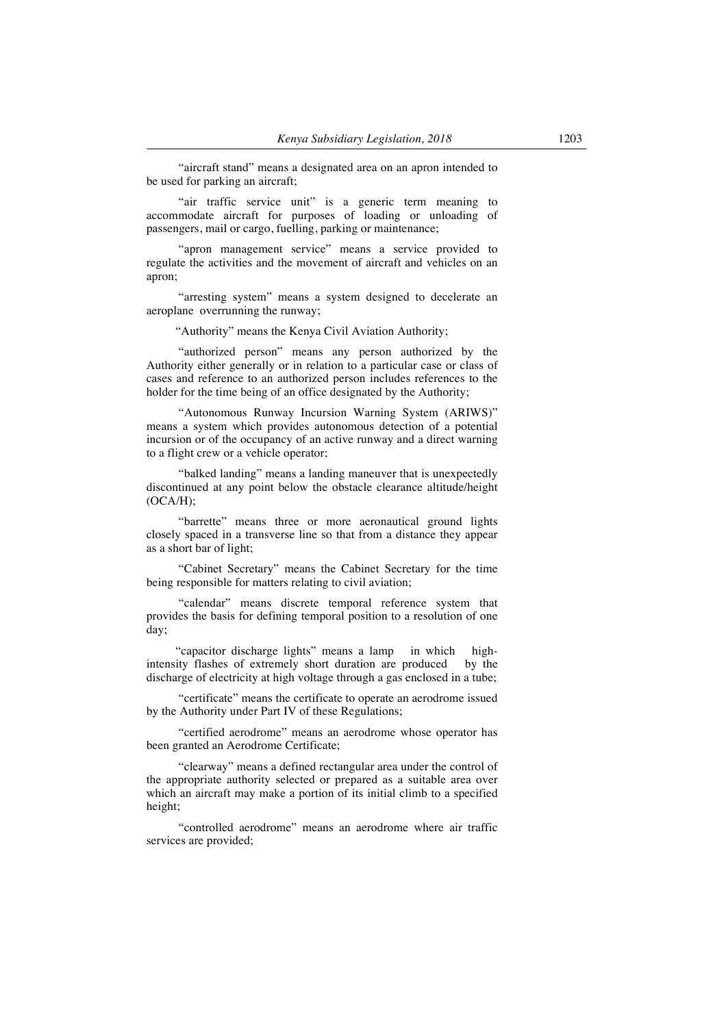"aircraft stand" means a designated area on an apron intended to be used for parking an aircraft;

"air traffic service unit" is a generic term meaning to accommodate aircraft for purposes of loading or unloading of passengers, mail or cargo, fuelling, parking or maintenance;

"apron management service" means a service provided to regulate the activities and the movement of aircraft and vehicles on an apron;

"arresting system" means a system designed to decelerate an aeroplane overrunning the runway;

"Authority" means the Kenya Civil Aviation Authority;

"authorized person" means any person authorized by the Authority either generally or in relation to a particular case or class of cases and reference to an authorized person includes references to the holder for the time being of an office designated by the Authority;

"Autonomous Runway Incursion Warning System (ARIWS)" means a system which provides autonomous detection of a potential incursion or of the occupancy of an active runway and a direct warning to a flight crew or a vehicle operator;

"balked landing" means a landing maneuver that is unexpectedly discontinued at any point below the obstacle clearance altitude/height (OCA/H);

"barrette" means three or more aeronautical ground lights closely spaced in a transverse line so that from a distance they appear as a short bar of light;

"Cabinet Secretary" means the Cabinet Secretary for the time being responsible for matters relating to civil aviation;

"calendar" means discrete temporal reference system that provides the basis for defining temporal position to a resolution of one day;

"capacitor discharge lights" means a lamp in which high-intensity flashes of extremely short duration are produced by the discharge of electricity at high voltage through a gas enclosed in a tube;

"certificate" means the certificate to operate an aerodrome issued by the Authority under Part IV of these Regulations;

"certified aerodrome" means an aerodrome whose operator has been granted an Aerodrome Certificate;

"clearway" means a defined rectangular area under the control of the appropriate authority selected or prepared as a suitable area over which an aircraft may make a portion of its initial climb to a specified height;

"controlled aerodrome" means an aerodrome where air traffic services are provided;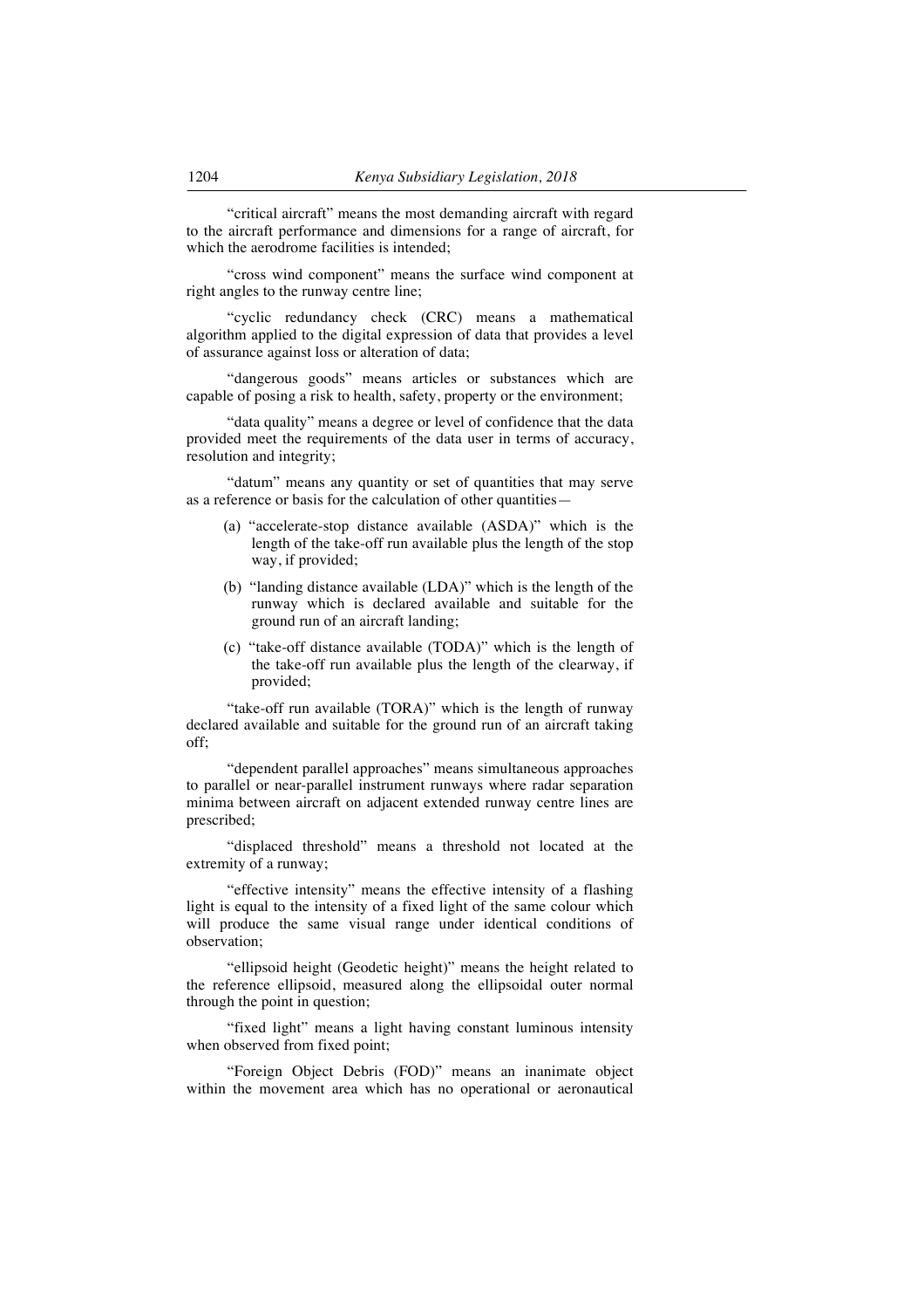"critical aircraft" means the most demanding aircraft with regard to the aircraft performance and dimensions for a range of aircraft, for which the aerodrome facilities is intended;

"cross wind component" means the surface wind component at right angles to the runway centre line;

"cyclic redundancy check (CRC) means a mathematical algorithm applied to the digital expression of data that provides a level of assurance against loss or alteration of data;

"dangerous goods" means articles or substances which are capable of posing a risk to health, safety, property or the environment;

"data quality" means a degree or level of confidence that the data provided meet the requirements of the data user in terms of accuracy, resolution and integrity;

"datum" means any quantity or set of quantities that may serve as a reference or basis for the calculation of other quantities—

(a) "accelerate-stop distance available (ASDA)" which is the length of the take-off run available plus the length of the stop way, if provided;

(b) "landing distance available (LDA)" which is the length of the runway which is declared available and suitable for the ground run of an aircraft landing;

(c) "take-off distance available (TODA)" which is the length of the take-off run available plus the length of the clearway, if provided;

"take-off run available (TORA)" which is the length of runway declared available and suitable for the ground run of an aircraft taking off;

"dependent parallel approaches" means simultaneous approaches to parallel or near-parallel instrument runways where radar separation minima between aircraft on adjacent extended runway centre lines are prescribed;

"displaced threshold" means a threshold not located at the extremity of a runway;

"effective intensity" means the effective intensity of a flashing light is equal to the intensity of a fixed light of the same colour which will produce the same visual range under identical conditions of observation;

"ellipsoid height (Geodetic height)" means the height related to the reference ellipsoid, measured along the ellipsoidal outer normal through the point in question;

"fixed light" means a light having constant luminous intensity when observed from fixed point;

"Foreign Object Debris (FOD)" means an inanimate object within the movement area which has no operational or aeronautical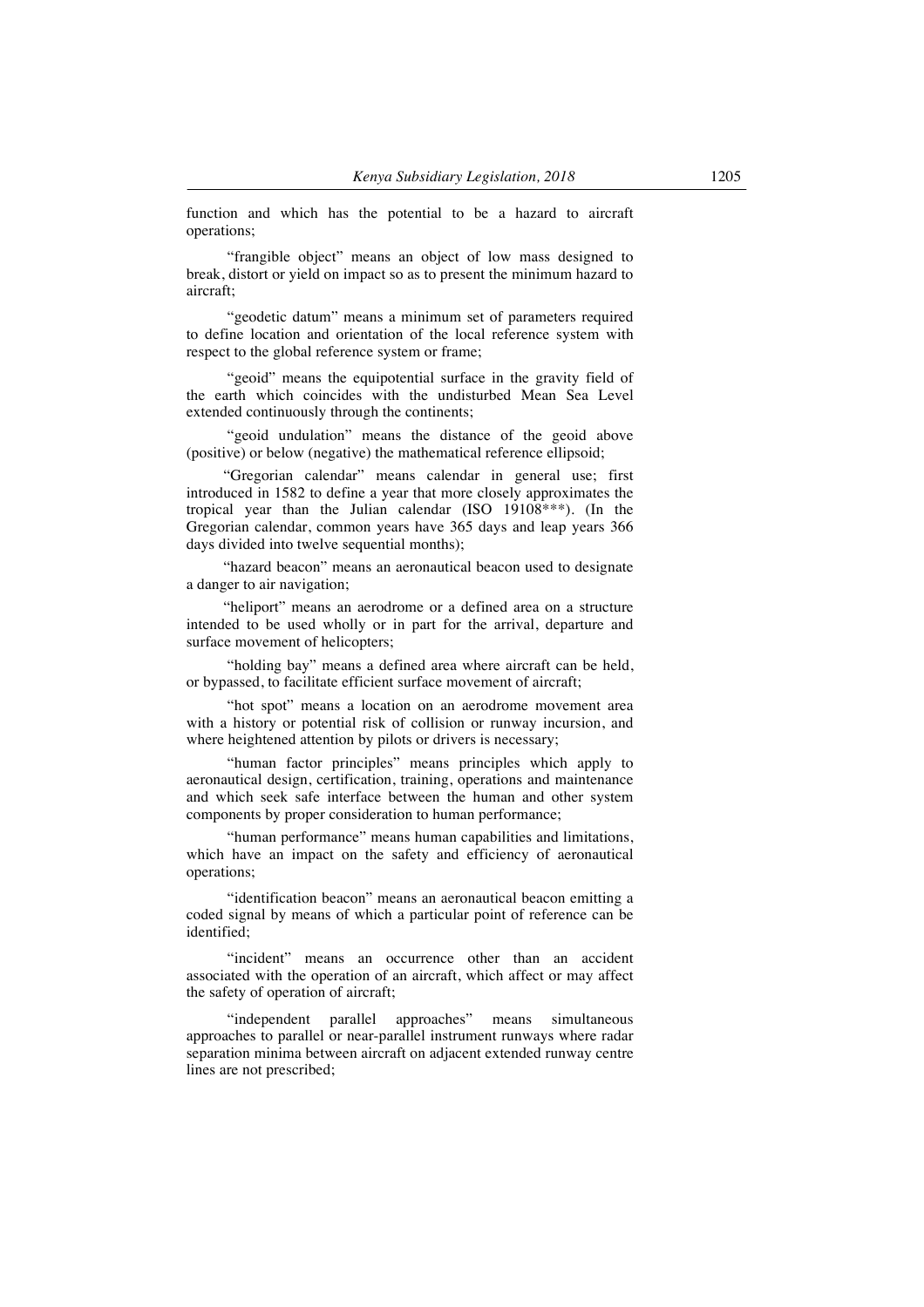function and which has the potential to be a hazard to aircraft operations;

"frangible object" means an object of low mass designed to break, distort or yield on impact so as to present the minimum hazard to aircraft;

"geodetic datum" means a minimum set of parameters required to define location and orientation of the local reference system with respect to the global reference system or frame;

"geoid" means the equipotential surface in the gravity field of the earth which coincides with the undisturbed Mean Sea Level extended continuously through the continents;

"geoid undulation" means the distance of the geoid above (positive) or below (negative) the mathematical reference ellipsoid;

"Gregorian calendar" means calendar in general use; first introduced in 1582 to define a year that more closely approximates the tropical year than the Julian calendar (ISO 19108***). (In the Gregorian calendar, common years have 365 days and leap years 366 days divided into twelve sequential months);

"hazard beacon" means an aeronautical beacon used to designate a danger to air navigation;

"heliport" means an aerodrome or a defined area on a structure intended to be used wholly or in part for the arrival, departure and surface movement of helicopters;

"holding bay" means a defined area where aircraft can be held, or bypassed, to facilitate efficient surface movement of aircraft;

"hot spot" means a location on an aerodrome movement area with a history or potential risk of collision or runway incursion, and where heightened attention by pilots or drivers is necessary;

"human factor principles" means principles which apply to aeronautical design, certification, training, operations and maintenance and which seek safe interface between the human and other system components by proper consideration to human performance;

"human performance" means human capabilities and limitations, which have an impact on the safety and efficiency of aeronautical operations;

"identification beacon" means an aeronautical beacon emitting a coded signal by means of which a particular point of reference can be identified;

"incident" means an occurrence other than an accident associated with the operation of an aircraft, which affect or may affect the safety of operation of aircraft;

"independent parallel approaches" means simultaneous approaches to parallel or near-parallel instrument runways where radar separation minima between aircraft on adjacent extended runway centre lines are not prescribed;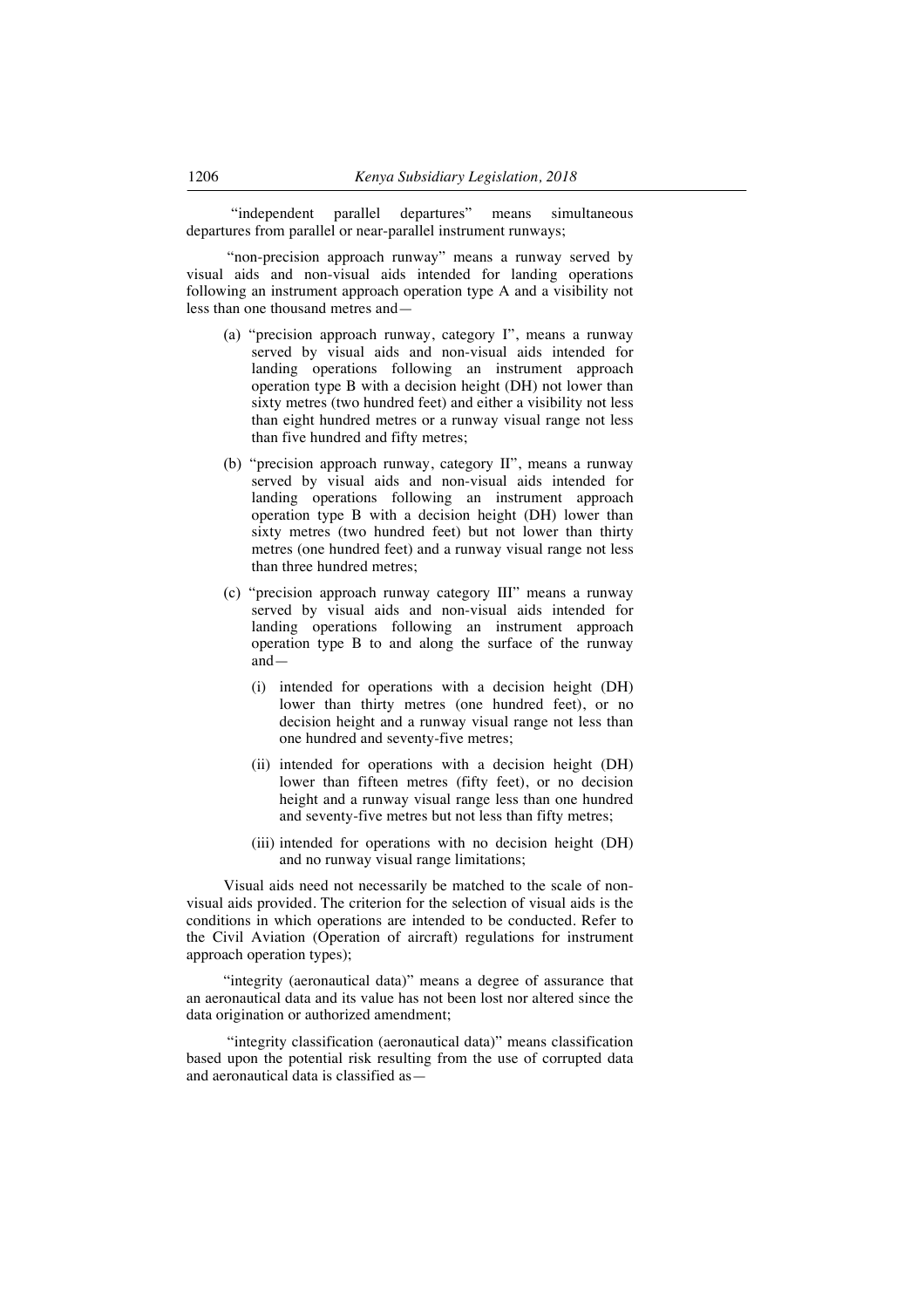"independent parallel departures" means simultaneous departures from parallel or near-parallel instrument runways;

"non-precision approach runway" means a runway served by visual aids and non-visual aids intended for landing operations following an instrument approach operation type A and a visibility not less than one thousand metres and—

(a) "precision approach runway, category I", means a runway served by visual aids and non-visual aids intended for landing operations following an instrument approach operation type B with a decision height (DH) not lower than sixty metres (two hundred feet) and either a visibility not less than eight hundred metres or a runway visual range not less than five hundred and fifty metres;

(b) "precision approach runway, category II", means a runway served by visual aids and non-visual aids intended for landing operations following an instrument approach operation type B with a decision height (DH) lower than sixty metres (two hundred feet) but not lower than thirty metres (one hundred feet) and a runway visual range not less than three hundred metres;

(c) "precision approach runway category III" means a runway served by visual aids and non-visual aids intended for landing operations following an instrument approach operation type B to and along the surface of the runway and—

   (i) intended for operations with a decision height (DH) lower than thirty metres (one hundred feet), or no decision height and a runway visual range not less than one hundred and seventy-five metres;

   (ii) intended for operations with a decision height (DH) lower than fifteen metres (fifty feet), or no decision height and a runway visual range less than one hundred and seventy-five metres but not less than fifty metres;

   (iii) intended for operations with no decision height (DH) and no runway visual range limitations;

Visual aids need not necessarily be matched to the scale of non-visual aids provided. The criterion for the selection of visual aids is the conditions in which operations are intended to be conducted. Refer to the Civil Aviation (Operation of aircraft) regulations for instrument approach operation types);

"integrity (aeronautical data)" means a degree of assurance that an aeronautical data and its value has not been lost nor altered since the data origination or authorized amendment;

"integrity classification (aeronautical data)" means classification based upon the potential risk resulting from the use of corrupted data and aeronautical data is classified as—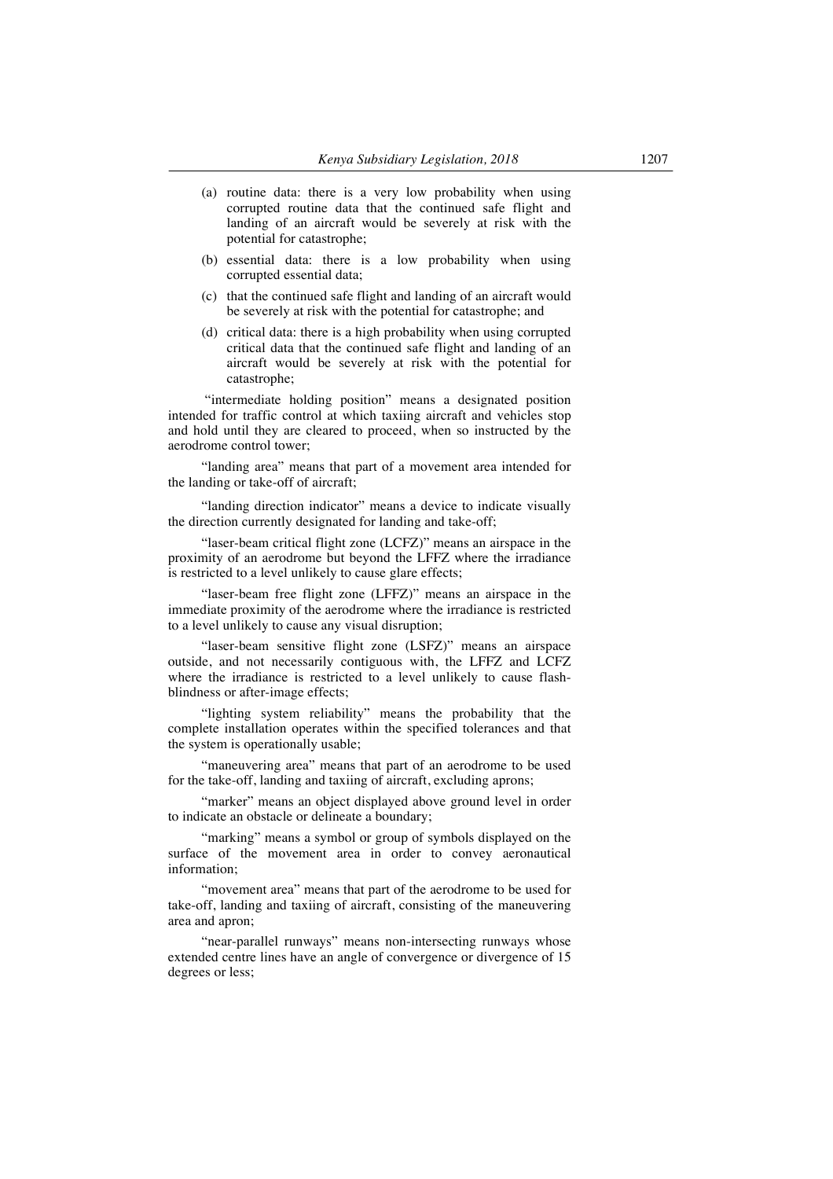(a) routine data: there is a very low probability when using corrupted routine data that the continued safe flight and landing of an aircraft would be severely at risk with the potential for catastrophe;

(b) essential data: there is a low probability when using corrupted essential data;

(c) that the continued safe flight and landing of an aircraft would be severely at risk with the potential for catastrophe; and

(d) critical data: there is a high probability when using corrupted critical data that the continued safe flight and landing of an aircraft would be severely at risk with the potential for catastrophe;

"intermediate holding position" means a designated position intended for traffic control at which taxiing aircraft and vehicles stop and hold until they are cleared to proceed, when so instructed by the aerodrome control tower;

"landing area" means that part of a movement area intended for the landing or take-off of aircraft;

"landing direction indicator" means a device to indicate visually the direction currently designated for landing and take-off;

"laser-beam critical flight zone (LCFZ)" means an airspace in the proximity of an aerodrome but beyond the LFFZ where the irradiance is restricted to a level unlikely to cause glare effects;

"laser-beam free flight zone (LFFZ)" means an airspace in the immediate proximity of the aerodrome where the irradiance is restricted to a level unlikely to cause any visual disruption;

"laser-beam sensitive flight zone (LSFZ)" means an airspace outside, and not necessarily contiguous with, the LFFZ and LCFZ where the irradiance is restricted to a level unlikely to cause flash-blindness or after-image effects;

"lighting system reliability" means the probability that the complete installation operates within the specified tolerances and that the system is operationally usable;

"maneuvering area" means that part of an aerodrome to be used for the take-off, landing and taxiing of aircraft, excluding aprons;

"marker" means an object displayed above ground level in order to indicate an obstacle or delineate a boundary;

"marking" means a symbol or group of symbols displayed on the surface of the movement area in order to convey aeronautical information;

"movement area" means that part of the aerodrome to be used for take-off, landing and taxiing of aircraft, consisting of the maneuvering area and apron;

"near-parallel runways" means non-intersecting runways whose extended centre lines have an angle of convergence or divergence of 15 degrees or less;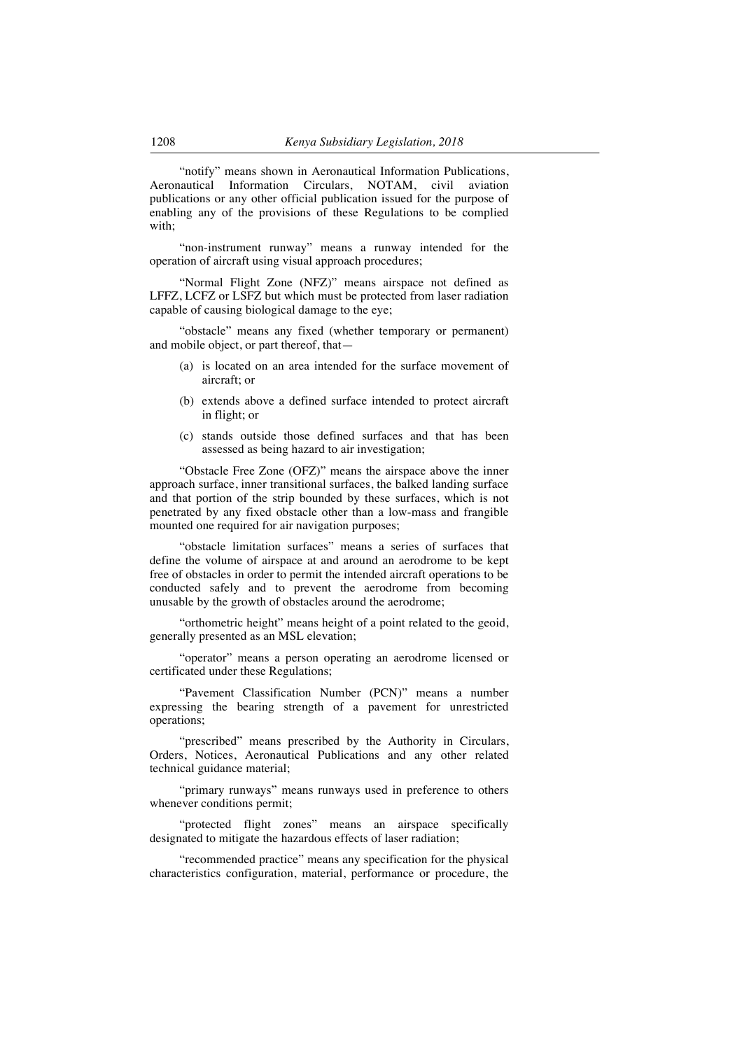"notify" means shown in Aeronautical Information Publications, Aeronautical Information Circulars, NOTAM, civil aviation publications or any other official publication issued for the purpose of enabling any of the provisions of these Regulations to be complied with;

"non-instrument runway" means a runway intended for the operation of aircraft using visual approach procedures;

"Normal Flight Zone (NFZ)" means airspace not defined as LFFZ, LCFZ or LSFZ but which must be protected from laser radiation capable of causing biological damage to the eye;

"obstacle" means any fixed (whether temporary or permanent) and mobile object, or part thereof, that—

(a) is located on an area intended for the surface movement of aircraft; or

(b) extends above a defined surface intended to protect aircraft in flight; or

(c) stands outside those defined surfaces and that has been assessed as being hazard to air investigation;

"Obstacle Free Zone (OFZ)" means the airspace above the inner approach surface, inner transitional surfaces, the balked landing surface and that portion of the strip bounded by these surfaces, which is not penetrated by any fixed obstacle other than a low-mass and frangible mounted one required for air navigation purposes;

"obstacle limitation surfaces" means a series of surfaces that define the volume of airspace at and around an aerodrome to be kept free of obstacles in order to permit the intended aircraft operations to be conducted safely and to prevent the aerodrome from becoming unusable by the growth of obstacles around the aerodrome;

"orthometric height" means height of a point related to the geoid, generally presented as an MSL elevation;

"operator" means a person operating an aerodrome licensed or certificated under these Regulations;

"Pavement Classification Number (PCN)" means a number expressing the bearing strength of a pavement for unrestricted operations;

"prescribed" means prescribed by the Authority in Circulars, Orders, Notices, Aeronautical Publications and any other related technical guidance material;

"primary runways" means runways used in preference to others whenever conditions permit;

"protected flight zones" means an airspace specifically designated to mitigate the hazardous effects of laser radiation;

"recommended practice" means any specification for the physical characteristics configuration, material, performance or procedure, the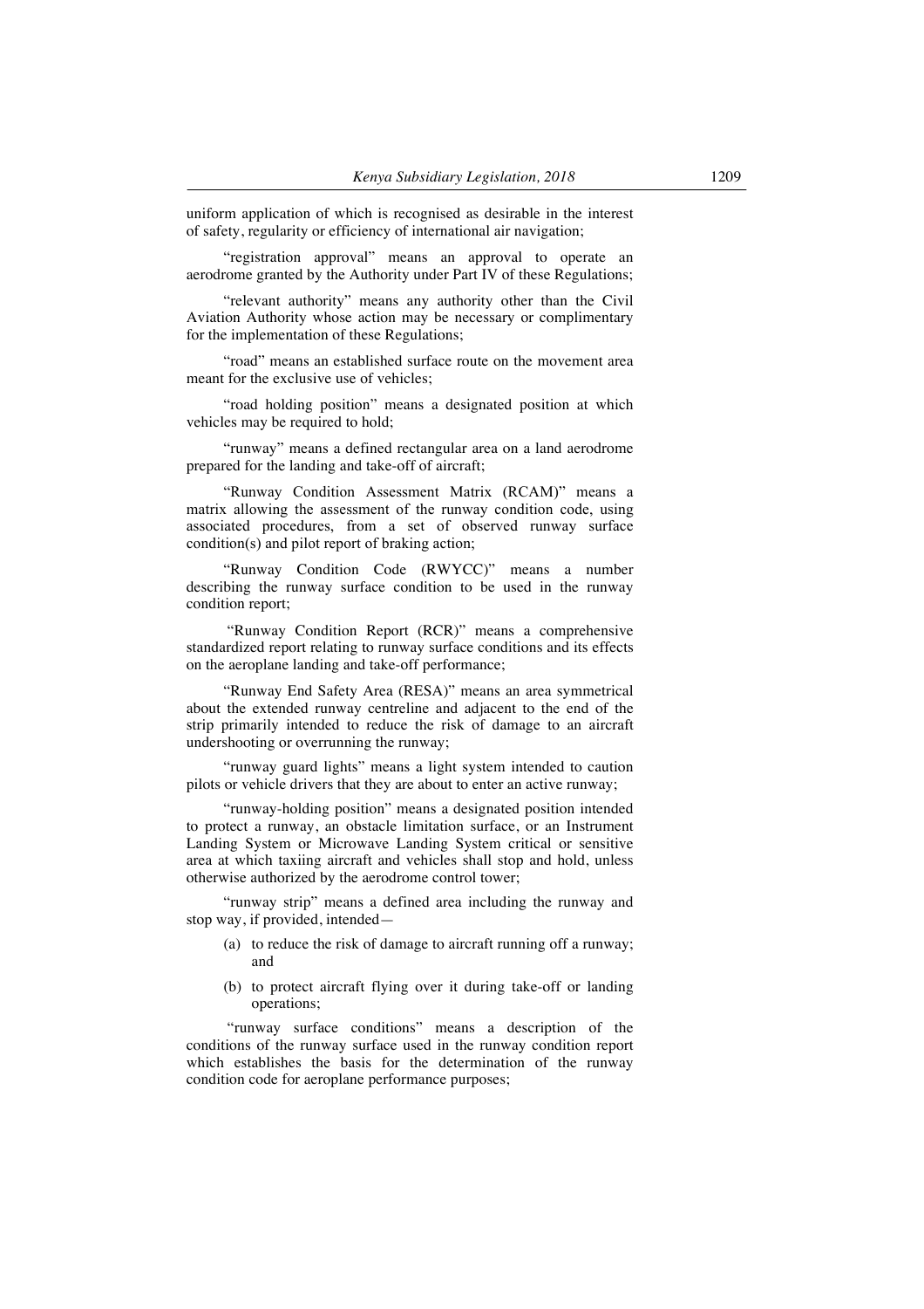uniform application of which is recognised as desirable in the interest of safety, regularity or efficiency of international air navigation;

"registration approval" means an approval to operate an aerodrome granted by the Authority under Part IV of these Regulations;

"relevant authority" means any authority other than the Civil Aviation Authority whose action may be necessary or complimentary for the implementation of these Regulations;

"road" means an established surface route on the movement area meant for the exclusive use of vehicles;

"road holding position" means a designated position at which vehicles may be required to hold;

"runway" means a defined rectangular area on a land aerodrome prepared for the landing and take-off of aircraft;

"Runway Condition Assessment Matrix (RCAM)" means a matrix allowing the assessment of the runway condition code, using associated procedures, from a set of observed runway surface condition(s) and pilot report of braking action;

"Runway Condition Code (RWYCC)" means a number describing the runway surface condition to be used in the runway condition report;

"Runway Condition Report (RCR)" means a comprehensive standardized report relating to runway surface conditions and its effects on the aeroplane landing and take-off performance;

"Runway End Safety Area (RESA)" means an area symmetrical about the extended runway centreline and adjacent to the end of the strip primarily intended to reduce the risk of damage to an aircraft undershooting or overrunning the runway;

"runway guard lights" means a light system intended to caution pilots or vehicle drivers that they are about to enter an active runway;

"runway-holding position" means a designated position intended to protect a runway, an obstacle limitation surface, or an Instrument Landing System or Microwave Landing System critical or sensitive area at which taxiing aircraft and vehicles shall stop and hold, unless otherwise authorized by the aerodrome control tower;

"runway strip" means a defined area including the runway and stop way, if provided, intended—

(a) to reduce the risk of damage to aircraft running off a runway; and

(b) to protect aircraft flying over it during take-off or landing operations;

"runway surface conditions" means a description of the conditions of the runway surface used in the runway condition report which establishes the basis for the determination of the runway condition code for aeroplane performance purposes;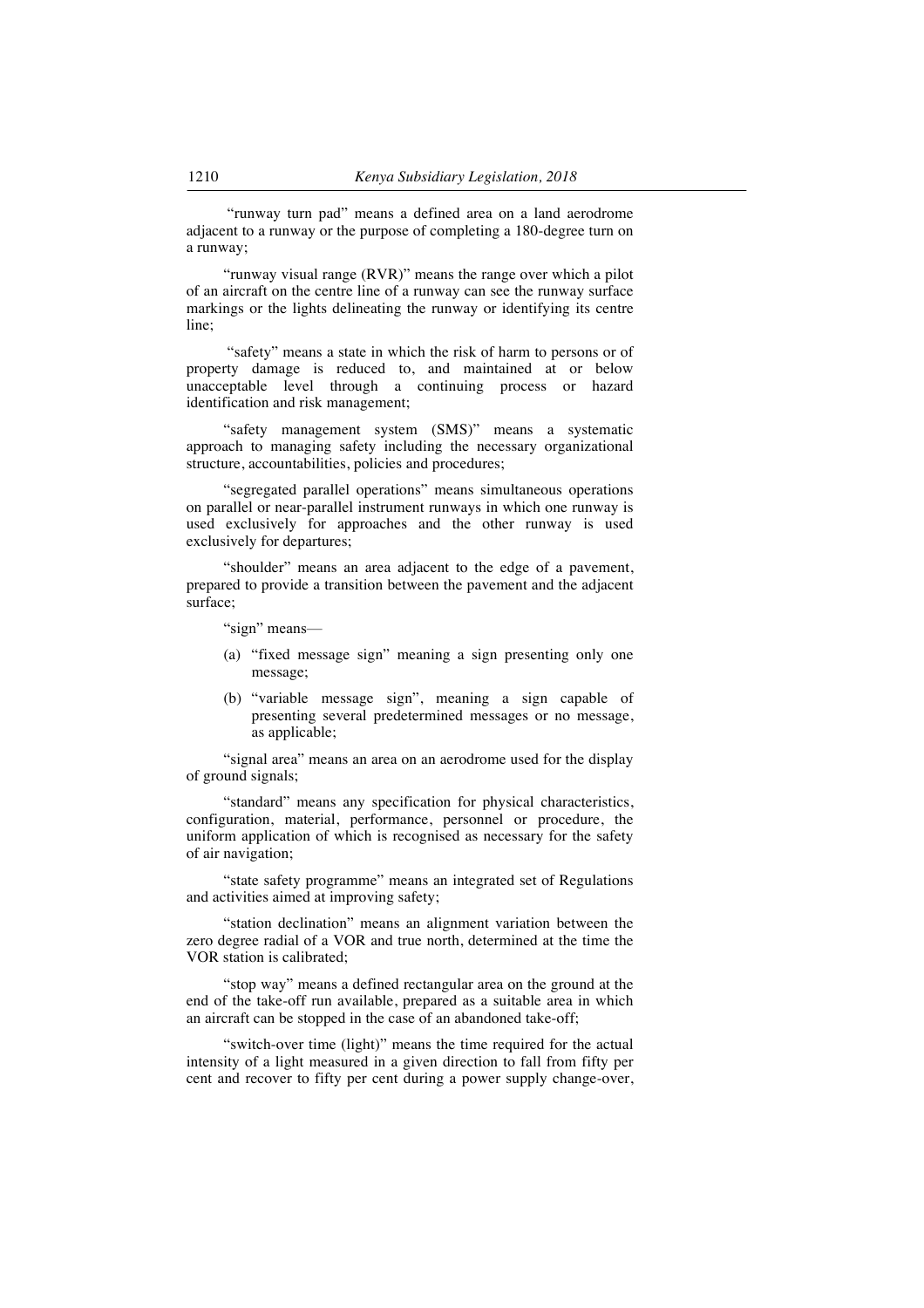"runway turn pad" means a defined area on a land aerodrome adjacent to a runway or the purpose of completing a 180-degree turn on a runway;

"runway visual range (RVR)" means the range over which a pilot of an aircraft on the centre line of a runway can see the runway surface markings or the lights delineating the runway or identifying its centre line;

"safety" means a state in which the risk of harm to persons or of property damage is reduced to, and maintained at or below unacceptable level through a continuing process or hazard identification and risk management;

"safety management system (SMS)" means a systematic approach to managing safety including the necessary organizational structure, accountabilities, policies and procedures;

"segregated parallel operations" means simultaneous operations on parallel or near-parallel instrument runways in which one runway is used exclusively for approaches and the other runway is used exclusively for departures;

"shoulder" means an area adjacent to the edge of a pavement, prepared to provide a transition between the pavement and the adjacent surface;

"sign" means—

(a) "fixed message sign" meaning a sign presenting only one message;

(b) "variable message sign", meaning a sign capable of presenting several predetermined messages or no message, as applicable;

"signal area" means an area on an aerodrome used for the display of ground signals;

"standard" means any specification for physical characteristics, configuration, material, performance, personnel or procedure, the uniform application of which is recognised as necessary for the safety of air navigation;

"state safety programme" means an integrated set of Regulations and activities aimed at improving safety;

"station declination" means an alignment variation between the zero degree radial of a VOR and true north, determined at the time the VOR station is calibrated;

"stop way" means a defined rectangular area on the ground at the end of the take-off run available, prepared as a suitable area in which an aircraft can be stopped in the case of an abandoned take-off;

"switch-over time (light)" means the time required for the actual intensity of a light measured in a given direction to fall from fifty per cent and recover to fifty per cent during a power supply change-over,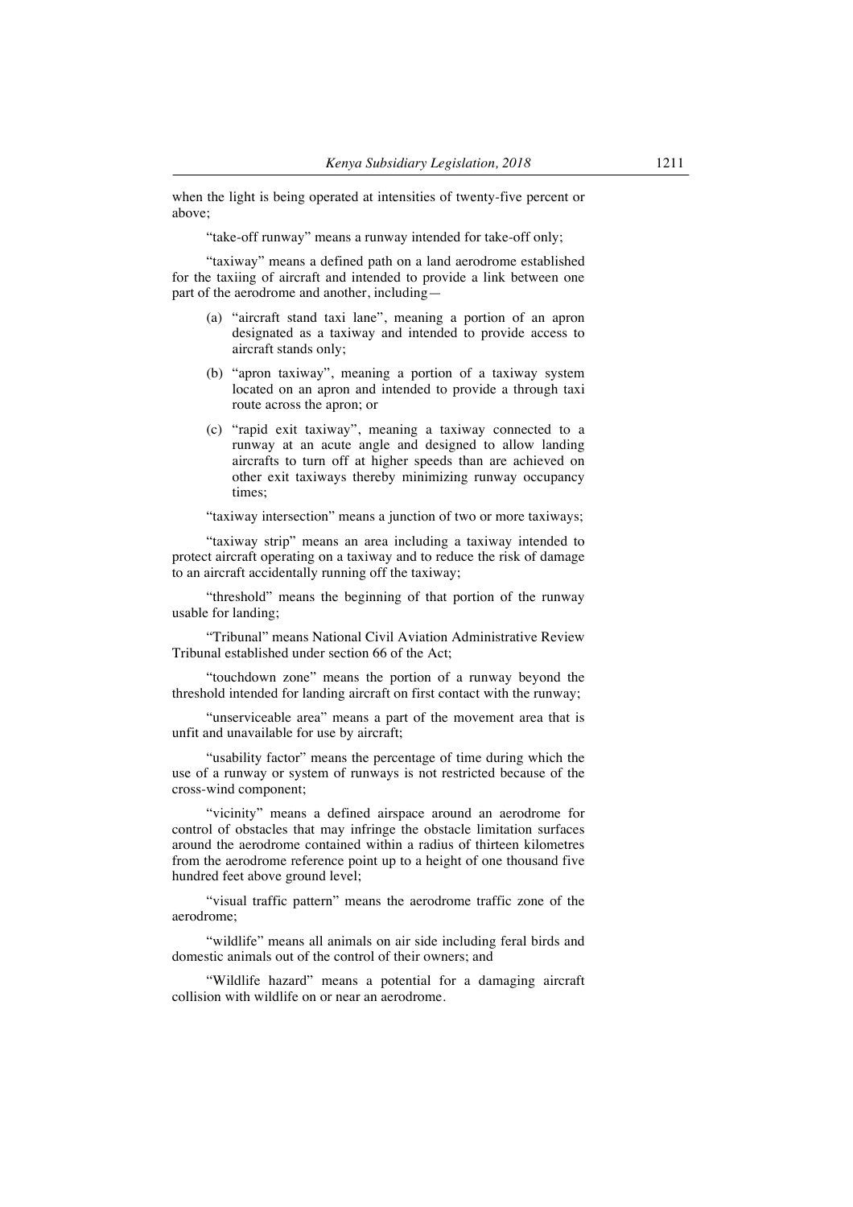when the light is being operated at intensities of twenty-five percent or above;

"take-off runway" means a runway intended for take-off only;

"taxiway" means a defined path on a land aerodrome established for the taxiing of aircraft and intended to provide a link between one part of the aerodrome and another, including—

(a) "aircraft stand taxi lane", meaning a portion of an apron designated as a taxiway and intended to provide access to aircraft stands only;

(b) "apron taxiway", meaning a portion of a taxiway system located on an apron and intended to provide a through taxi route across the apron; or

(c) "rapid exit taxiway", meaning a taxiway connected to a runway at an acute angle and designed to allow landing aircrafts to turn off at higher speeds than are achieved on other exit taxiways thereby minimizing runway occupancy times;

"taxiway intersection" means a junction of two or more taxiways;

"taxiway strip" means an area including a taxiway intended to protect aircraft operating on a taxiway and to reduce the risk of damage to an aircraft accidentally running off the taxiway;

"threshold" means the beginning of that portion of the runway usable for landing;

"Tribunal" means National Civil Aviation Administrative Review Tribunal established under section 66 of the Act;

"touchdown zone" means the portion of a runway beyond the threshold intended for landing aircraft on first contact with the runway;

"unserviceable area" means a part of the movement area that is unfit and unavailable for use by aircraft;

"usability factor" means the percentage of time during which the use of a runway or system of runways is not restricted because of the cross-wind component;

"vicinity" means a defined airspace around an aerodrome for control of obstacles that may infringe the obstacle limitation surfaces around the aerodrome contained within a radius of thirteen kilometres from the aerodrome reference point up to a height of one thousand five hundred feet above ground level;

"visual traffic pattern" means the aerodrome traffic zone of the aerodrome;

"wildlife" means all animals on air side including feral birds and domestic animals out of the control of their owners; and

"Wildlife hazard" means a potential for a damaging aircraft collision with wildlife on or near an aerodrome.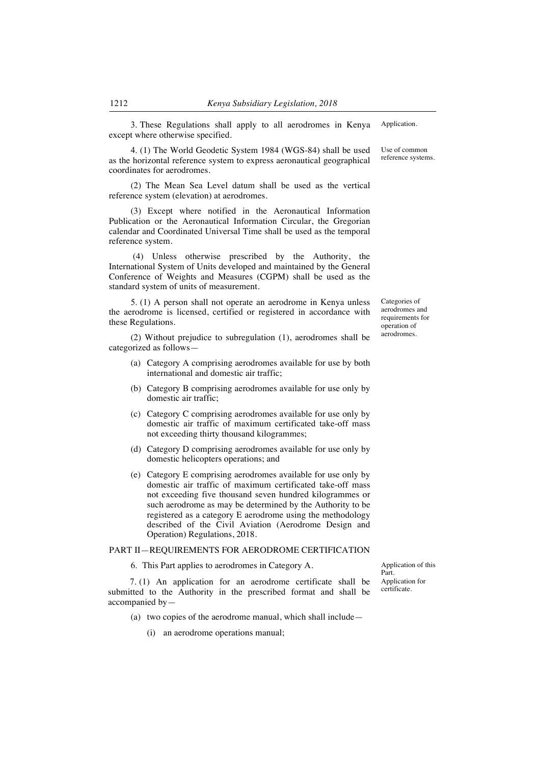3. These Regulations shall apply to all aerodromes in Kenya except where otherwise specified.

Application.

4. (1) The World Geodetic System 1984 (WGS-84) shall be used as the horizontal reference system to express aeronautical geographical coordinates for aerodromes.

Use of common reference systems.

(2) The Mean Sea Level datum shall be used as the vertical reference system (elevation) at aerodromes.

(3) Except where notified in the Aeronautical Information Publication or the Aeronautical Information Circular, the Gregorian calendar and Coordinated Universal Time shall be used as the temporal reference system.

(4) Unless otherwise prescribed by the Authority, the International System of Units developed and maintained by the General Conference of Weights and Measures (CGPM) shall be used as the standard system of units of measurement.

5. (1) A person shall not operate an aerodrome in Kenya unless the aerodrome is licensed, certified or registered in accordance with these Regulations.

Categories of aerodromes and requirements for operation of aerodromes.

(2) Without prejudice to subregulation (1), aerodromes shall be categorized as follows—

(a) Category A comprising aerodromes available for use by both international and domestic air traffic;

(b) Category B comprising aerodromes available for use only by domestic air traffic;

(c) Category C comprising aerodromes available for use only by domestic air traffic of maximum certificated take-off mass not exceeding thirty thousand kilogrammes;

(d) Category D comprising aerodromes available for use only by domestic helicopters operations; and

(e) Category E comprising aerodromes available for use only by domestic air traffic of maximum certificated take-off mass not exceeding five thousand seven hundred kilogrammes or such aerodrome as may be determined by the Authority to be registered as a category E aerodrome using the methodology described of the Civil Aviation (Aerodrome Design and Operation) Regulations, 2018.

## PART II—REQUIREMENTS FOR AERODROME CERTIFICATION

6. This Part applies to aerodromes in Category A.

Application of this Part.

7. (1) An application for an aerodrome certificate shall be submitted to the Authority in the prescribed format and shall be accompanied by—

Application for certificate.

(a) two copies of the aerodrome manual, which shall include—

(i) an aerodrome operations manual;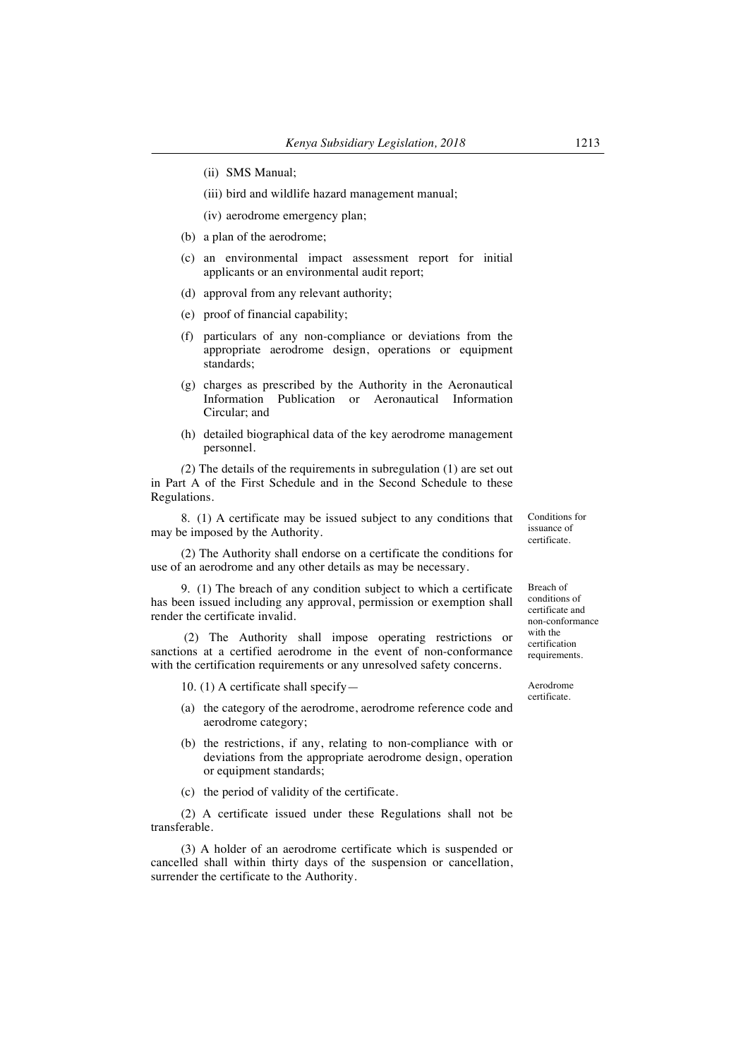(ii) SMS Manual;

(iii) bird and wildlife hazard management manual;

(iv) aerodrome emergency plan;

(b) a plan of the aerodrome;

(c) an environmental impact assessment report for initial applicants or an environmental audit report;

(d) approval from any relevant authority;

(e) proof of financial capability;

(f) particulars of any non-compliance or deviations from the appropriate aerodrome design, operations or equipment standards;

(g) charges as prescribed by the Authority in the Aeronautical Information Publication or Aeronautical Information Circular; and

(h) detailed biographical data of the key aerodrome management personnel.

(2) The details of the requirements in subregulation (1) are set out in Part A of the First Schedule and in the Second Schedule to these Regulations.

*Conditions for issuance of certificate.*

8. (1) A certificate may be issued subject to any conditions that may be imposed by the Authority.

(2) The Authority shall endorse on a certificate the conditions for use of an aerodrome and any other details as may be necessary.

*Breach of conditions of certificate and non-conformance with the certification requirements.*

9. (1) The breach of any condition subject to which a certificate has been issued including any approval, permission or exemption shall render the certificate invalid.

(2) The Authority shall impose operating restrictions or sanctions at a certified aerodrome in the event of non-conformance with the certification requirements or any unresolved safety concerns.

*Aerodrome certificate.*

10. (1) A certificate shall specify—

(a) the category of the aerodrome, aerodrome reference code and aerodrome category;

(b) the restrictions, if any, relating to non-compliance with or deviations from the appropriate aerodrome design, operation or equipment standards;

(c) the period of validity of the certificate.

(2) A certificate issued under these Regulations shall not be transferable.

(3) A holder of an aerodrome certificate which is suspended or cancelled shall within thirty days of the suspension or cancellation, surrender the certificate to the Authority.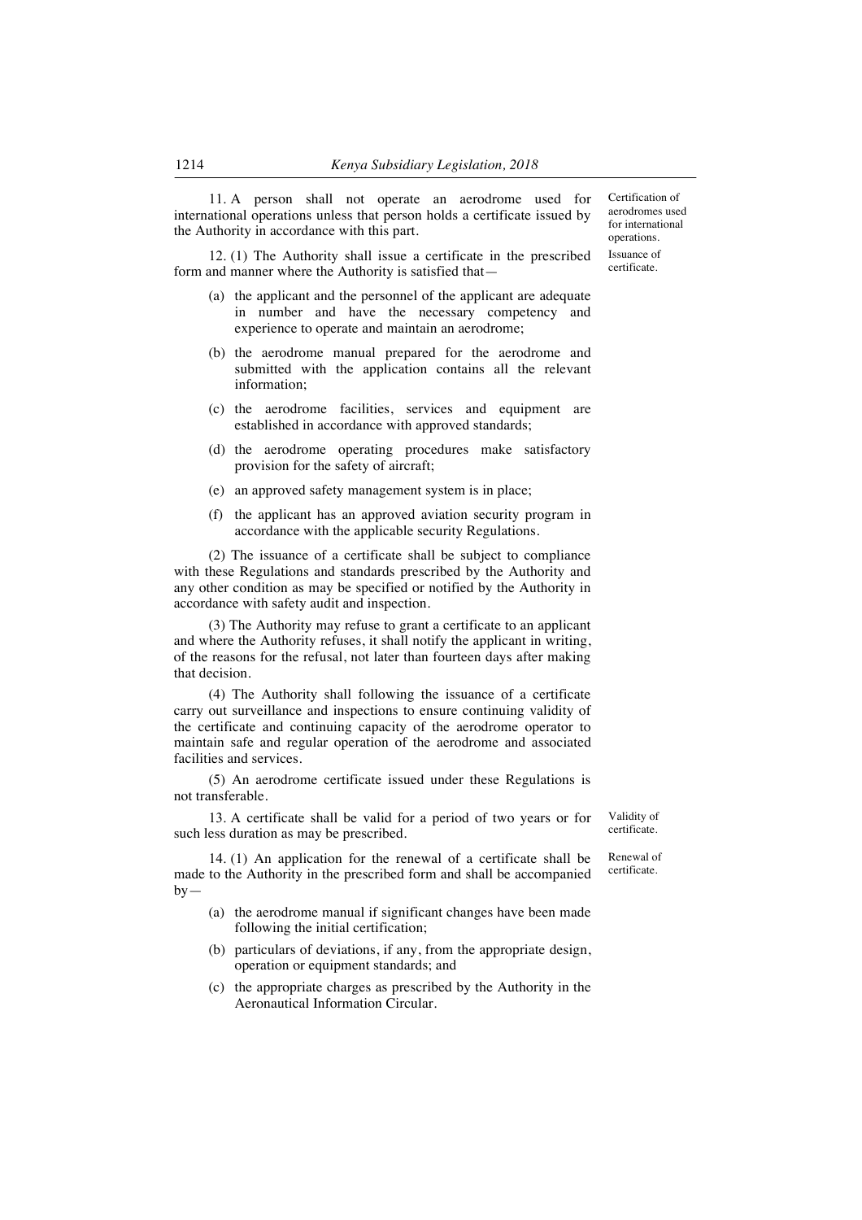Certification of aerodromes used for international operations.

11. A person shall not operate an aerodrome used for international operations unless that person holds a certificate issued by the Authority in accordance with this part.

Issuance of certificate.

12. (1) The Authority shall issue a certificate in the prescribed form and manner where the Authority is satisfied that—

(a) the applicant and the personnel of the applicant are adequate in number and have the necessary competency and experience to operate and maintain an aerodrome;

(b) the aerodrome manual prepared for the aerodrome and submitted with the application contains all the relevant information;

(c) the aerodrome facilities, services and equipment are established in accordance with approved standards;

(d) the aerodrome operating procedures make satisfactory provision for the safety of aircraft;

(e) an approved safety management system is in place;

(f) the applicant has an approved aviation security program in accordance with the applicable security Regulations.

(2) The issuance of a certificate shall be subject to compliance with these Regulations and standards prescribed by the Authority and any other condition as may be specified or notified by the Authority in accordance with safety audit and inspection.

(3) The Authority may refuse to grant a certificate to an applicant and where the Authority refuses, it shall notify the applicant in writing, of the reasons for the refusal, not later than fourteen days after making that decision.

(4) The Authority shall following the issuance of a certificate carry out surveillance and inspections to ensure continuing validity of the certificate and continuing capacity of the aerodrome operator to maintain safe and regular operation of the aerodrome and associated facilities and services.

(5) An aerodrome certificate issued under these Regulations is not transferable.

Validity of certificate.

13. A certificate shall be valid for a period of two years or for such less duration as may be prescribed.

Renewal of certificate.

14. (1) An application for the renewal of a certificate shall be made to the Authority in the prescribed form and shall be accompanied by—

(a) the aerodrome manual if significant changes have been made following the initial certification;

(b) particulars of deviations, if any, from the appropriate design, operation or equipment standards; and

(c) the appropriate charges as prescribed by the Authority in the Aeronautical Information Circular.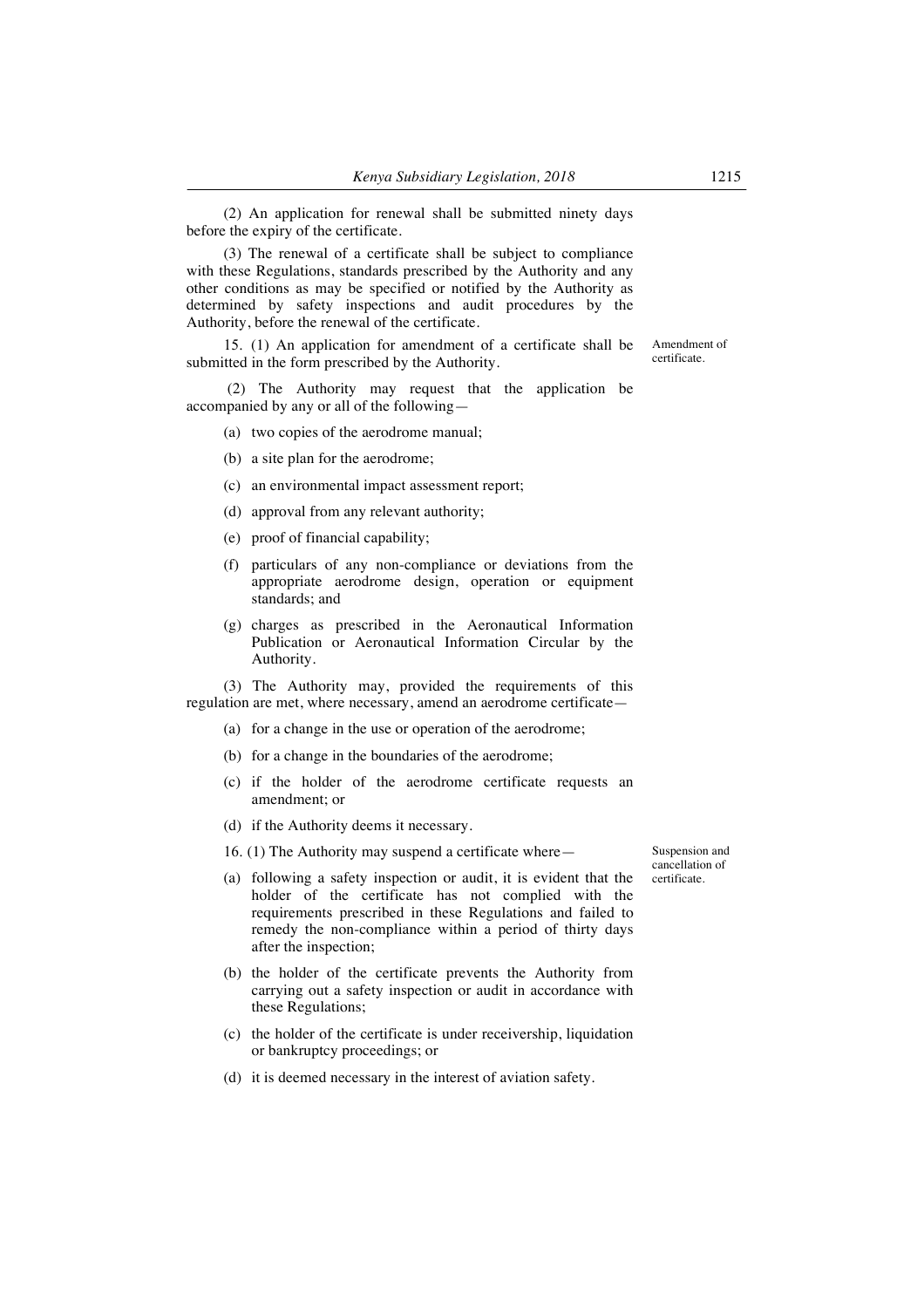(2) An application for renewal shall be submitted ninety days before the expiry of the certificate.

(3) The renewal of a certificate shall be subject to compliance with these Regulations, standards prescribed by the Authority and any other conditions as may be specified or notified by the Authority as determined by safety inspections and audit procedures by the Authority, before the renewal of the certificate.

*Amendment of certificate.*

15. (1) An application for amendment of a certificate shall be submitted in the form prescribed by the Authority.

(2) The Authority may request that the application be accompanied by any or all of the following—

(a) two copies of the aerodrome manual;

(b) a site plan for the aerodrome;

(c) an environmental impact assessment report;

(d) approval from any relevant authority;

(e) proof of financial capability;

(f) particulars of any non-compliance or deviations from the appropriate aerodrome design, operation or equipment standards; and

(g) charges as prescribed in the Aeronautical Information Publication or Aeronautical Information Circular by the Authority.

(3) The Authority may, provided the requirements of this regulation are met, where necessary, amend an aerodrome certificate—

(a) for a change in the use or operation of the aerodrome;

(b) for a change in the boundaries of the aerodrome;

(c) if the holder of the aerodrome certificate requests an amendment; or

(d) if the Authority deems it necessary.

*Suspension and cancellation of certificate.*

16. (1) The Authority may suspend a certificate where—

(a) following a safety inspection or audit, it is evident that the holder of the certificate has not complied with the requirements prescribed in these Regulations and failed to remedy the non-compliance within a period of thirty days after the inspection;

(b) the holder of the certificate prevents the Authority from carrying out a safety inspection or audit in accordance with these Regulations;

(c) the holder of the certificate is under receivership, liquidation or bankruptcy proceedings; or

(d) it is deemed necessary in the interest of aviation safety.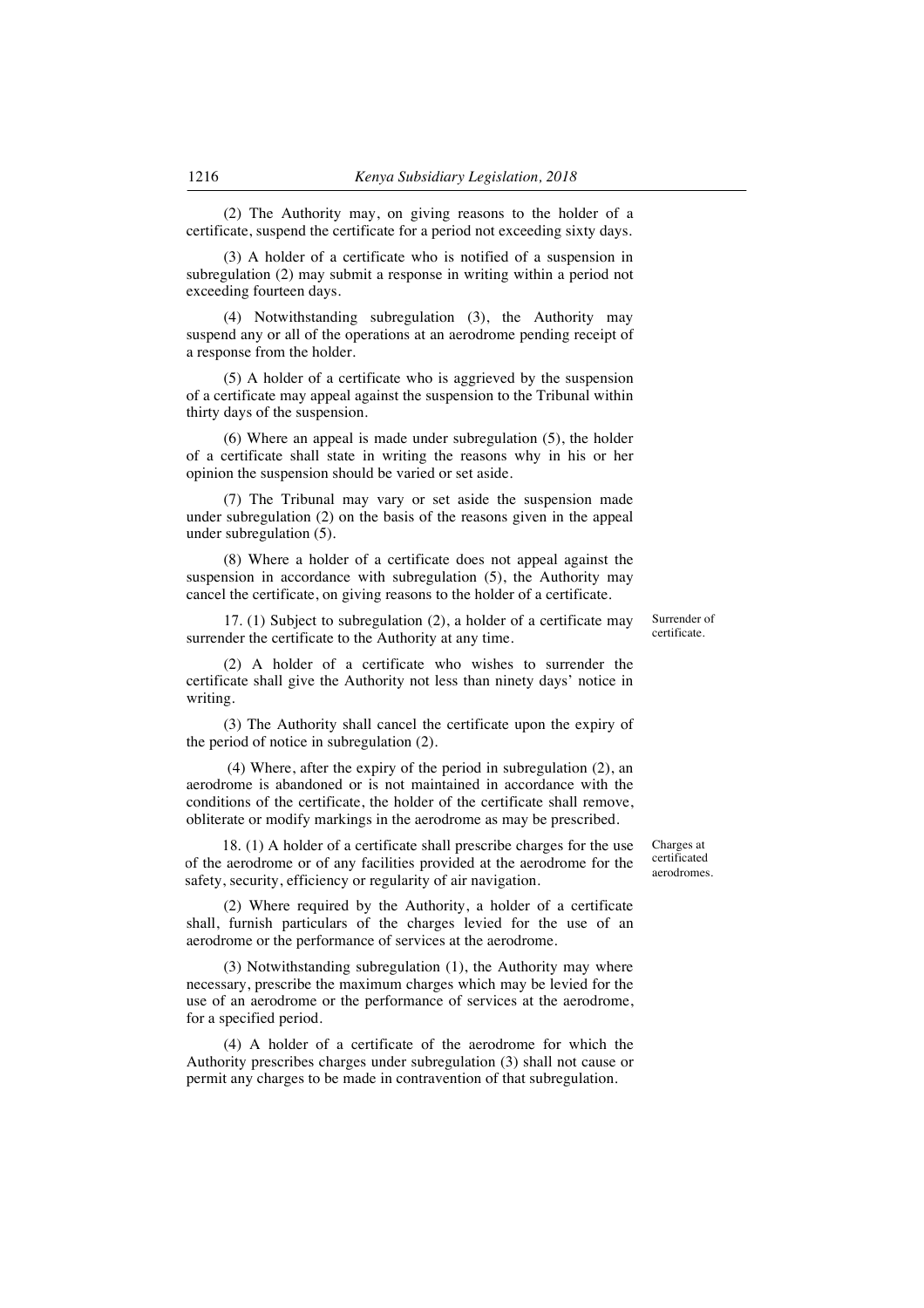(2) The Authority may, on giving reasons to the holder of a certificate, suspend the certificate for a period not exceeding sixty days.

(3) A holder of a certificate who is notified of a suspension in subregulation (2) may submit a response in writing within a period not exceeding fourteen days.

(4) Notwithstanding subregulation (3), the Authority may suspend any or all of the operations at an aerodrome pending receipt of a response from the holder.

(5) A holder of a certificate who is aggrieved by the suspension of a certificate may appeal against the suspension to the Tribunal within thirty days of the suspension.

(6) Where an appeal is made under subregulation (5), the holder of a certificate shall state in writing the reasons why in his or her opinion the suspension should be varied or set aside.

(7) The Tribunal may vary or set aside the suspension made under subregulation (2) on the basis of the reasons given in the appeal under subregulation (5).

(8) Where a holder of a certificate does not appeal against the suspension in accordance with subregulation (5), the Authority may cancel the certificate, on giving reasons to the holder of a certificate.

**Surrender of certificate.**

17. (1) Subject to subregulation (2), a holder of a certificate may surrender the certificate to the Authority at any time.

(2) A holder of a certificate who wishes to surrender the certificate shall give the Authority not less than ninety days' notice in writing.

(3) The Authority shall cancel the certificate upon the expiry of the period of notice in subregulation (2).

(4) Where, after the expiry of the period in subregulation (2), an aerodrome is abandoned or is not maintained in accordance with the conditions of the certificate, the holder of the certificate shall remove, obliterate or modify markings in the aerodrome as may be prescribed.

**Charges at certificated aerodromes.**

18. (1) A holder of a certificate shall prescribe charges for the use of the aerodrome or of any facilities provided at the aerodrome for the safety, security, efficiency or regularity of air navigation.

(2) Where required by the Authority, a holder of a certificate shall, furnish particulars of the charges levied for the use of an aerodrome or the performance of services at the aerodrome.

(3) Notwithstanding subregulation (1), the Authority may where necessary, prescribe the maximum charges which may be levied for the use of an aerodrome or the performance of services at the aerodrome, for a specified period.

(4) A holder of a certificate of the aerodrome for which the Authority prescribes charges under subregulation (3) shall not cause or permit any charges to be made in contravention of that subregulation.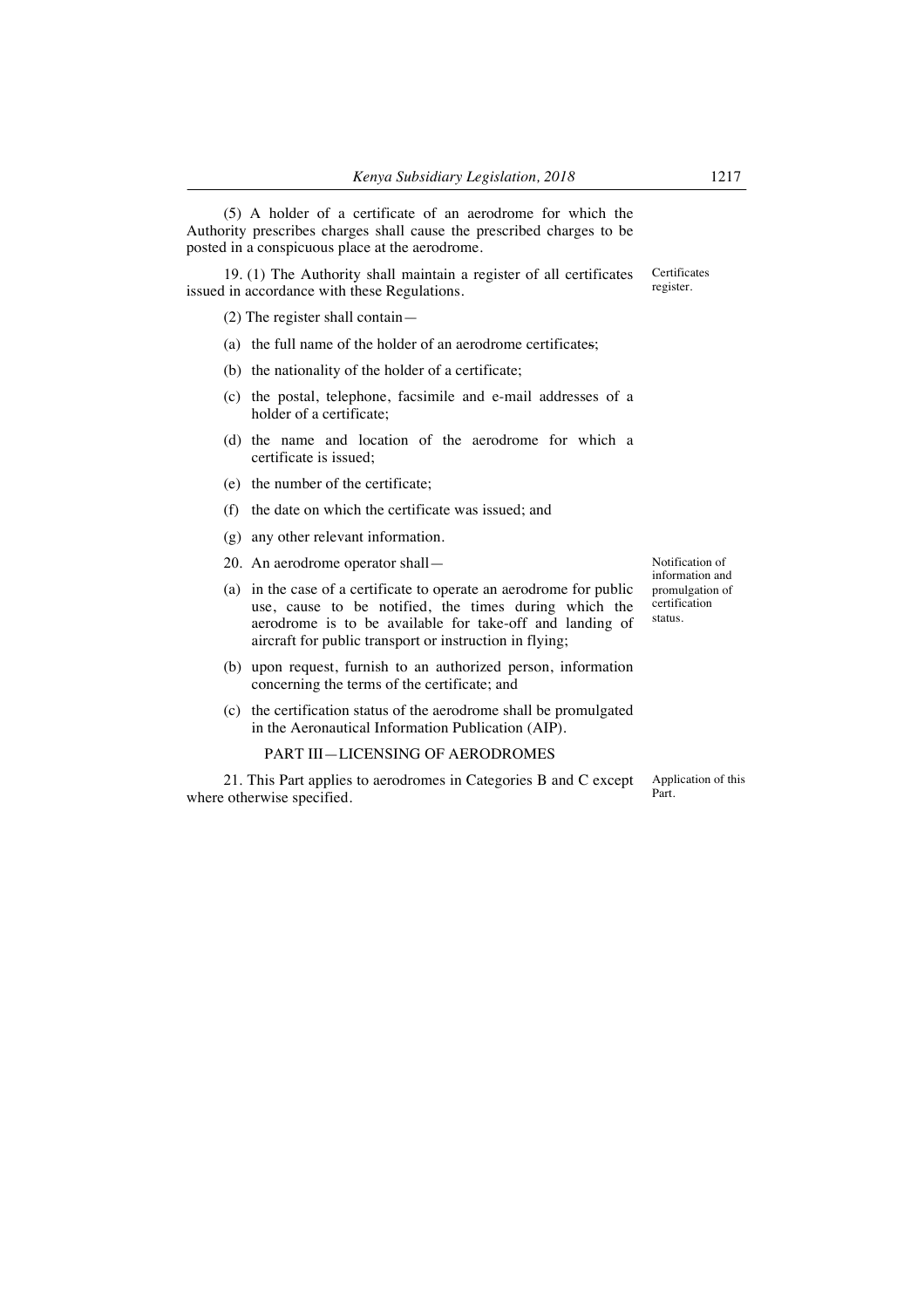(5) A holder of a certificate of an aerodrome for which the Authority prescribes charges shall cause the prescribed charges to be posted in a conspicuous place at the aerodrome.

Certificates register.

19. (1) The Authority shall maintain a register of all certificates issued in accordance with these Regulations.

(2) The register shall contain—

(a) the full name of the holder of an aerodrome certificates;

(b) the nationality of the holder of a certificate;

(c) the postal, telephone, facsimile and e-mail addresses of a holder of a certificate;

(d) the name and location of the aerodrome for which a certificate is issued;

(e) the number of the certificate;

(f) the date on which the certificate was issued; and

(g) any other relevant information.

Notification of information and promulgation of certification status.

20. An aerodrome operator shall—

(a) in the case of a certificate to operate an aerodrome for public use, cause to be notified, the times during which the aerodrome is to be available for take-off and landing of aircraft for public transport or instruction in flying;

(b) upon request, furnish to an authorized person, information concerning the terms of the certificate; and

(c) the certification status of the aerodrome shall be promulgated in the Aeronautical Information Publication (AIP).

## PART III—LICENSING OF AERODROMES

Application of this Part.

21. This Part applies to aerodromes in Categories B and C except where otherwise specified.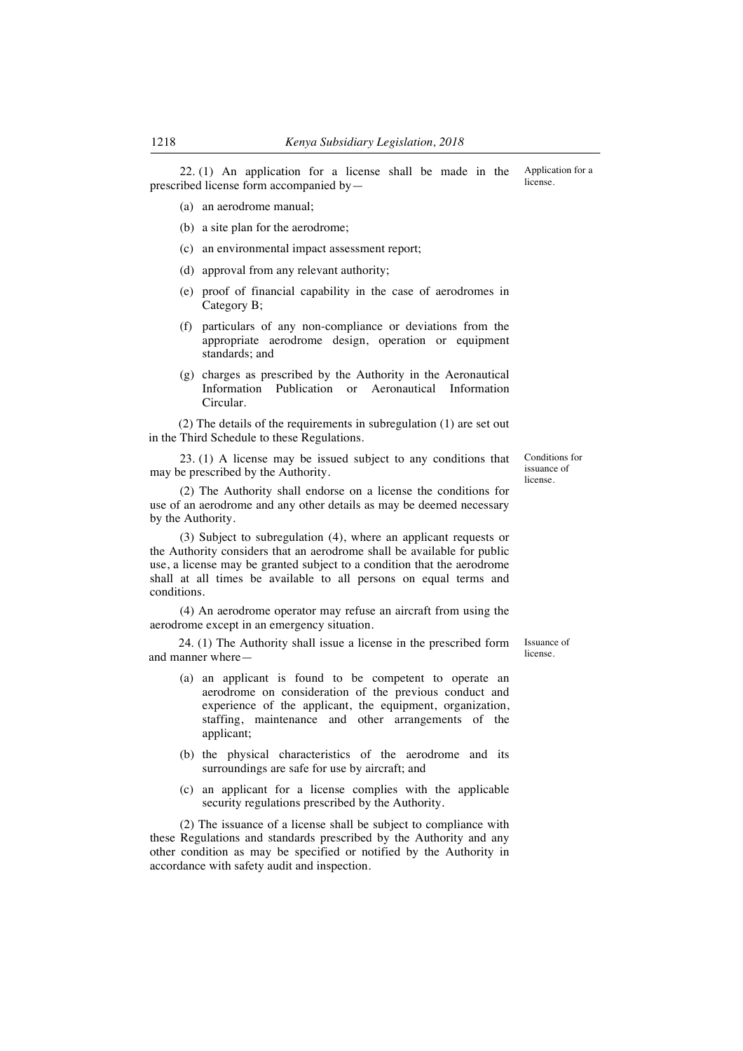22. (1) An application for a license shall be made in the prescribed license form accompanied by—

Application for a license.

(a) an aerodrome manual;

(b) a site plan for the aerodrome;

(c) an environmental impact assessment report;

(d) approval from any relevant authority;

(e) proof of financial capability in the case of aerodromes in Category B;

(f) particulars of any non-compliance or deviations from the appropriate aerodrome design, operation or equipment standards; and

(g) charges as prescribed by the Authority in the Aeronautical Information Publication or Aeronautical Information Circular.

(2) The details of the requirements in subregulation (1) are set out in the Third Schedule to these Regulations.

23. (1) A license may be issued subject to any conditions that may be prescribed by the Authority.

Conditions for issuance of license.

(2) The Authority shall endorse on a license the conditions for use of an aerodrome and any other details as may be deemed necessary by the Authority.

(3) Subject to subregulation (4), where an applicant requests or the Authority considers that an aerodrome shall be available for public use, a license may be granted subject to a condition that the aerodrome shall at all times be available to all persons on equal terms and conditions.

(4) An aerodrome operator may refuse an aircraft from using the aerodrome except in an emergency situation.

24. (1) The Authority shall issue a license in the prescribed form and manner where—

Issuance of license.

(a) an applicant is found to be competent to operate an aerodrome on consideration of the previous conduct and experience of the applicant, the equipment, organization, staffing, maintenance and other arrangements of the applicant;

(b) the physical characteristics of the aerodrome and its surroundings are safe for use by aircraft; and

(c) an applicant for a license complies with the applicable security regulations prescribed by the Authority.

(2) The issuance of a license shall be subject to compliance with these Regulations and standards prescribed by the Authority and any other condition as may be specified or notified by the Authority in accordance with safety audit and inspection.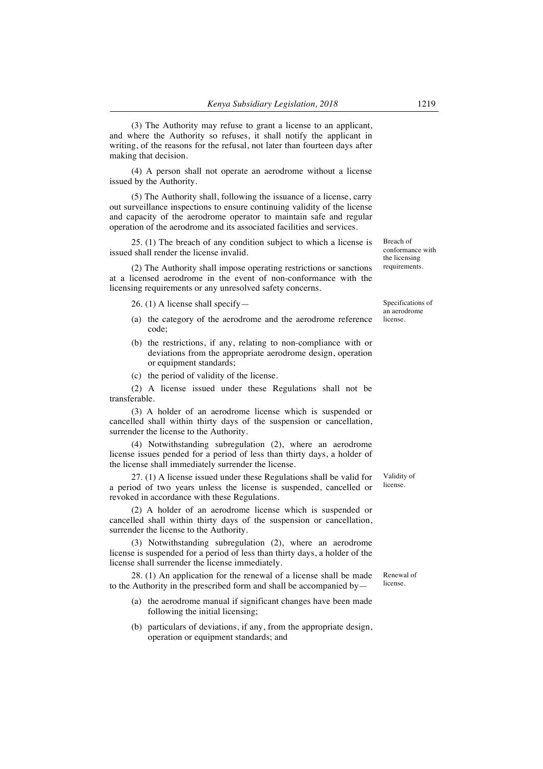(3) The Authority may refuse to grant a license to an applicant, and where the Authority so refuses, it shall notify the applicant in writing, of the reasons for the refusal, not later than fourteen days after making that decision.

(4) A person shall not operate an aerodrome without a license issued by the Authority.

(5) The Authority shall, following the issuance of a license, carry out surveillance inspections to ensure continuing validity of the license and capacity of the aerodrome operator to maintain safe and regular operation of the aerodrome and its associated facilities and services.

*Breach of conformance with the licensing requirements.*

25. (1) The breach of any condition subject to which a license is issued shall render the license invalid.

(2) The Authority shall impose operating restrictions or sanctions at a licensed aerodrome in the event of non-conformance with the licensing requirements or any unresolved safety concerns.

*Specifications of an aerodrome license.*

26. (1) A license shall specify—

(a) the category of the aerodrome and the aerodrome reference code;

(b) the restrictions, if any, relating to non-compliance with or deviations from the appropriate aerodrome design, operation or equipment standards;

(c) the period of validity of the license.

(2) A license issued under these Regulations shall not be transferable.

(3) A holder of an aerodrome license which is suspended or cancelled shall within thirty days of the suspension or cancellation, surrender the license to the Authority.

(4) Notwithstanding subregulation (2), where an aerodrome license issues pended for a period of less than thirty days, a holder of the license shall immediately surrender the license.

*Validity of license.*

27. (1) A license issued under these Regulations shall be valid for a period of two years unless the license is suspended, cancelled or revoked in accordance with these Regulations.

(2) A holder of an aerodrome license which is suspended or cancelled shall within thirty days of the suspension or cancellation, surrender the license to the Authority.

(3) Notwithstanding subregulation (2), where an aerodrome license is suspended for a period of less than thirty days, a holder of the license shall surrender the license immediately.

*Renewal of license.*

28. (1) An application for the renewal of a license shall be made to the Authority in the prescribed form and shall be accompanied by—

(a) the aerodrome manual if significant changes have been made following the initial licensing;

(b) particulars of deviations, if any, from the appropriate design, operation or equipment standards; and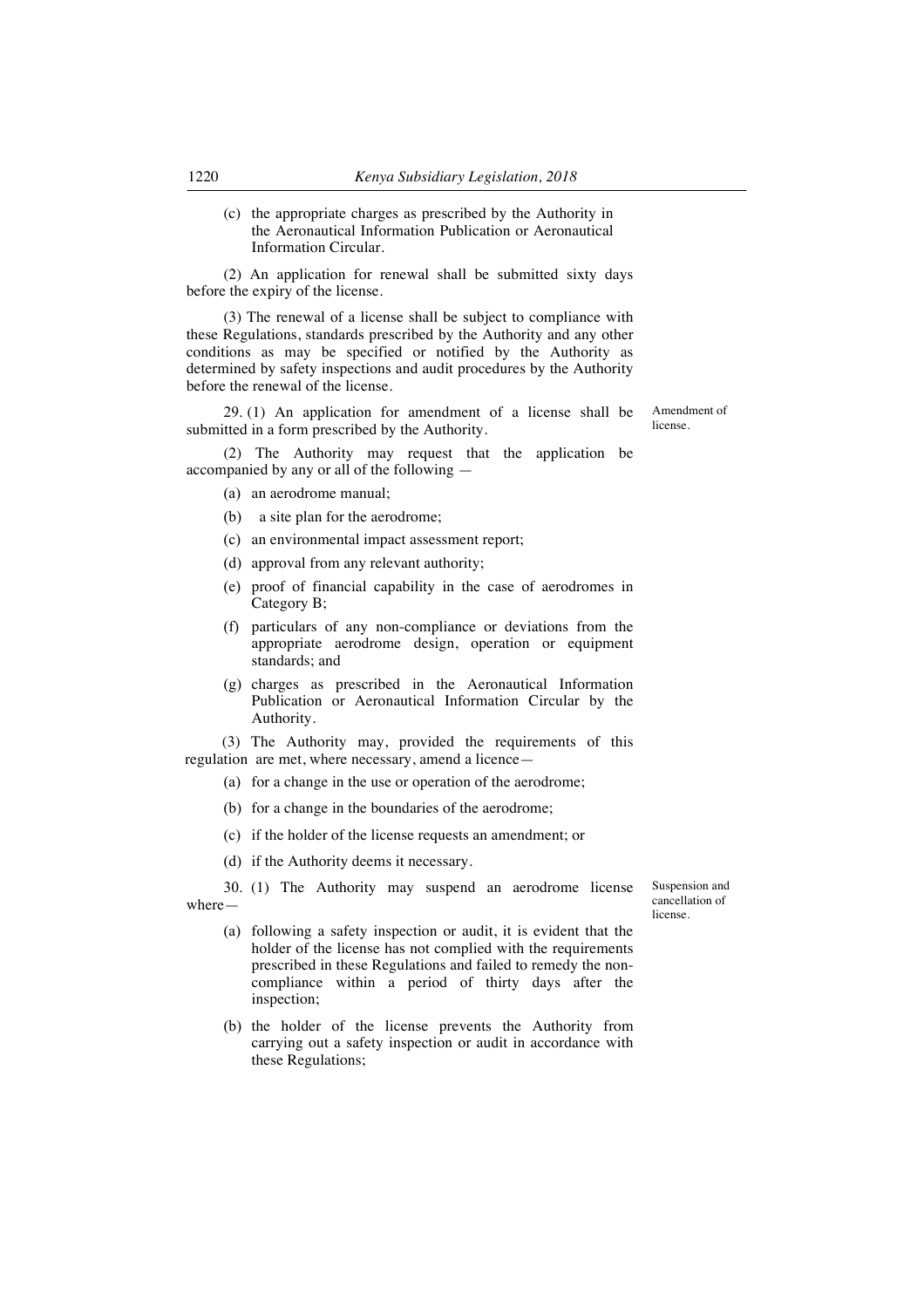(c) the appropriate charges as prescribed by the Authority in the Aeronautical Information Publication or Aeronautical Information Circular.

(2) An application for renewal shall be submitted sixty days before the expiry of the license.

(3) The renewal of a license shall be subject to compliance with these Regulations, standards prescribed by the Authority and any other conditions as may be specified or notified by the Authority as determined by safety inspections and audit procedures by the Authority before the renewal of the license.

Amendment of license.

29. (1) An application for amendment of a license shall be submitted in a form prescribed by the Authority.

(2) The Authority may request that the application be accompanied by any or all of the following —

(a) an aerodrome manual;

(b) a site plan for the aerodrome;

(c) an environmental impact assessment report;

(d) approval from any relevant authority;

(e) proof of financial capability in the case of aerodromes in Category B;

(f) particulars of any non-compliance or deviations from the appropriate aerodrome design, operation or equipment standards; and

(g) charges as prescribed in the Aeronautical Information Publication or Aeronautical Information Circular by the Authority.

(3) The Authority may, provided the requirements of this regulation are met, where necessary, amend a licence—

(a) for a change in the use or operation of the aerodrome;

(b) for a change in the boundaries of the aerodrome;

(c) if the holder of the license requests an amendment; or

(d) if the Authority deems it necessary.

Suspension and cancellation of license.

30. (1) The Authority may suspend an aerodrome license where—

(a) following a safety inspection or audit, it is evident that the holder of the license has not complied with the requirements prescribed in these Regulations and failed to remedy the non-compliance within a period of thirty days after the inspection;

(b) the holder of the license prevents the Authority from carrying out a safety inspection or audit in accordance with these Regulations;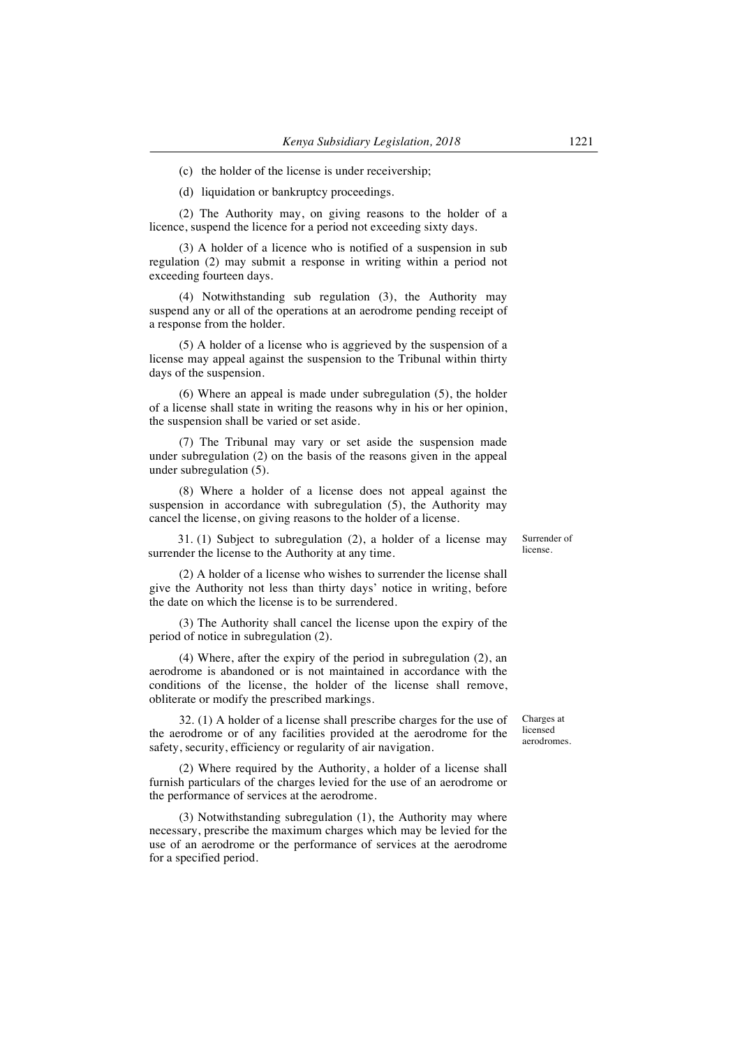(c) the holder of the license is under receivership;

(d) liquidation or bankruptcy proceedings.

(2) The Authority may, on giving reasons to the holder of a licence, suspend the licence for a period not exceeding sixty days.

(3) A holder of a licence who is notified of a suspension in sub regulation (2) may submit a response in writing within a period not exceeding fourteen days.

(4) Notwithstanding sub regulation (3), the Authority may suspend any or all of the operations at an aerodrome pending receipt of a response from the holder.

(5) A holder of a license who is aggrieved by the suspension of a license may appeal against the suspension to the Tribunal within thirty days of the suspension.

(6) Where an appeal is made under subregulation (5), the holder of a license shall state in writing the reasons why in his or her opinion, the suspension shall be varied or set aside.

(7) The Tribunal may vary or set aside the suspension made under subregulation (2) on the basis of the reasons given in the appeal under subregulation (5).

(8) Where a holder of a license does not appeal against the suspension in accordance with subregulation (5), the Authority may cancel the license, on giving reasons to the holder of a license.

Surrender of license.

31. (1) Subject to subregulation (2), a holder of a license may surrender the license to the Authority at any time.

(2) A holder of a license who wishes to surrender the license shall give the Authority not less than thirty days' notice in writing, before the date on which the license is to be surrendered.

(3) The Authority shall cancel the license upon the expiry of the period of notice in subregulation (2).

(4) Where, after the expiry of the period in subregulation (2), an aerodrome is abandoned or is not maintained in accordance with the conditions of the license, the holder of the license shall remove, obliterate or modify the prescribed markings.

Charges at licensed aerodromes.

32. (1) A holder of a license shall prescribe charges for the use of the aerodrome or of any facilities provided at the aerodrome for the safety, security, efficiency or regularity of air navigation.

(2) Where required by the Authority, a holder of a license shall furnish particulars of the charges levied for the use of an aerodrome or the performance of services at the aerodrome.

(3) Notwithstanding subregulation (1), the Authority may where necessary, prescribe the maximum charges which may be levied for the use of an aerodrome or the performance of services at the aerodrome for a specified period.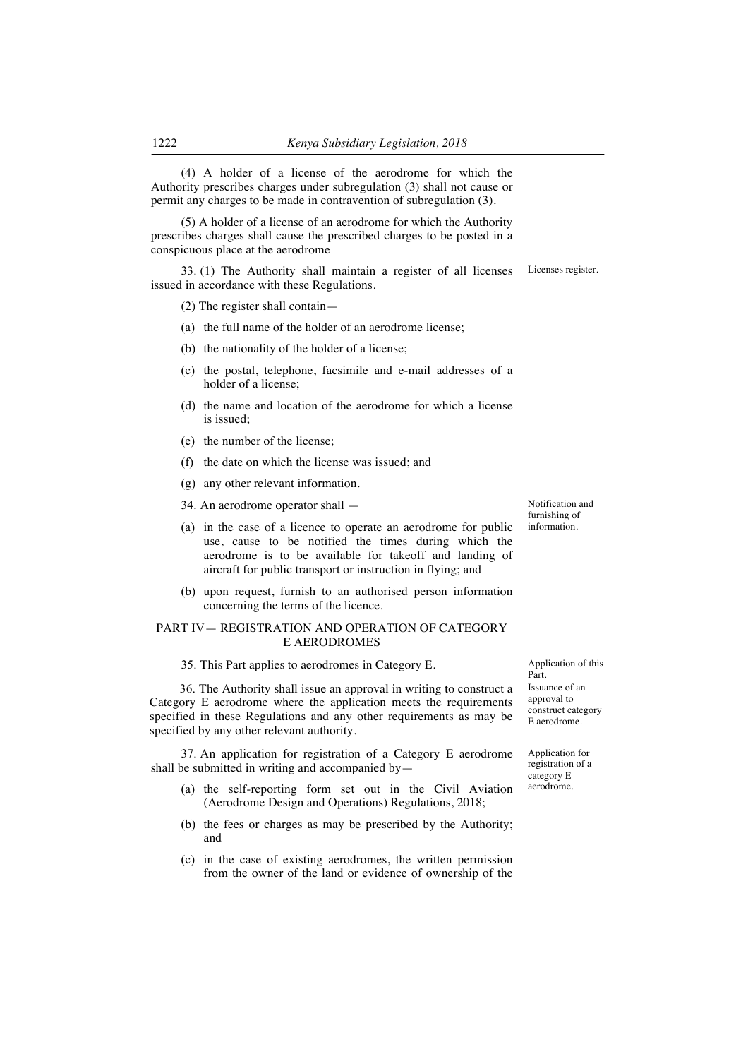(4) A holder of a license of the aerodrome for which the Authority prescribes charges under subregulation (3) shall not cause or permit any charges to be made in contravention of subregulation (3).

(5) A holder of a license of an aerodrome for which the Authority prescribes charges shall cause the prescribed charges to be posted in a conspicuous place at the aerodrome

Licenses register.

33. (1) The Authority shall maintain a register of all licenses issued in accordance with these Regulations.

(2) The register shall contain—

(a) the full name of the holder of an aerodrome license;

(b) the nationality of the holder of a license;

(c) the postal, telephone, facsimile and e-mail addresses of a holder of a license;

(d) the name and location of the aerodrome for which a license is issued;

(e) the number of the license;

(f) the date on which the license was issued; and

(g) any other relevant information.

Notification and furnishing of information.

34. An aerodrome operator shall —

(a) in the case of a licence to operate an aerodrome for public use, cause to be notified the times during which the aerodrome is to be available for takeoff and landing of aircraft for public transport or instruction in flying; and

(b) upon request, furnish to an authorised person information concerning the terms of the licence.

## PART IV— REGISTRATION AND OPERATION OF CATEGORY E AERODROMES

Application of this Part.

35. This Part applies to aerodromes in Category E.

Issuance of an approval to construct category E aerodrome.

36. The Authority shall issue an approval in writing to construct a Category E aerodrome where the application meets the requirements specified in these Regulations and any other requirements as may be specified by any other relevant authority.

Application for registration of a category E aerodrome.

37. An application for registration of a Category E aerodrome shall be submitted in writing and accompanied by—

(a) the self-reporting form set out in the Civil Aviation (Aerodrome Design and Operations) Regulations, 2018;

(b) the fees or charges as may be prescribed by the Authority; and

(c) in the case of existing aerodromes, the written permission from the owner of the land or evidence of ownership of the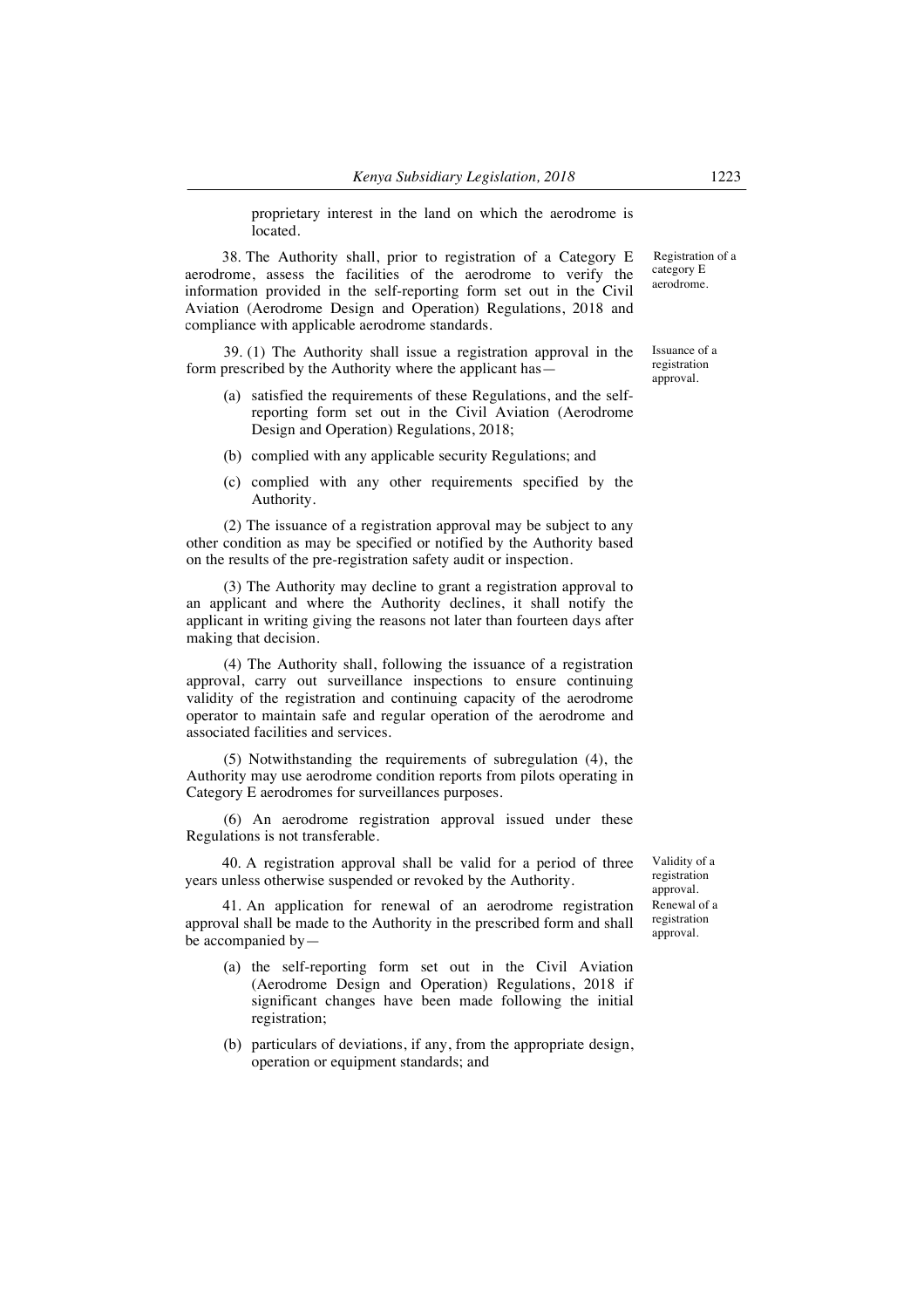proprietary interest in the land on which the aerodrome is located.

**Registration of a category E aerodrome.**

38. The Authority shall, prior to registration of a Category E aerodrome, assess the facilities of the aerodrome to verify the information provided in the self-reporting form set out in the Civil Aviation (Aerodrome Design and Operation) Regulations, 2018 and compliance with applicable aerodrome standards.

**Issuance of a registration approval.**

39. (1) The Authority shall issue a registration approval in the form prescribed by the Authority where the applicant has—

(a) satisfied the requirements of these Regulations, and the self-reporting form set out in the Civil Aviation (Aerodrome Design and Operation) Regulations, 2018;

(b) complied with any applicable security Regulations; and

(c) complied with any other requirements specified by the Authority.

(2) The issuance of a registration approval may be subject to any other condition as may be specified or notified by the Authority based on the results of the pre-registration safety audit or inspection.

(3) The Authority may decline to grant a registration approval to an applicant and where the Authority declines, it shall notify the applicant in writing giving the reasons not later than fourteen days after making that decision.

(4) The Authority shall, following the issuance of a registration approval, carry out surveillance inspections to ensure continuing validity of the registration and continuing capacity of the aerodrome operator to maintain safe and regular operation of the aerodrome and associated facilities and services.

(5) Notwithstanding the requirements of subregulation (4), the Authority may use aerodrome condition reports from pilots operating in Category E aerodromes for surveillances purposes.

(6) An aerodrome registration approval issued under these Regulations is not transferable.

**Validity of a registration approval.**

40. A registration approval shall be valid for a period of three years unless otherwise suspended or revoked by the Authority.

**Renewal of a registration approval.**

41. An application for renewal of an aerodrome registration approval shall be made to the Authority in the prescribed form and shall be accompanied by—

(a) the self-reporting form set out in the Civil Aviation (Aerodrome Design and Operation) Regulations, 2018 if significant changes have been made following the initial registration;

(b) particulars of deviations, if any, from the appropriate design, operation or equipment standards; and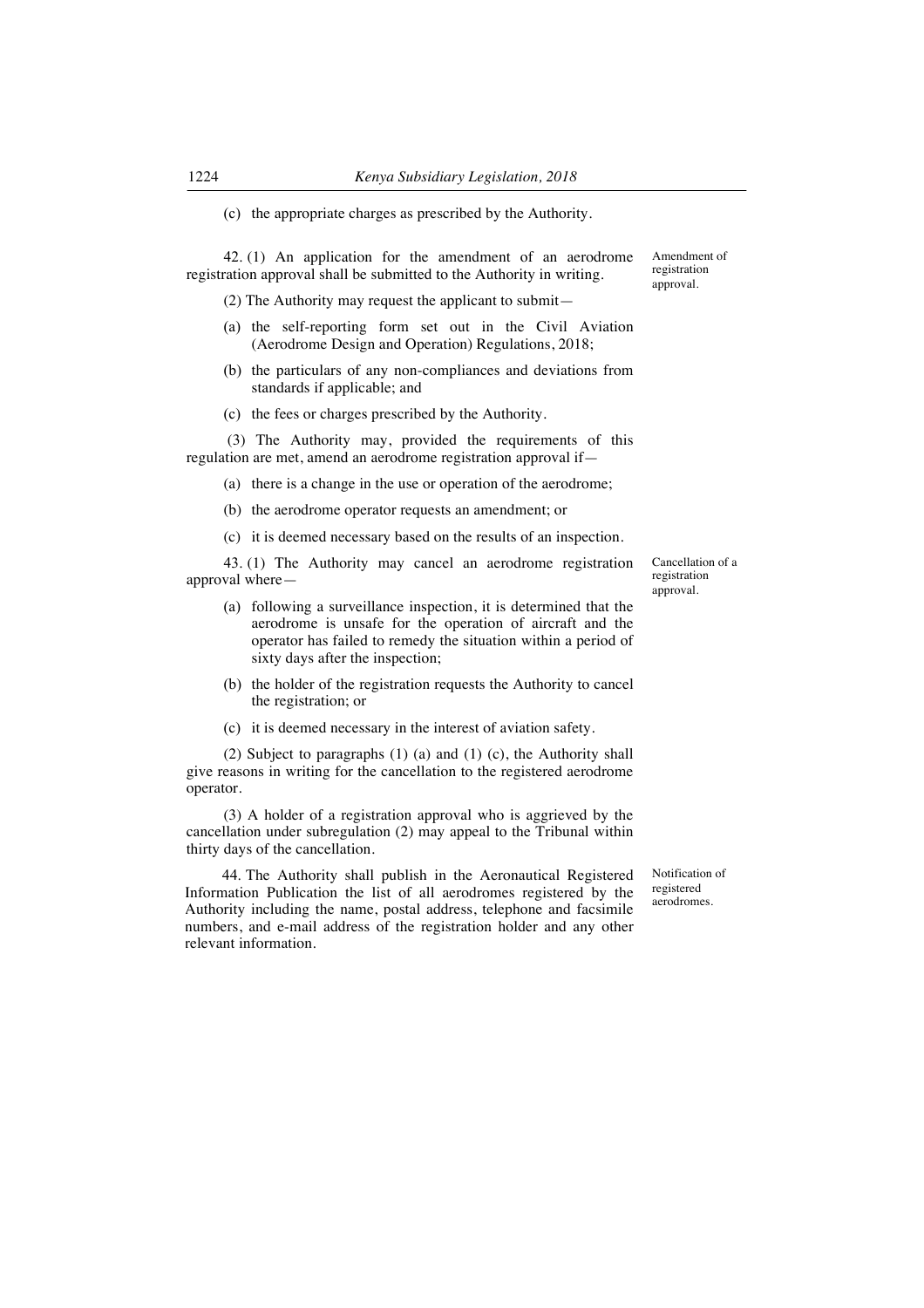(c) the appropriate charges as prescribed by the Authority.

42. (1) An application for the amendment of an aerodrome registration approval shall be submitted to the Authority in writing.

Amendment of registration approval.

(2) The Authority may request the applicant to submit—

(a) the self-reporting form set out in the Civil Aviation (Aerodrome Design and Operation) Regulations, 2018;

(b) the particulars of any non-compliances and deviations from standards if applicable; and

(c) the fees or charges prescribed by the Authority.

(3) The Authority may, provided the requirements of this regulation are met, amend an aerodrome registration approval if—

(a) there is a change in the use or operation of the aerodrome;

(b) the aerodrome operator requests an amendment; or

(c) it is deemed necessary based on the results of an inspection.

43. (1) The Authority may cancel an aerodrome registration approval where—

Cancellation of a registration approval.

(a) following a surveillance inspection, it is determined that the aerodrome is unsafe for the operation of aircraft and the operator has failed to remedy the situation within a period of sixty days after the inspection;

(b) the holder of the registration requests the Authority to cancel the registration; or

(c) it is deemed necessary in the interest of aviation safety.

(2) Subject to paragraphs (1) (a) and (1) (c), the Authority shall give reasons in writing for the cancellation to the registered aerodrome operator.

(3) A holder of a registration approval who is aggrieved by the cancellation under subregulation (2) may appeal to the Tribunal within thirty days of the cancellation.

44. The Authority shall publish in the Aeronautical Registered Information Publication the list of all aerodromes registered by the Authority including the name, postal address, telephone and facsimile numbers, and e-mail address of the registration holder and any other relevant information.

Notification of registered aerodromes.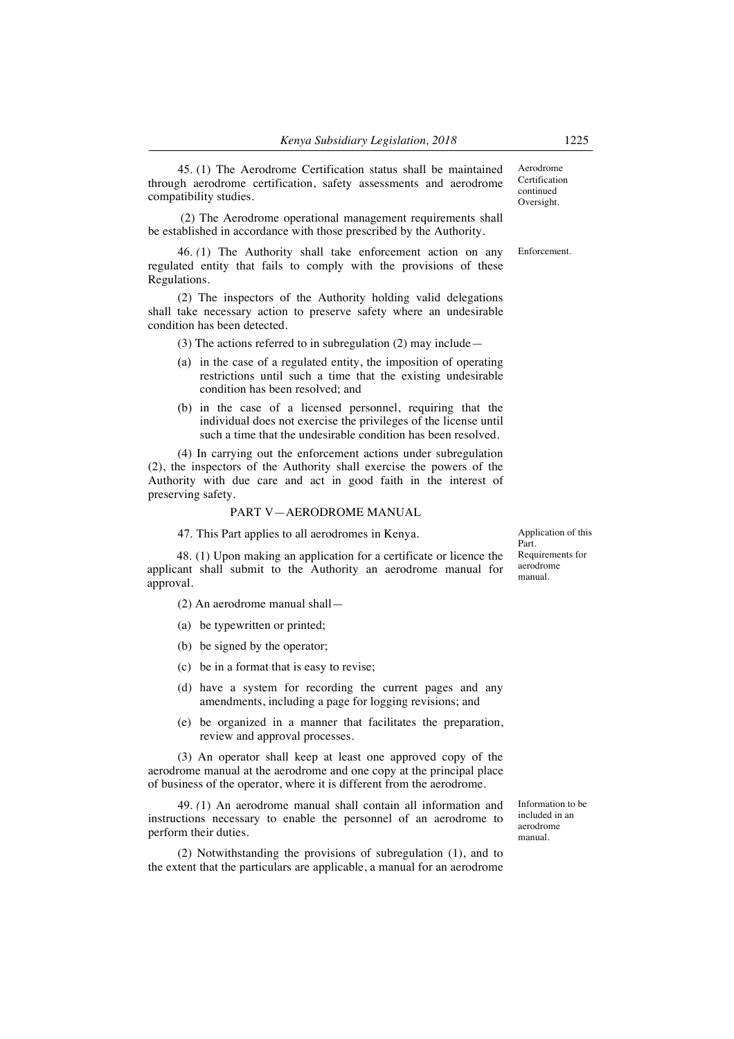45. (1) The Aerodrome Certification status shall be maintained through aerodrome certification, safety assessments and aerodrome compatibility studies.

Aerodrome Certification continued Oversight.

(2) The Aerodrome operational management requirements shall be established in accordance with those prescribed by the Authority.

46. (1) The Authority shall take enforcement action on any regulated entity that fails to comply with the provisions of these Regulations.

Enforcement.

(2) The inspectors of the Authority holding valid delegations shall take necessary action to preserve safety where an undesirable condition has been detected.

(3) The actions referred to in subregulation (2) may include—

(a) in the case of a regulated entity, the imposition of operating restrictions until such a time that the existing undesirable condition has been resolved; and

(b) in the case of a licensed personnel, requiring that the individual does not exercise the privileges of the license until such a time that the undesirable condition has been resolved.

(4) In carrying out the enforcement actions under subregulation (2), the inspectors of the Authority shall exercise the powers of the Authority with due care and act in good faith in the interest of preserving safety.

## PART V—AERODROME MANUAL

47. This Part applies to all aerodromes in Kenya.

Application of this Part.

48. (1) Upon making an application for a certificate or licence the applicant shall submit to the Authority an aerodrome manual for approval.

Requirements for aerodrome manual.

(2) An aerodrome manual shall—

(a) be typewritten or printed;

(b) be signed by the operator;

(c) be in a format that is easy to revise;

(d) have a system for recording the current pages and any amendments, including a page for logging revisions; and

(e) be organized in a manner that facilitates the preparation, review and approval processes.

(3) An operator shall keep at least one approved copy of the aerodrome manual at the aerodrome and one copy at the principal place of business of the operator, where it is different from the aerodrome.

49. (1) An aerodrome manual shall contain all information and instructions necessary to enable the personnel of an aerodrome to perform their duties.

Information to be included in an aerodrome manual.

(2) Notwithstanding the provisions of subregulation (1), and to the extent that the particulars are applicable, a manual for an aerodrome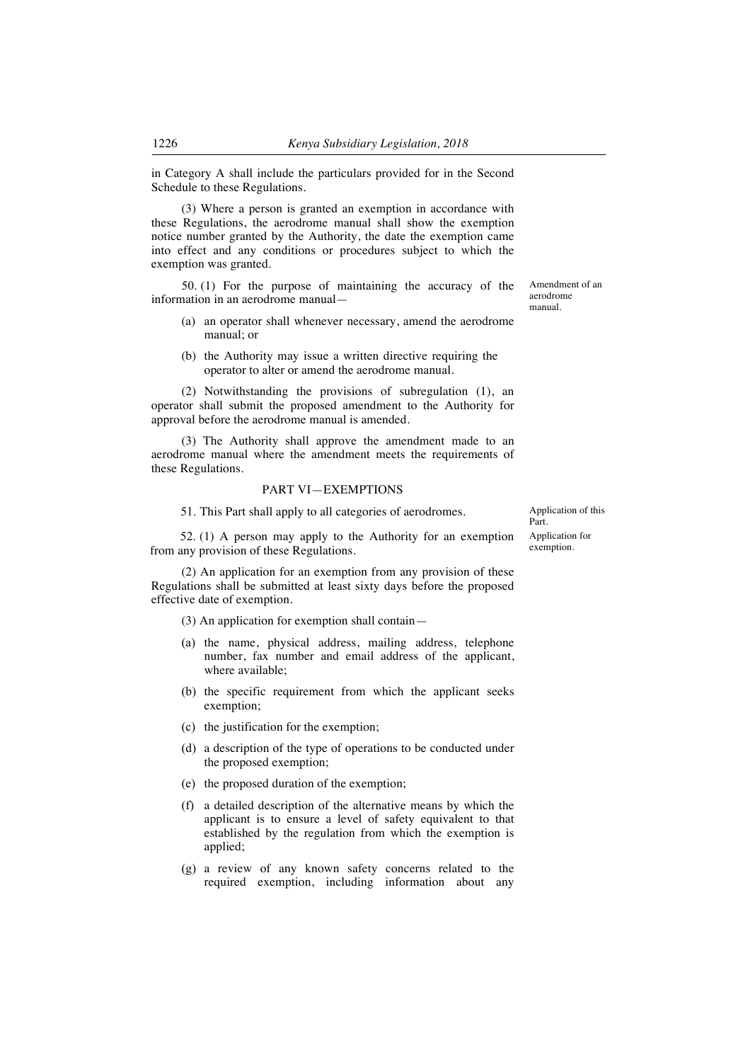in Category A shall include the particulars provided for in the Second Schedule to these Regulations.

(3) Where a person is granted an exemption in accordance with these Regulations, the aerodrome manual shall show the exemption notice number granted by the Authority, the date the exemption came into effect and any conditions or procedures subject to which the exemption was granted.

Amendment of an aerodrome manual.

50. (1) For the purpose of maintaining the accuracy of the information in an aerodrome manual—

(a) an operator shall whenever necessary, amend the aerodrome manual; or

(b) the Authority may issue a written directive requiring the operator to alter or amend the aerodrome manual.

(2) Notwithstanding the provisions of subregulation (1), an operator shall submit the proposed amendment to the Authority for approval before the aerodrome manual is amended.

(3) The Authority shall approve the amendment made to an aerodrome manual where the amendment meets the requirements of these Regulations.

## PART VI—EXEMPTIONS

Application of this Part.

51. This Part shall apply to all categories of aerodromes.

Application for exemption.

52. (1) A person may apply to the Authority for an exemption from any provision of these Regulations.

(2) An application for an exemption from any provision of these Regulations shall be submitted at least sixty days before the proposed effective date of exemption.

(3) An application for exemption shall contain—

(a) the name, physical address, mailing address, telephone number, fax number and email address of the applicant, where available;

(b) the specific requirement from which the applicant seeks exemption;

(c) the justification for the exemption;

(d) a description of the type of operations to be conducted under the proposed exemption;

(e) the proposed duration of the exemption;

(f) a detailed description of the alternative means by which the applicant is to ensure a level of safety equivalent to that established by the regulation from which the exemption is applied;

(g) a review of any known safety concerns related to the required exemption, including information about any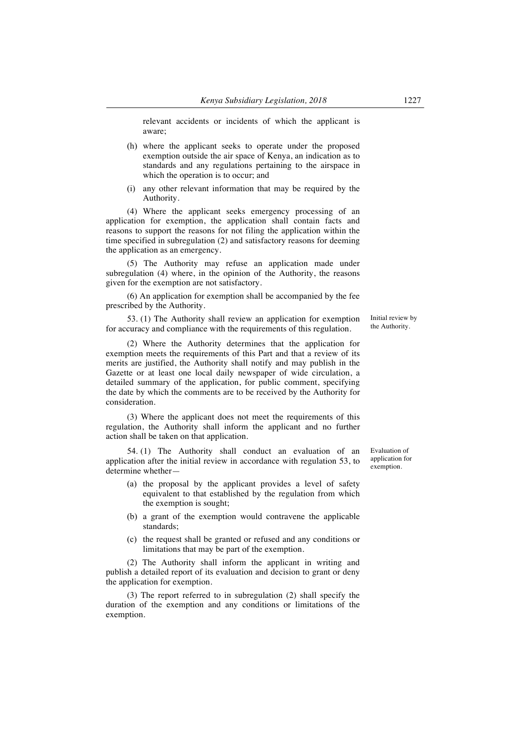relevant accidents or incidents of which the applicant is aware;

(h) where the applicant seeks to operate under the proposed exemption outside the air space of Kenya, an indication as to standards and any regulations pertaining to the airspace in which the operation is to occur; and

(i) any other relevant information that may be required by the Authority.

(4) Where the applicant seeks emergency processing of an application for exemption, the application shall contain facts and reasons to support the reasons for not filing the application within the time specified in subregulation (2) and satisfactory reasons for deeming the application as an emergency.

(5) The Authority may refuse an application made under subregulation (4) where, in the opinion of the Authority, the reasons given for the exemption are not satisfactory.

(6) An application for exemption shall be accompanied by the fee prescribed by the Authority.

Initial review by the Authority.

53. (1) The Authority shall review an application for exemption for accuracy and compliance with the requirements of this regulation.

(2) Where the Authority determines that the application for exemption meets the requirements of this Part and that a review of its merits are justified, the Authority shall notify and may publish in the Gazette or at least one local daily newspaper of wide circulation, a detailed summary of the application, for public comment, specifying the date by which the comments are to be received by the Authority for consideration.

(3) Where the applicant does not meet the requirements of this regulation, the Authority shall inform the applicant and no further action shall be taken on that application.

Evaluation of application for exemption.

54. (1) The Authority shall conduct an evaluation of an application after the initial review in accordance with regulation 53, to determine whether—

(a) the proposal by the applicant provides a level of safety equivalent to that established by the regulation from which the exemption is sought;

(b) a grant of the exemption would contravene the applicable standards;

(c) the request shall be granted or refused and any conditions or limitations that may be part of the exemption.

(2) The Authority shall inform the applicant in writing and publish a detailed report of its evaluation and decision to grant or deny the application for exemption.

(3) The report referred to in subregulation (2) shall specify the duration of the exemption and any conditions or limitations of the exemption.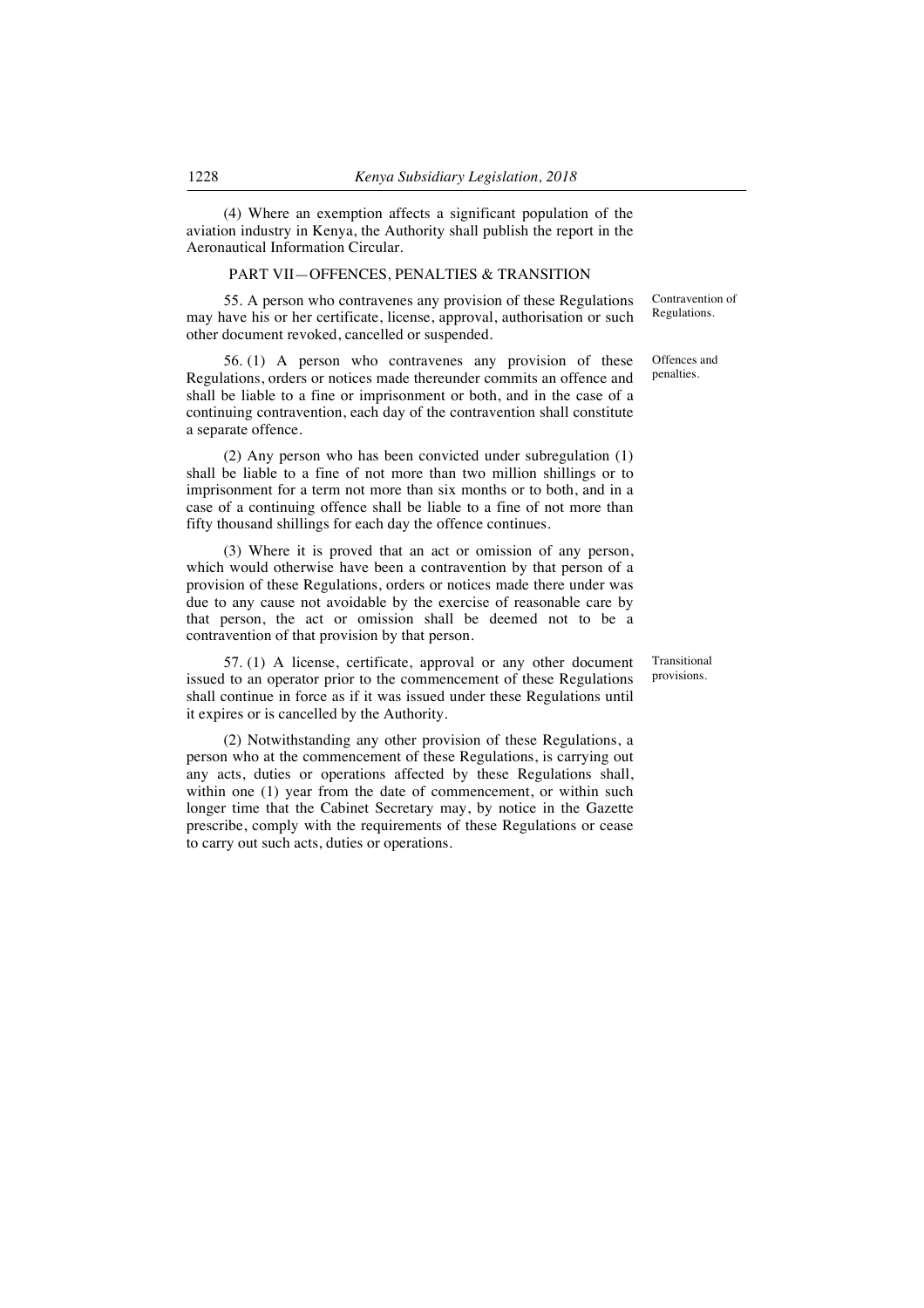(4) Where an exemption affects a significant population of the aviation industry in Kenya, the Authority shall publish the report in the Aeronautical Information Circular.

## PART VII—OFFENCES, PENALTIES & TRANSITION

*Contravention of Regulations.*

55. A person who contravenes any provision of these Regulations may have his or her certificate, license, approval, authorisation or such other document revoked, cancelled or suspended.

*Offences and penalties.*

56. (1) A person who contravenes any provision of these Regulations, orders or notices made thereunder commits an offence and shall be liable to a fine or imprisonment or both, and in the case of a continuing contravention, each day of the contravention shall constitute a separate offence.

(2) Any person who has been convicted under subregulation (1) shall be liable to a fine of not more than two million shillings or to imprisonment for a term not more than six months or to both, and in a case of a continuing offence shall be liable to a fine of not more than fifty thousand shillings for each day the offence continues.

(3) Where it is proved that an act or omission of any person, which would otherwise have been a contravention by that person of a provision of these Regulations, orders or notices made there under was due to any cause not avoidable by the exercise of reasonable care by that person, the act or omission shall be deemed not to be a contravention of that provision by that person.

*Transitional provisions.*

57. (1) A license, certificate, approval or any other document issued to an operator prior to the commencement of these Regulations shall continue in force as if it was issued under these Regulations until it expires or is cancelled by the Authority.

(2) Notwithstanding any other provision of these Regulations, a person who at the commencement of these Regulations, is carrying out any acts, duties or operations affected by these Regulations shall, within one (1) year from the date of commencement, or within such longer time that the Cabinet Secretary may, by notice in the Gazette prescribe, comply with the requirements of these Regulations or cease to carry out such acts, duties or operations.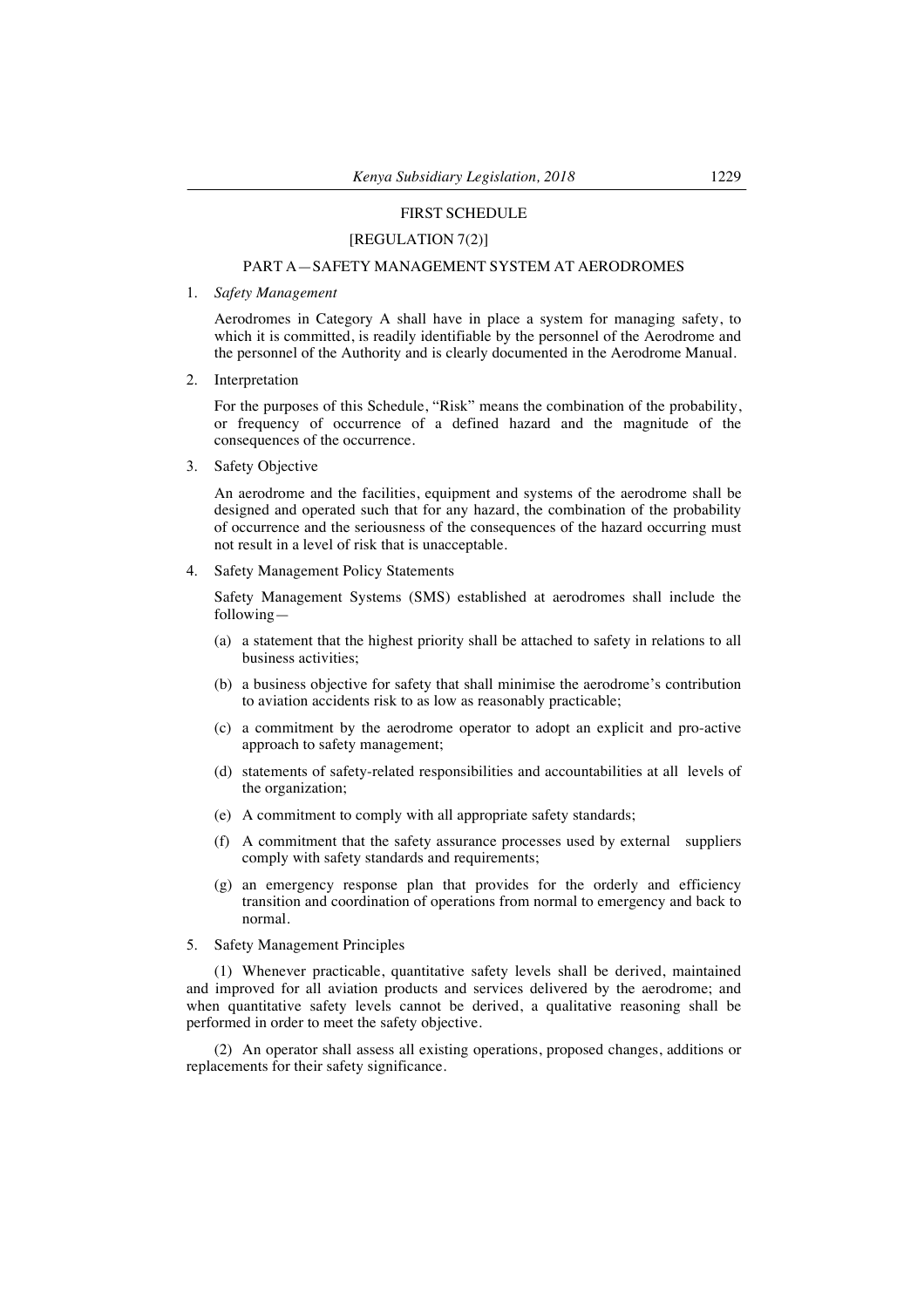# FIRST SCHEDULE

[REGULATION 7(2)]

## PART A—SAFETY MANAGEMENT SYSTEM AT AERODROMES

1. *Safety Management*

   Aerodromes in Category A shall have in place a system for managing safety, to which it is committed, is readily identifiable by the personnel of the Aerodrome and the personnel of the Authority and is clearly documented in the Aerodrome Manual.

2. Interpretation

   For the purposes of this Schedule, "Risk" means the combination of the probability, or frequency of occurrence of a defined hazard and the magnitude of the consequences of the occurrence.

3. Safety Objective

   An aerodrome and the facilities, equipment and systems of the aerodrome shall be designed and operated such that for any hazard, the combination of the probability of occurrence and the seriousness of the consequences of the hazard occurring must not result in a level of risk that is unacceptable.

4. Safety Management Policy Statements

   Safety Management Systems (SMS) established at aerodromes shall include the following—

   (a) a statement that the highest priority shall be attached to safety in relations to all business activities;

   (b) a business objective for safety that shall minimise the aerodrome's contribution to aviation accidents risk to as low as reasonably practicable;

   (c) a commitment by the aerodrome operator to adopt an explicit and pro-active approach to safety management;

   (d) statements of safety-related responsibilities and accountabilities at all levels of the organization;

   (e) A commitment to comply with all appropriate safety standards;

   (f) A commitment that the safety assurance processes used by external suppliers comply with safety standards and requirements;

   (g) an emergency response plan that provides for the orderly and efficiency transition and coordination of operations from normal to emergency and back to normal.

5. Safety Management Principles

   (1) Whenever practicable, quantitative safety levels shall be derived, maintained and improved for all aviation products and services delivered by the aerodrome; and when quantitative safety levels cannot be derived, a qualitative reasoning shall be performed in order to meet the safety objective.

   (2) An operator shall assess all existing operations, proposed changes, additions or replacements for their safety significance.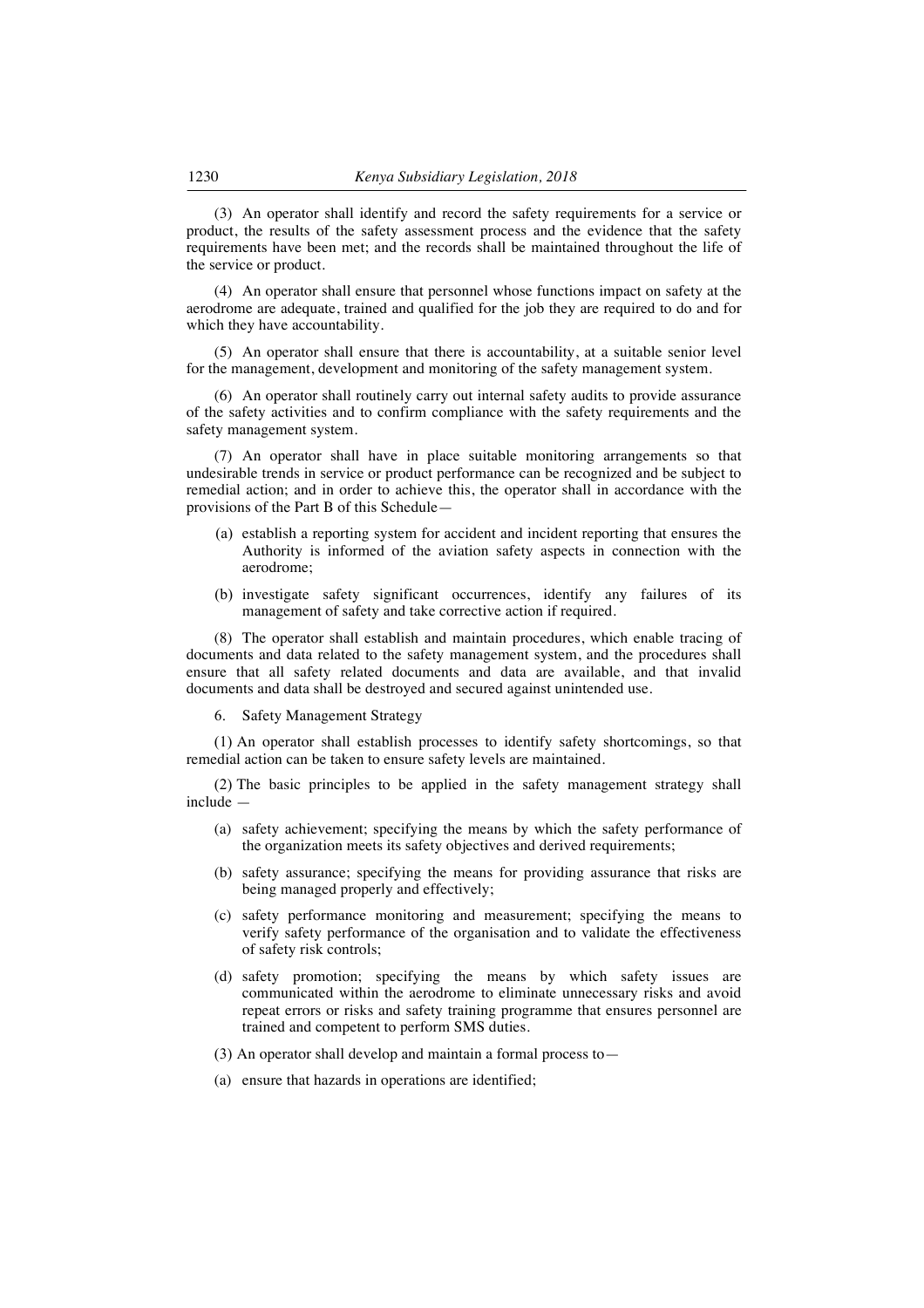(3) An operator shall identify and record the safety requirements for a service or product, the results of the safety assessment process and the evidence that the safety requirements have been met; and the records shall be maintained throughout the life of the service or product.

(4) An operator shall ensure that personnel whose functions impact on safety at the aerodrome are adequate, trained and qualified for the job they are required to do and for which they have accountability.

(5) An operator shall ensure that there is accountability, at a suitable senior level for the management, development and monitoring of the safety management system.

(6) An operator shall routinely carry out internal safety audits to provide assurance of the safety activities and to confirm compliance with the safety requirements and the safety management system.

(7) An operator shall have in place suitable monitoring arrangements so that undesirable trends in service or product performance can be recognized and be subject to remedial action; and in order to achieve this, the operator shall in accordance with the provisions of the Part B of this Schedule—

- (a) establish a reporting system for accident and incident reporting that ensures the Authority is informed of the aviation safety aspects in connection with the aerodrome;
- (b) investigate safety significant occurrences, identify any failures of its management of safety and take corrective action if required.

(8) The operator shall establish and maintain procedures, which enable tracing of documents and data related to the safety management system, and the procedures shall ensure that all safety related documents and data are available, and that invalid documents and data shall be destroyed and secured against unintended use.

6. Safety Management Strategy

(1) An operator shall establish processes to identify safety shortcomings, so that remedial action can be taken to ensure safety levels are maintained.

(2) The basic principles to be applied in the safety management strategy shall include —

- (a) safety achievement; specifying the means by which the safety performance of the organization meets its safety objectives and derived requirements;
- (b) safety assurance; specifying the means for providing assurance that risks are being managed properly and effectively;
- (c) safety performance monitoring and measurement; specifying the means to verify safety performance of the organisation and to validate the effectiveness of safety risk controls;
- (d) safety promotion; specifying the means by which safety issues are communicated within the aerodrome to eliminate unnecessary risks and avoid repeat errors or risks and safety training programme that ensures personnel are trained and competent to perform SMS duties.

(3) An operator shall develop and maintain a formal process to—

- (a) ensure that hazards in operations are identified;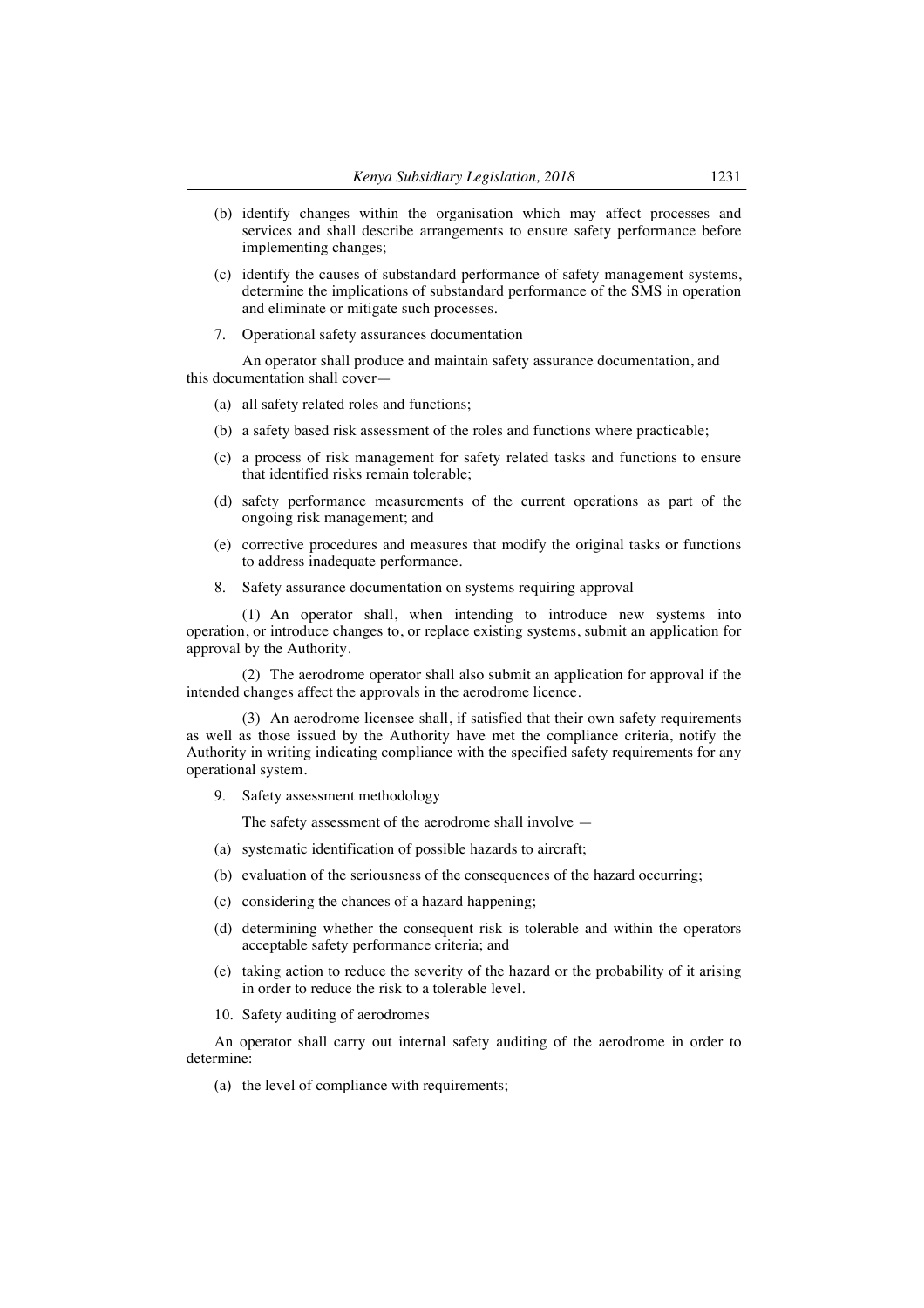(b) identify changes within the organisation which may affect processes and services and shall describe arrangements to ensure safety performance before implementing changes;

(c) identify the causes of substandard performance of safety management systems, determine the implications of substandard performance of the SMS in operation and eliminate or mitigate such processes.

7. Operational safety assurances documentation

An operator shall produce and maintain safety assurance documentation, and this documentation shall cover—

(a) all safety related roles and functions;

(b) a safety based risk assessment of the roles and functions where practicable;

(c) a process of risk management for safety related tasks and functions to ensure that identified risks remain tolerable;

(d) safety performance measurements of the current operations as part of the ongoing risk management; and

(e) corrective procedures and measures that modify the original tasks or functions to address inadequate performance.

8. Safety assurance documentation on systems requiring approval

(1) An operator shall, when intending to introduce new systems into operation, or introduce changes to, or replace existing systems, submit an application for approval by the Authority.

(2) The aerodrome operator shall also submit an application for approval if the intended changes affect the approvals in the aerodrome licence.

(3) An aerodrome licensee shall, if satisfied that their own safety requirements as well as those issued by the Authority have met the compliance criteria, notify the Authority in writing indicating compliance with the specified safety requirements for any operational system.

9. Safety assessment methodology

The safety assessment of the aerodrome shall involve —

(a) systematic identification of possible hazards to aircraft;

(b) evaluation of the seriousness of the consequences of the hazard occurring;

(c) considering the chances of a hazard happening;

(d) determining whether the consequent risk is tolerable and within the operators acceptable safety performance criteria; and

(e) taking action to reduce the severity of the hazard or the probability of it arising in order to reduce the risk to a tolerable level.

10. Safety auditing of aerodromes

An operator shall carry out internal safety auditing of the aerodrome in order to determine:

(a) the level of compliance with requirements;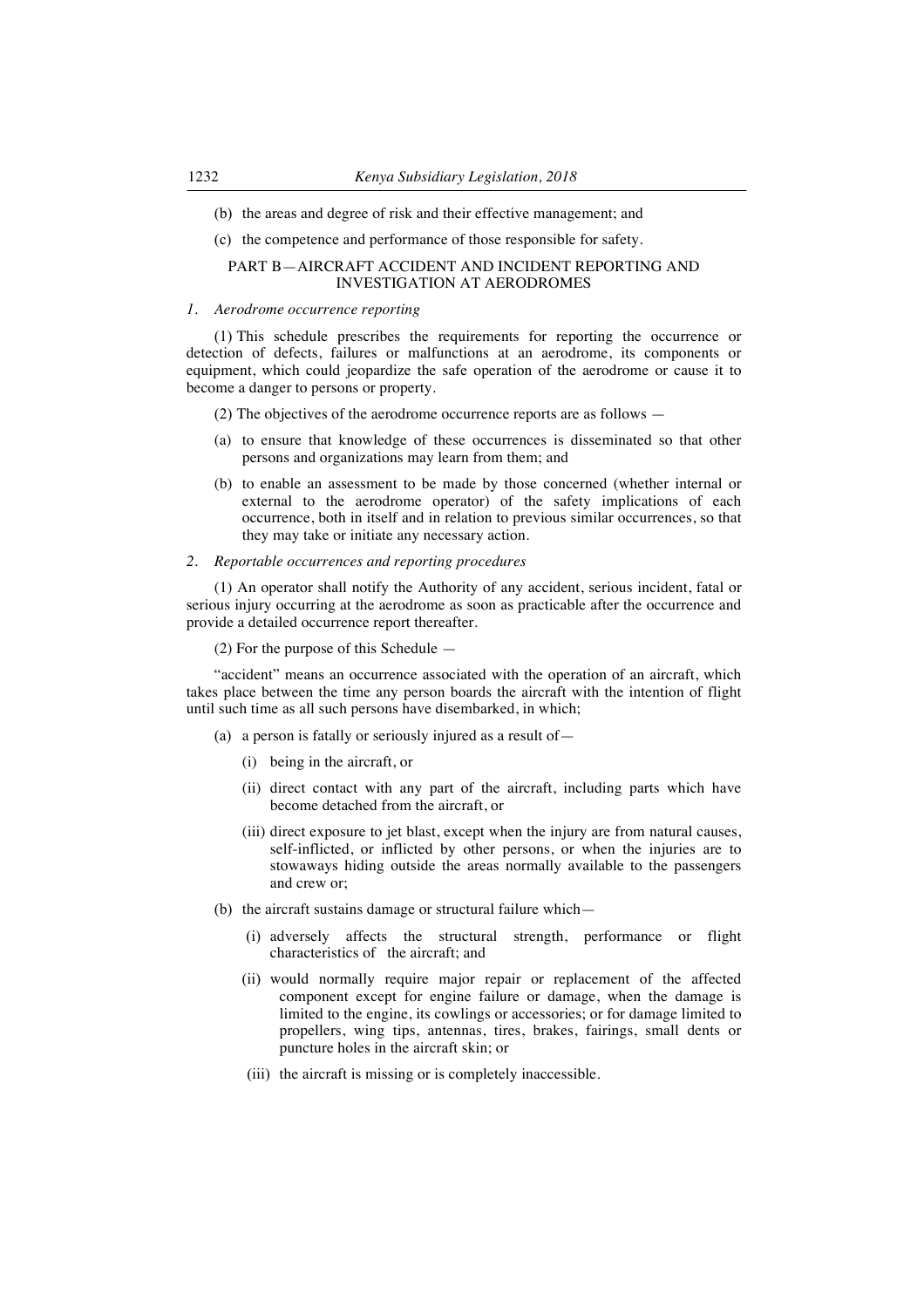(b) the areas and degree of risk and their effective management; and

(c) the competence and performance of those responsible for safety.

## PART B—AIRCRAFT ACCIDENT AND INCIDENT REPORTING AND INVESTIGATION AT AERODROMES

*1. Aerodrome occurrence reporting*

(1) This schedule prescribes the requirements for reporting the occurrence or detection of defects, failures or malfunctions at an aerodrome, its components or equipment, which could jeopardize the safe operation of the aerodrome or cause it to become a danger to persons or property.

(2) The objectives of the aerodrome occurrence reports are as follows —

(a) to ensure that knowledge of these occurrences is disseminated so that other persons and organizations may learn from them; and

(b) to enable an assessment to be made by those concerned (whether internal or external to the aerodrome operator) of the safety implications of each occurrence, both in itself and in relation to previous similar occurrences, so that they may take or initiate any necessary action.

*2. Reportable occurrences and reporting procedures*

(1) An operator shall notify the Authority of any accident, serious incident, fatal or serious injury occurring at the aerodrome as soon as practicable after the occurrence and provide a detailed occurrence report thereafter.

(2) For the purpose of this Schedule —

"accident" means an occurrence associated with the operation of an aircraft, which takes place between the time any person boards the aircraft with the intention of flight until such time as all such persons have disembarked, in which;

(a) a person is fatally or seriously injured as a result of—

(i) being in the aircraft, or

(ii) direct contact with any part of the aircraft, including parts which have become detached from the aircraft, or

(iii) direct exposure to jet blast, except when the injury are from natural causes, self-inflicted, or inflicted by other persons, or when the injuries are to stowaways hiding outside the areas normally available to the passengers and crew or;

(b) the aircraft sustains damage or structural failure which—

(i) adversely affects the structural strength, performance or flight characteristics of the aircraft; and

(ii) would normally require major repair or replacement of the affected component except for engine failure or damage, when the damage is limited to the engine, its cowlings or accessories; or for damage limited to propellers, wing tips, antennas, tires, brakes, fairings, small dents or puncture holes in the aircraft skin; or

(iii) the aircraft is missing or is completely inaccessible.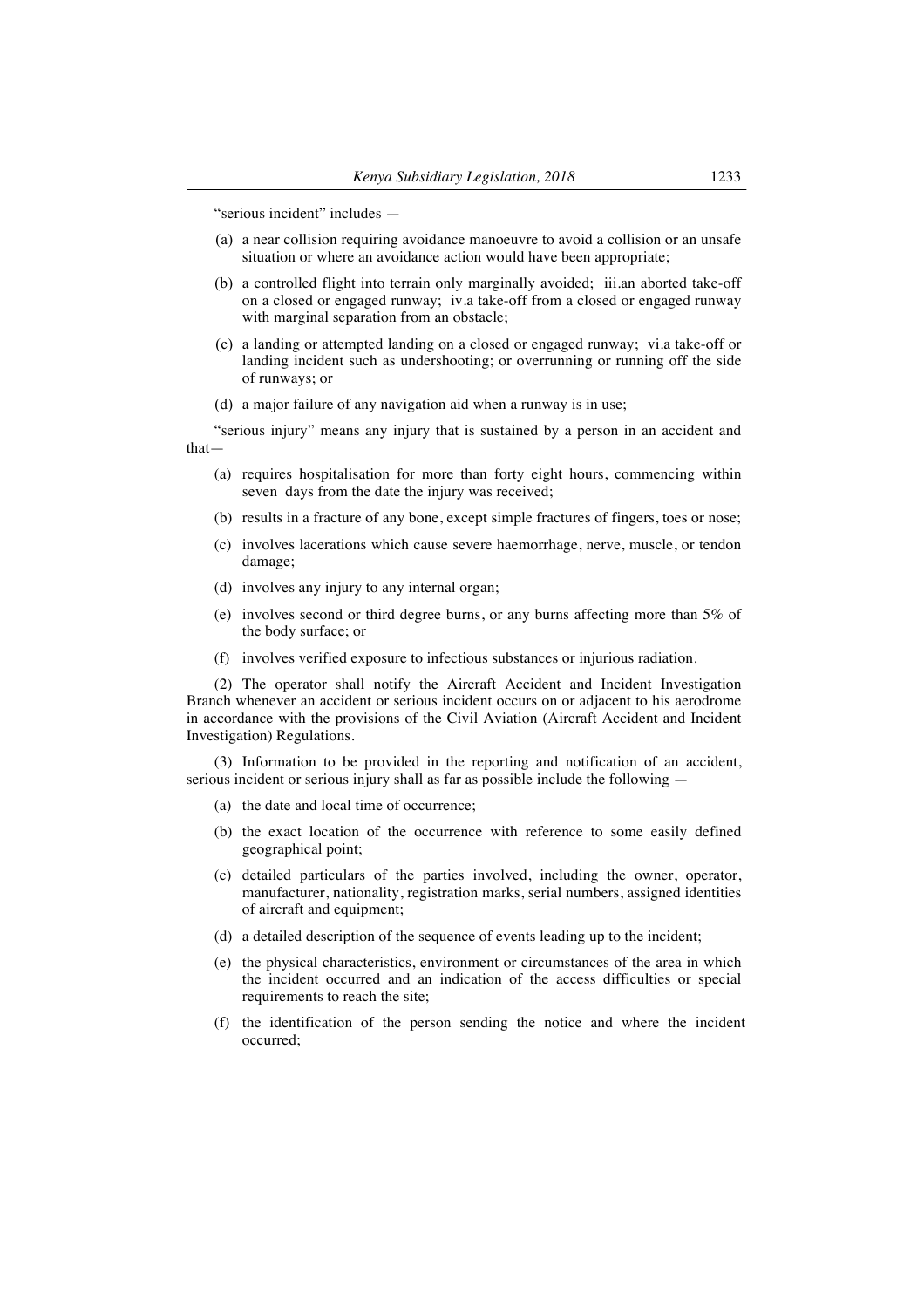"serious incident" includes —

(a) a near collision requiring avoidance manoeuvre to avoid a collision or an unsafe situation or where an avoidance action would have been appropriate;

(b) a controlled flight into terrain only marginally avoided; iii.an aborted take-off on a closed or engaged runway; iv.a take-off from a closed or engaged runway with marginal separation from an obstacle;

(c) a landing or attempted landing on a closed or engaged runway; vi.a take-off or landing incident such as undershooting; or overrunning or running off the side of runways; or

(d) a major failure of any navigation aid when a runway is in use;

"serious injury" means any injury that is sustained by a person in an accident and that—

(a) requires hospitalisation for more than forty eight hours, commencing within seven days from the date the injury was received;

(b) results in a fracture of any bone, except simple fractures of fingers, toes or nose;

(c) involves lacerations which cause severe haemorrhage, nerve, muscle, or tendon damage;

(d) involves any injury to any internal organ;

(e) involves second or third degree burns, or any burns affecting more than 5% of the body surface; or

(f) involves verified exposure to infectious substances or injurious radiation.

(2) The operator shall notify the Aircraft Accident and Incident Investigation Branch whenever an accident or serious incident occurs on or adjacent to his aerodrome in accordance with the provisions of the Civil Aviation (Aircraft Accident and Incident Investigation) Regulations.

(3) Information to be provided in the reporting and notification of an accident, serious incident or serious injury shall as far as possible include the following —

(a) the date and local time of occurrence;

(b) the exact location of the occurrence with reference to some easily defined geographical point;

(c) detailed particulars of the parties involved, including the owner, operator, manufacturer, nationality, registration marks, serial numbers, assigned identities of aircraft and equipment;

(d) a detailed description of the sequence of events leading up to the incident;

(e) the physical characteristics, environment or circumstances of the area in which the incident occurred and an indication of the access difficulties or special requirements to reach the site;

(f) the identification of the person sending the notice and where the incident occurred;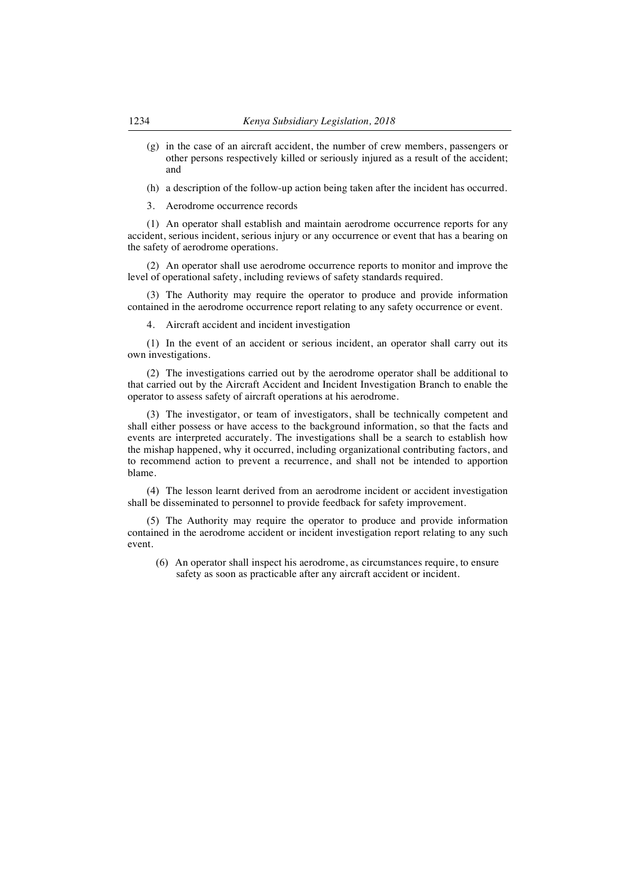(g) in the case of an aircraft accident, the number of crew members, passengers or other persons respectively killed or seriously injured as a result of the accident; and

(h) a description of the follow-up action being taken after the incident has occurred.

3. Aerodrome occurrence records

(1) An operator shall establish and maintain aerodrome occurrence reports for any accident, serious incident, serious injury or any occurrence or event that has a bearing on the safety of aerodrome operations.

(2) An operator shall use aerodrome occurrence reports to monitor and improve the level of operational safety, including reviews of safety standards required.

(3) The Authority may require the operator to produce and provide information contained in the aerodrome occurrence report relating to any safety occurrence or event.

4. Aircraft accident and incident investigation

(1) In the event of an accident or serious incident, an operator shall carry out its own investigations.

(2) The investigations carried out by the aerodrome operator shall be additional to that carried out by the Aircraft Accident and Incident Investigation Branch to enable the operator to assess safety of aircraft operations at his aerodrome.

(3) The investigator, or team of investigators, shall be technically competent and shall either possess or have access to the background information, so that the facts and events are interpreted accurately. The investigations shall be a search to establish how the mishap happened, why it occurred, including organizational contributing factors, and to recommend action to prevent a recurrence, and shall not be intended to apportion blame.

(4) The lesson learnt derived from an aerodrome incident or accident investigation shall be disseminated to personnel to provide feedback for safety improvement.

(5) The Authority may require the operator to produce and provide information contained in the aerodrome accident or incident investigation report relating to any such event.

(6) An operator shall inspect his aerodrome, as circumstances require, to ensure safety as soon as practicable after any aircraft accident or incident.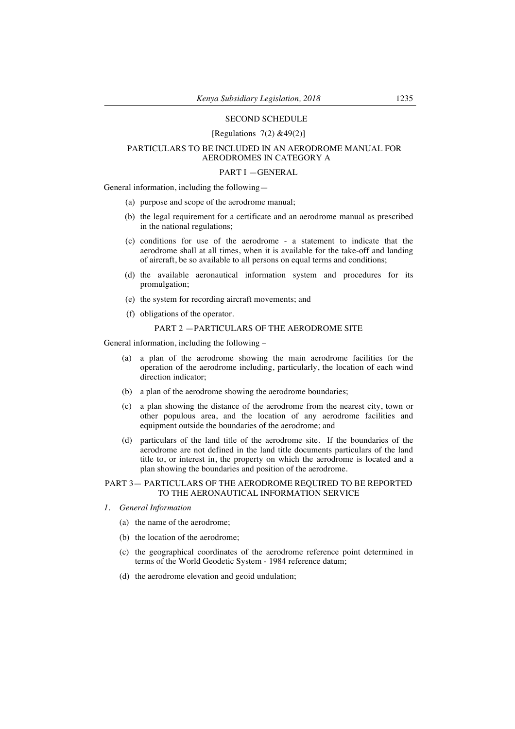## SECOND SCHEDULE

[Regulations 7(2) &49(2)]

## PARTICULARS TO BE INCLUDED IN AN AERODROME MANUAL FOR AERODROMES IN CATEGORY A

### PART I —GENERAL

General information, including the following—

(a) purpose and scope of the aerodrome manual;

(b) the legal requirement for a certificate and an aerodrome manual as prescribed in the national regulations;

(c) conditions for use of the aerodrome - a statement to indicate that the aerodrome shall at all times, when it is available for the take-off and landing of aircraft, be so available to all persons on equal terms and conditions;

(d) the available aeronautical information system and procedures for its promulgation;

(e) the system for recording aircraft movements; and

(f) obligations of the operator.

### PART 2 —PARTICULARS OF THE AERODROME SITE

General information, including the following –

(a) a plan of the aerodrome showing the main aerodrome facilities for the operation of the aerodrome including, particularly, the location of each wind direction indicator;

(b) a plan of the aerodrome showing the aerodrome boundaries;

(c) a plan showing the distance of the aerodrome from the nearest city, town or other populous area, and the location of any aerodrome facilities and equipment outside the boundaries of the aerodrome; and

(d) particulars of the land title of the aerodrome site. If the boundaries of the aerodrome are not defined in the land title documents particulars of the land title to, or interest in, the property on which the aerodrome is located and a plan showing the boundaries and position of the aerodrome.

### PART 3— PARTICULARS OF THE AERODROME REQUIRED TO BE REPORTED TO THE AERONAUTICAL INFORMATION SERVICE

*1. General Information*

(a) the name of the aerodrome;

(b) the location of the aerodrome;

(c) the geographical coordinates of the aerodrome reference point determined in terms of the World Geodetic System - 1984 reference datum;

(d) the aerodrome elevation and geoid undulation;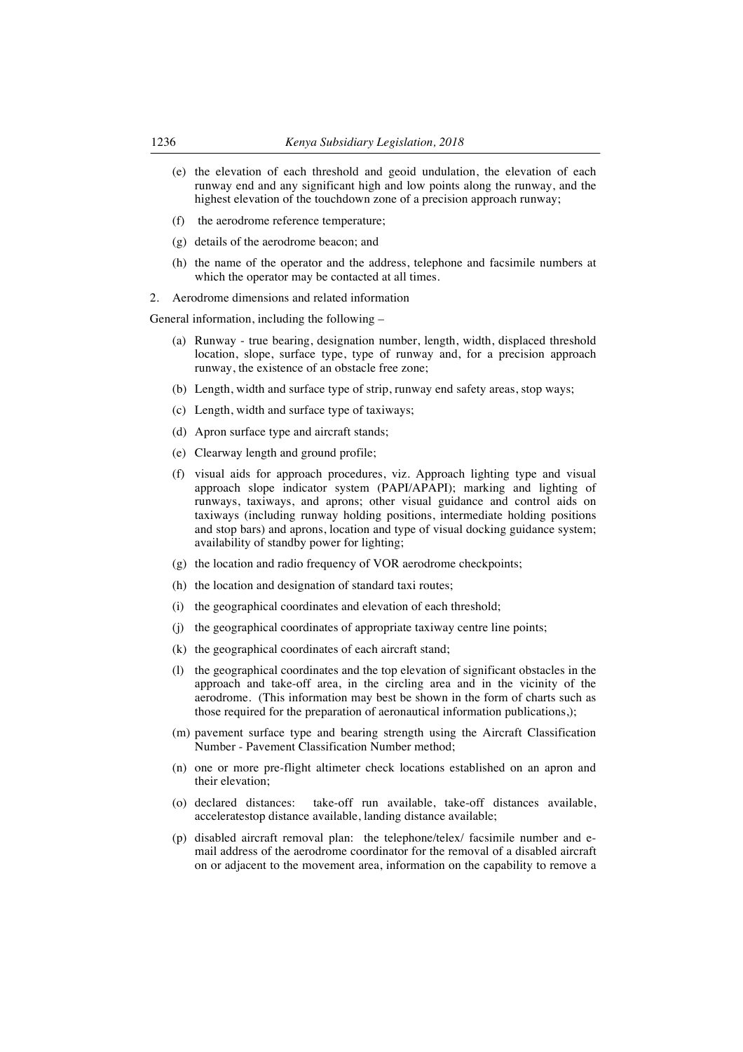(e) the elevation of each threshold and geoid undulation, the elevation of each runway end and any significant high and low points along the runway, and the highest elevation of the touchdown zone of a precision approach runway;

(f) the aerodrome reference temperature;

(g) details of the aerodrome beacon; and

(h) the name of the operator and the address, telephone and facsimile numbers at which the operator may be contacted at all times.

2. Aerodrome dimensions and related information

General information, including the following –

(a) Runway - true bearing, designation number, length, width, displaced threshold location, slope, surface type, type of runway and, for a precision approach runway, the existence of an obstacle free zone;

(b) Length, width and surface type of strip, runway end safety areas, stop ways;

(c) Length, width and surface type of taxiways;

(d) Apron surface type and aircraft stands;

(e) Clearway length and ground profile;

(f) visual aids for approach procedures, viz. Approach lighting type and visual approach slope indicator system (PAPI/APAPI); marking and lighting of runways, taxiways, and aprons; other visual guidance and control aids on taxiways (including runway holding positions, intermediate holding positions and stop bars) and aprons, location and type of visual docking guidance system; availability of standby power for lighting;

(g) the location and radio frequency of VOR aerodrome checkpoints;

(h) the location and designation of standard taxi routes;

(i) the geographical coordinates and elevation of each threshold;

(j) the geographical coordinates of appropriate taxiway centre line points;

(k) the geographical coordinates of each aircraft stand;

(l) the geographical coordinates and the top elevation of significant obstacles in the approach and take-off area, in the circling area and in the vicinity of the aerodrome. (This information may best be shown in the form of charts such as those required for the preparation of aeronautical information publications,);

(m) pavement surface type and bearing strength using the Aircraft Classification Number - Pavement Classification Number method;

(n) one or more pre-flight altimeter check locations established on an apron and their elevation;

(o) declared distances: take-off run available, take-off distances available, acceleratestop distance available, landing distance available;

(p) disabled aircraft removal plan: the telephone/telex/ facsimile number and e-mail address of the aerodrome coordinator for the removal of a disabled aircraft on or adjacent to the movement area, information on the capability to remove a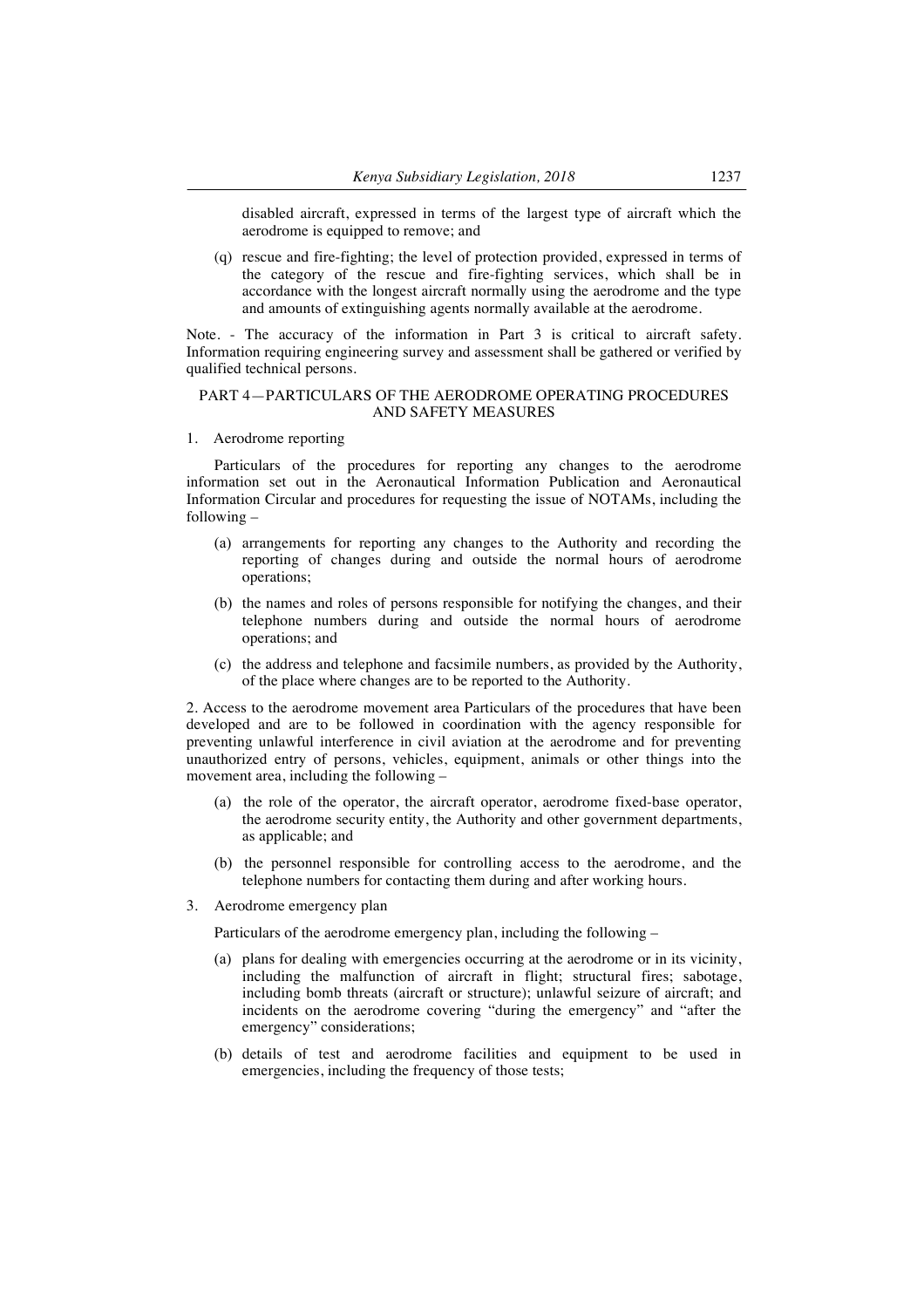disabled aircraft, expressed in terms of the largest type of aircraft which the aerodrome is equipped to remove; and

(q) rescue and fire-fighting; the level of protection provided, expressed in terms of the category of the rescue and fire-fighting services, which shall be in accordance with the longest aircraft normally using the aerodrome and the type and amounts of extinguishing agents normally available at the aerodrome.

Note. - The accuracy of the information in Part 3 is critical to aircraft safety. Information requiring engineering survey and assessment shall be gathered or verified by qualified technical persons.

## PART 4—PARTICULARS OF THE AERODROME OPERATING PROCEDURES AND SAFETY MEASURES

1. Aerodrome reporting

Particulars of the procedures for reporting any changes to the aerodrome information set out in the Aeronautical Information Publication and Aeronautical Information Circular and procedures for requesting the issue of NOTAMs, including the following –

(a) arrangements for reporting any changes to the Authority and recording the reporting of changes during and outside the normal hours of aerodrome operations;

(b) the names and roles of persons responsible for notifying the changes, and their telephone numbers during and outside the normal hours of aerodrome operations; and

(c) the address and telephone and facsimile numbers, as provided by the Authority, of the place where changes are to be reported to the Authority.

2. Access to the aerodrome movement area Particulars of the procedures that have been developed and are to be followed in coordination with the agency responsible for preventing unlawful interference in civil aviation at the aerodrome and for preventing unauthorized entry of persons, vehicles, equipment, animals or other things into the movement area, including the following –

(a) the role of the operator, the aircraft operator, aerodrome fixed-base operator, the aerodrome security entity, the Authority and other government departments, as applicable; and

(b) the personnel responsible for controlling access to the aerodrome, and the telephone numbers for contacting them during and after working hours.

3. Aerodrome emergency plan

Particulars of the aerodrome emergency plan, including the following –

(a) plans for dealing with emergencies occurring at the aerodrome or in its vicinity, including the malfunction of aircraft in flight; structural fires; sabotage, including bomb threats (aircraft or structure); unlawful seizure of aircraft; and incidents on the aerodrome covering "during the emergency" and "after the emergency" considerations;

(b) details of test and aerodrome facilities and equipment to be used in emergencies, including the frequency of those tests;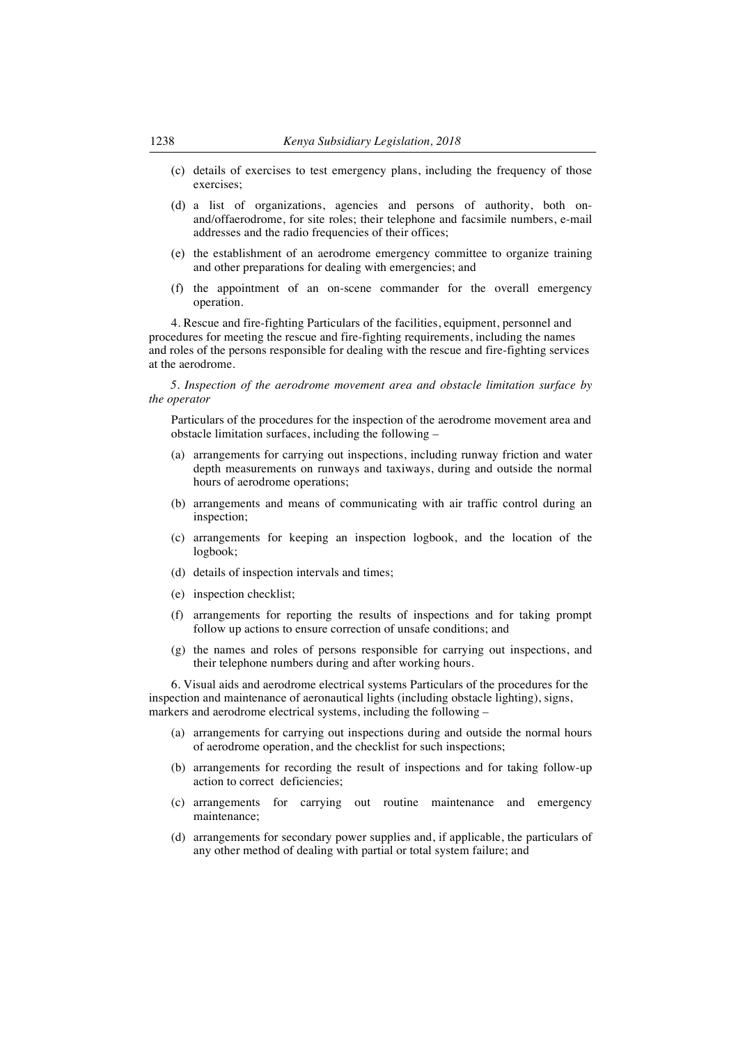(c) details of exercises to test emergency plans, including the frequency of those exercises;

(d) a list of organizations, agencies and persons of authority, both on- and/offaerodrome, for site roles; their telephone and facsimile numbers, e-mail addresses and the radio frequencies of their offices;

(e) the establishment of an aerodrome emergency committee to organize training and other preparations for dealing with emergencies; and

(f) the appointment of an on-scene commander for the overall emergency operation.

4. Rescue and fire-fighting Particulars of the facilities, equipment, personnel and procedures for meeting the rescue and fire-fighting requirements, including the names and roles of the persons responsible for dealing with the rescue and fire-fighting services at the aerodrome.

*5. Inspection of the aerodrome movement area and obstacle limitation surface by the operator*

Particulars of the procedures for the inspection of the aerodrome movement area and obstacle limitation surfaces, including the following –

(a) arrangements for carrying out inspections, including runway friction and water depth measurements on runways and taxiways, during and outside the normal hours of aerodrome operations;

(b) arrangements and means of communicating with air traffic control during an inspection;

(c) arrangements for keeping an inspection logbook, and the location of the logbook;

(d) details of inspection intervals and times;

(e) inspection checklist;

(f) arrangements for reporting the results of inspections and for taking prompt follow up actions to ensure correction of unsafe conditions; and

(g) the names and roles of persons responsible for carrying out inspections, and their telephone numbers during and after working hours.

6. Visual aids and aerodrome electrical systems Particulars of the procedures for the inspection and maintenance of aeronautical lights (including obstacle lighting), signs, markers and aerodrome electrical systems, including the following –

(a) arrangements for carrying out inspections during and outside the normal hours of aerodrome operation, and the checklist for such inspections;

(b) arrangements for recording the result of inspections and for taking follow-up action to correct deficiencies;

(c) arrangements for carrying out routine maintenance and emergency maintenance;

(d) arrangements for secondary power supplies and, if applicable, the particulars of any other method of dealing with partial or total system failure; and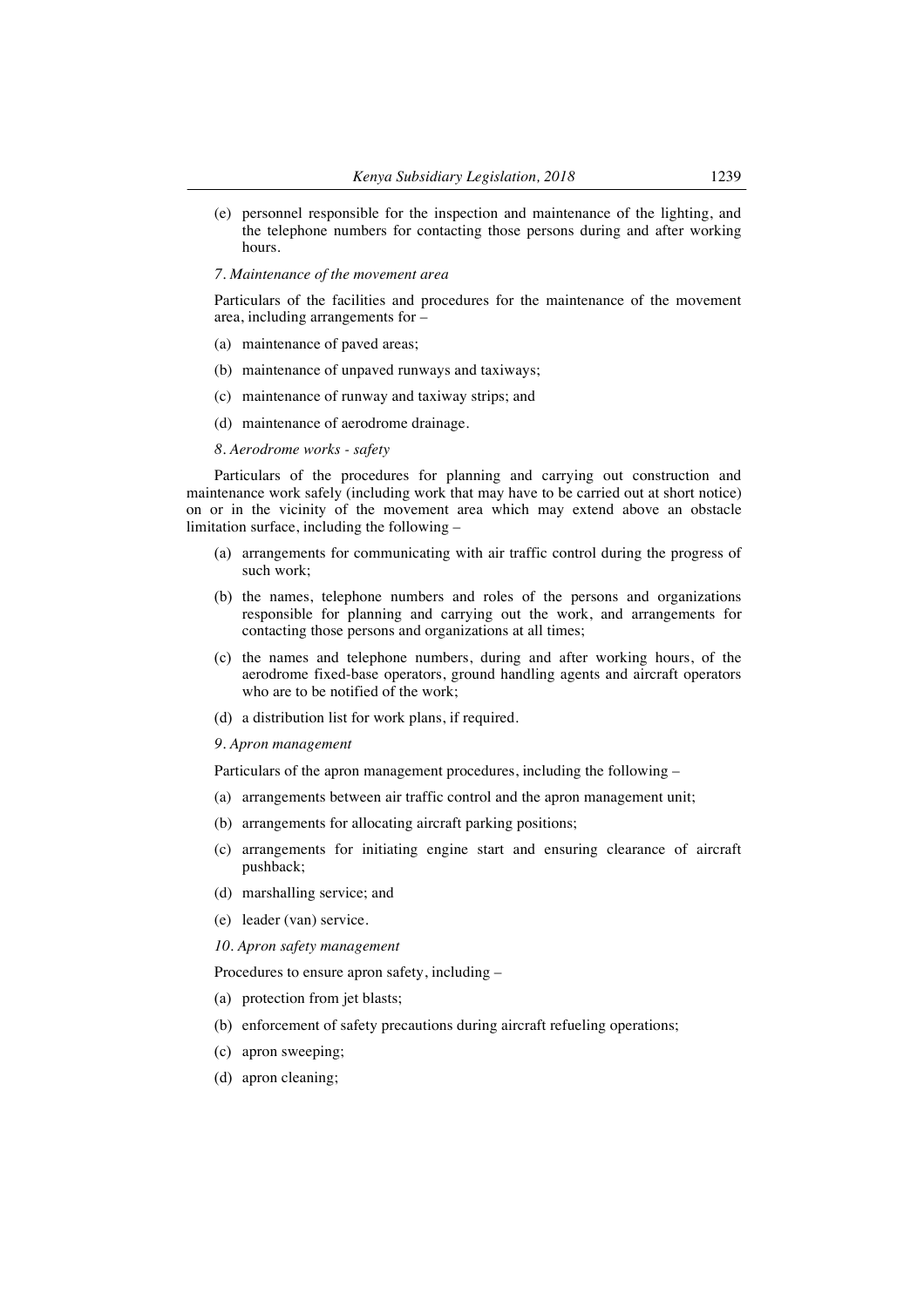(e) personnel responsible for the inspection and maintenance of the lighting, and the telephone numbers for contacting those persons during and after working hours.

*7. Maintenance of the movement area*

Particulars of the facilities and procedures for the maintenance of the movement area, including arrangements for –

(a) maintenance of paved areas;

(b) maintenance of unpaved runways and taxiways;

(c) maintenance of runway and taxiway strips; and

(d) maintenance of aerodrome drainage.

*8. Aerodrome works - safety*

Particulars of the procedures for planning and carrying out construction and maintenance work safely (including work that may have to be carried out at short notice) on or in the vicinity of the movement area which may extend above an obstacle limitation surface, including the following –

(a) arrangements for communicating with air traffic control during the progress of such work;

(b) the names, telephone numbers and roles of the persons and organizations responsible for planning and carrying out the work, and arrangements for contacting those persons and organizations at all times;

(c) the names and telephone numbers, during and after working hours, of the aerodrome fixed-base operators, ground handling agents and aircraft operators who are to be notified of the work;

(d) a distribution list for work plans, if required.

*9. Apron management*

Particulars of the apron management procedures, including the following –

(a) arrangements between air traffic control and the apron management unit;

(b) arrangements for allocating aircraft parking positions;

(c) arrangements for initiating engine start and ensuring clearance of aircraft pushback;

(d) marshalling service; and

(e) leader (van) service.

*10. Apron safety management*

Procedures to ensure apron safety, including –

(a) protection from jet blasts;

(b) enforcement of safety precautions during aircraft refueling operations;

(c) apron sweeping;

(d) apron cleaning;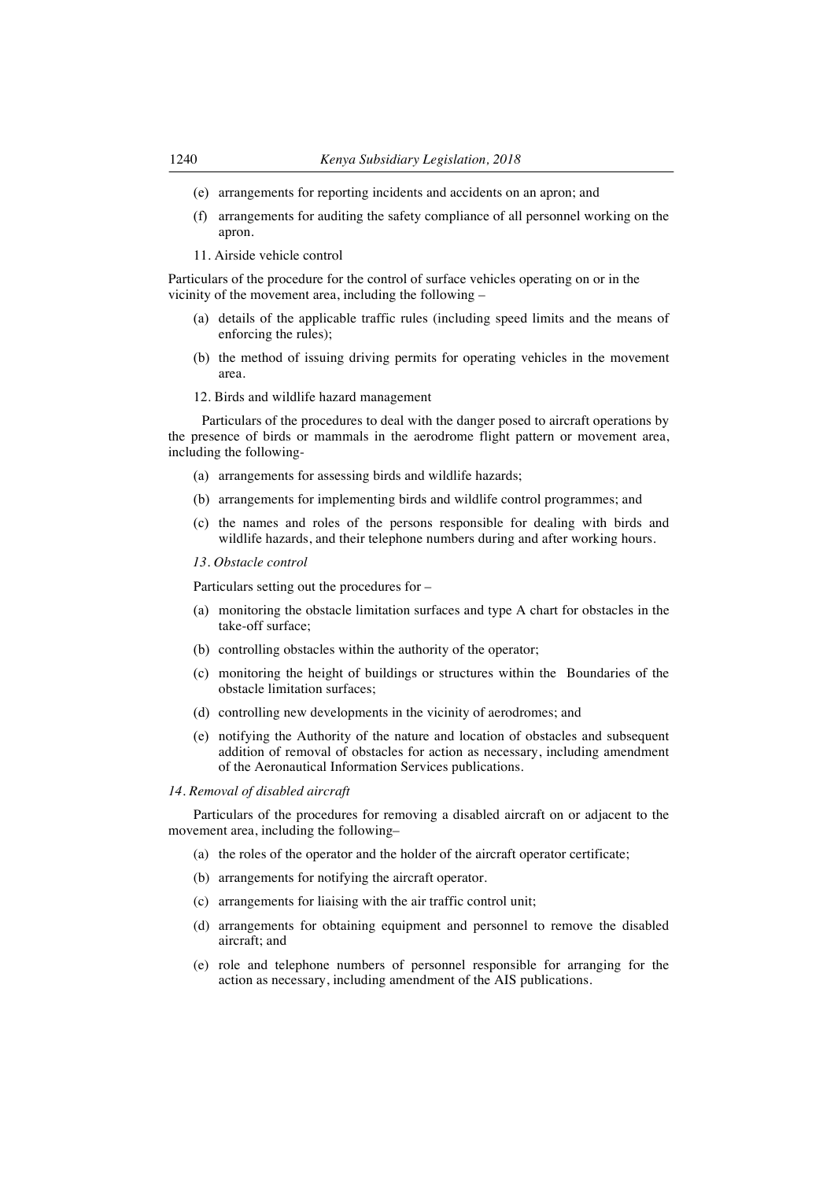(e) arrangements for reporting incidents and accidents on an apron; and

(f) arrangements for auditing the safety compliance of all personnel working on the apron.

11. Airside vehicle control

Particulars of the procedure for the control of surface vehicles operating on or in the vicinity of the movement area, including the following –

(a) details of the applicable traffic rules (including speed limits and the means of enforcing the rules);

(b) the method of issuing driving permits for operating vehicles in the movement area.

12. Birds and wildlife hazard management

Particulars of the procedures to deal with the danger posed to aircraft operations by the presence of birds or mammals in the aerodrome flight pattern or movement area, including the following-

(a) arrangements for assessing birds and wildlife hazards;

(b) arrangements for implementing birds and wildlife control programmes; and

(c) the names and roles of the persons responsible for dealing with birds and wildlife hazards, and their telephone numbers during and after working hours.

*13. Obstacle control*

Particulars setting out the procedures for –

(a) monitoring the obstacle limitation surfaces and type A chart for obstacles in the take-off surface;

(b) controlling obstacles within the authority of the operator;

(c) monitoring the height of buildings or structures within the Boundaries of the obstacle limitation surfaces;

(d) controlling new developments in the vicinity of aerodromes; and

(e) notifying the Authority of the nature and location of obstacles and subsequent addition of removal of obstacles for action as necessary, including amendment of the Aeronautical Information Services publications.

*14. Removal of disabled aircraft*

Particulars of the procedures for removing a disabled aircraft on or adjacent to the movement area, including the following–

(a) the roles of the operator and the holder of the aircraft operator certificate;

(b) arrangements for notifying the aircraft operator.

(c) arrangements for liaising with the air traffic control unit;

(d) arrangements for obtaining equipment and personnel to remove the disabled aircraft; and

(e) role and telephone numbers of personnel responsible for arranging for the action as necessary, including amendment of the AIS publications.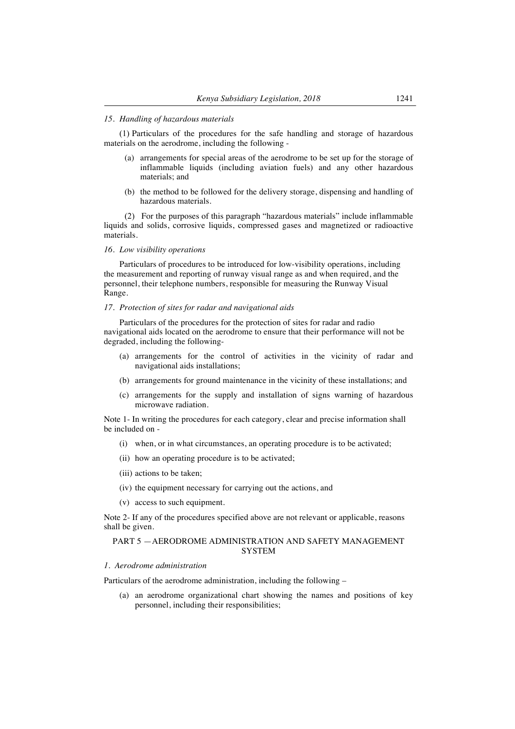*15. Handling of hazardous materials*

(1) Particulars of the procedures for the safe handling and storage of hazardous materials on the aerodrome, including the following -

(a) arrangements for special areas of the aerodrome to be set up for the storage of inflammable liquids (including aviation fuels) and any other hazardous materials; and

(b) the method to be followed for the delivery storage, dispensing and handling of hazardous materials.

(2) For the purposes of this paragraph "hazardous materials" include inflammable liquids and solids, corrosive liquids, compressed gases and magnetized or radioactive materials.

*16. Low visibility operations*

Particulars of procedures to be introduced for low-visibility operations, including the measurement and reporting of runway visual range as and when required, and the personnel, their telephone numbers, responsible for measuring the Runway Visual Range.

*17. Protection of sites for radar and navigational aids*

Particulars of the procedures for the protection of sites for radar and radio navigational aids located on the aerodrome to ensure that their performance will not be degraded, including the following-

(a) arrangements for the control of activities in the vicinity of radar and navigational aids installations;

(b) arrangements for ground maintenance in the vicinity of these installations; and

(c) arrangements for the supply and installation of signs warning of hazardous microwave radiation.

Note 1- In writing the procedures for each category, clear and precise information shall be included on -

(i) when, or in what circumstances, an operating procedure is to be activated;

(ii) how an operating procedure is to be activated;

(iii) actions to be taken;

(iv) the equipment necessary for carrying out the actions, and

(v) access to such equipment.

Note 2- If any of the procedures specified above are not relevant or applicable, reasons shall be given.

## PART 5 —AERODROME ADMINISTRATION AND SAFETY MANAGEMENT SYSTEM

*1. Aerodrome administration*

Particulars of the aerodrome administration, including the following –

(a) an aerodrome organizational chart showing the names and positions of key personnel, including their responsibilities;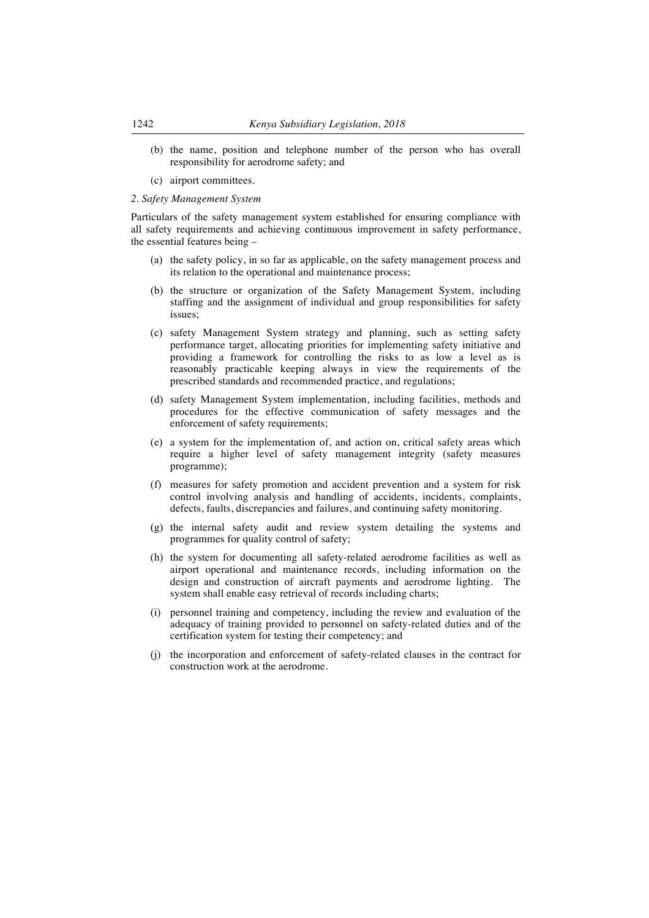(b) the name, position and telephone number of the person who has overall responsibility for aerodrome safety; and

(c) airport committees.

*2. Safety Management System*

Particulars of the safety management system established for ensuring compliance with all safety requirements and achieving continuous improvement in safety performance, the essential features being –

(a) the safety policy, in so far as applicable, on the safety management process and its relation to the operational and maintenance process;

(b) the structure or organization of the Safety Management System, including staffing and the assignment of individual and group responsibilities for safety issues;

(c) safety Management System strategy and planning, such as setting safety performance target, allocating priorities for implementing safety initiative and providing a framework for controlling the risks to as low a level as is reasonably practicable keeping always in view the requirements of the prescribed standards and recommended practice, and regulations;

(d) safety Management System implementation, including facilities, methods and procedures for the effective communication of safety messages and the enforcement of safety requirements;

(e) a system for the implementation of, and action on, critical safety areas which require a higher level of safety management integrity (safety measures programme);

(f) measures for safety promotion and accident prevention and a system for risk control involving analysis and handling of accidents, incidents, complaints, defects, faults, discrepancies and failures, and continuing safety monitoring.

(g) the internal safety audit and review system detailing the systems and programmes for quality control of safety;

(h) the system for documenting all safety-related aerodrome facilities as well as airport operational and maintenance records, including information on the design and construction of aircraft payments and aerodrome lighting. The system shall enable easy retrieval of records including charts;

(i) personnel training and competency, including the review and evaluation of the adequacy of training provided to personnel on safety-related duties and of the certification system for testing their competency; and

(j) the incorporation and enforcement of safety-related clauses in the contract for construction work at the aerodrome.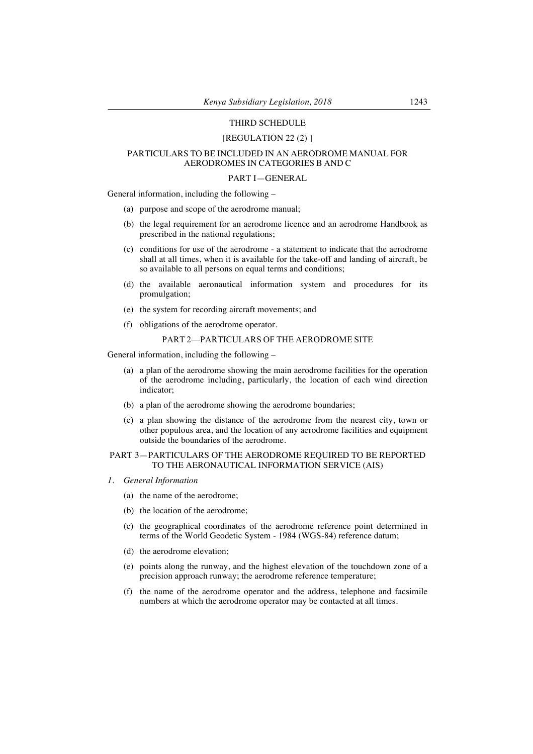## THIRD SCHEDULE

[REGULATION 22 (2) ]

## PARTICULARS TO BE INCLUDED IN AN AERODROME MANUAL FOR AERODROMES IN CATEGORIES B AND C

### PART I—GENERAL

General information, including the following –

(a) purpose and scope of the aerodrome manual;

(b) the legal requirement for an aerodrome licence and an aerodrome Handbook as prescribed in the national regulations;

(c) conditions for use of the aerodrome - a statement to indicate that the aerodrome shall at all times, when it is available for the take-off and landing of aircraft, be so available to all persons on equal terms and conditions;

(d) the available aeronautical information system and procedures for its promulgation;

(e) the system for recording aircraft movements; and

(f) obligations of the aerodrome operator.

### PART 2—PARTICULARS OF THE AERODROME SITE

General information, including the following –

(a) a plan of the aerodrome showing the main aerodrome facilities for the operation of the aerodrome including, particularly, the location of each wind direction indicator;

(b) a plan of the aerodrome showing the aerodrome boundaries;

(c) a plan showing the distance of the aerodrome from the nearest city, town or other populous area, and the location of any aerodrome facilities and equipment outside the boundaries of the aerodrome.

### PART 3—PARTICULARS OF THE AERODROME REQUIRED TO BE REPORTED TO THE AERONAUTICAL INFORMATION SERVICE (AIS)

*1. General Information*

(a) the name of the aerodrome;

(b) the location of the aerodrome;

(c) the geographical coordinates of the aerodrome reference point determined in terms of the World Geodetic System - 1984 (WGS-84) reference datum;

(d) the aerodrome elevation;

(e) points along the runway, and the highest elevation of the touchdown zone of a precision approach runway; the aerodrome reference temperature;

(f) the name of the aerodrome operator and the address, telephone and facsimile numbers at which the aerodrome operator may be contacted at all times.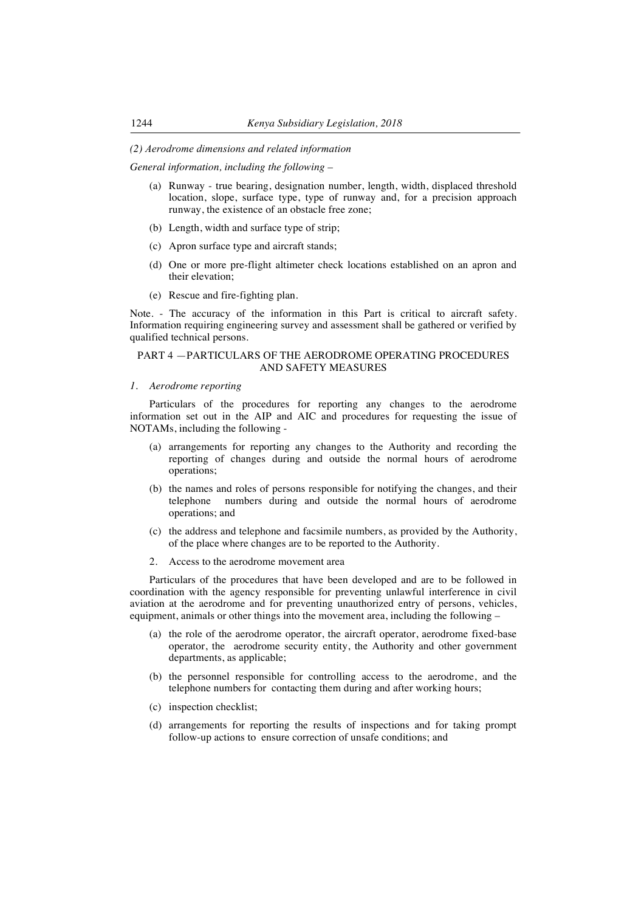*(2) Aerodrome dimensions and related information*

*General information, including the following –*

(a) Runway - true bearing, designation number, length, width, displaced threshold location, slope, surface type, type of runway and, for a precision approach runway, the existence of an obstacle free zone;

(b) Length, width and surface type of strip;

(c) Apron surface type and aircraft stands;

(d) One or more pre-flight altimeter check locations established on an apron and their elevation;

(e) Rescue and fire-fighting plan.

Note. - The accuracy of the information in this Part is critical to aircraft safety. Information requiring engineering survey and assessment shall be gathered or verified by qualified technical persons.

## PART 4 —PARTICULARS OF THE AERODROME OPERATING PROCEDURES AND SAFETY MEASURES

*1. Aerodrome reporting*

Particulars of the procedures for reporting any changes to the aerodrome information set out in the AIP and AIC and procedures for requesting the issue of NOTAMs, including the following -

(a) arrangements for reporting any changes to the Authority and recording the reporting of changes during and outside the normal hours of aerodrome operations;

(b) the names and roles of persons responsible for notifying the changes, and their telephone numbers during and outside the normal hours of aerodrome operations; and

(c) the address and telephone and facsimile numbers, as provided by the Authority, of the place where changes are to be reported to the Authority.

2. Access to the aerodrome movement area

Particulars of the procedures that have been developed and are to be followed in coordination with the agency responsible for preventing unlawful interference in civil aviation at the aerodrome and for preventing unauthorized entry of persons, vehicles, equipment, animals or other things into the movement area, including the following –

(a) the role of the aerodrome operator, the aircraft operator, aerodrome fixed-base operator, the aerodrome security entity, the Authority and other government departments, as applicable;

(b) the personnel responsible for controlling access to the aerodrome, and the telephone numbers for contacting them during and after working hours;

(c) inspection checklist;

(d) arrangements for reporting the results of inspections and for taking prompt follow-up actions to ensure correction of unsafe conditions; and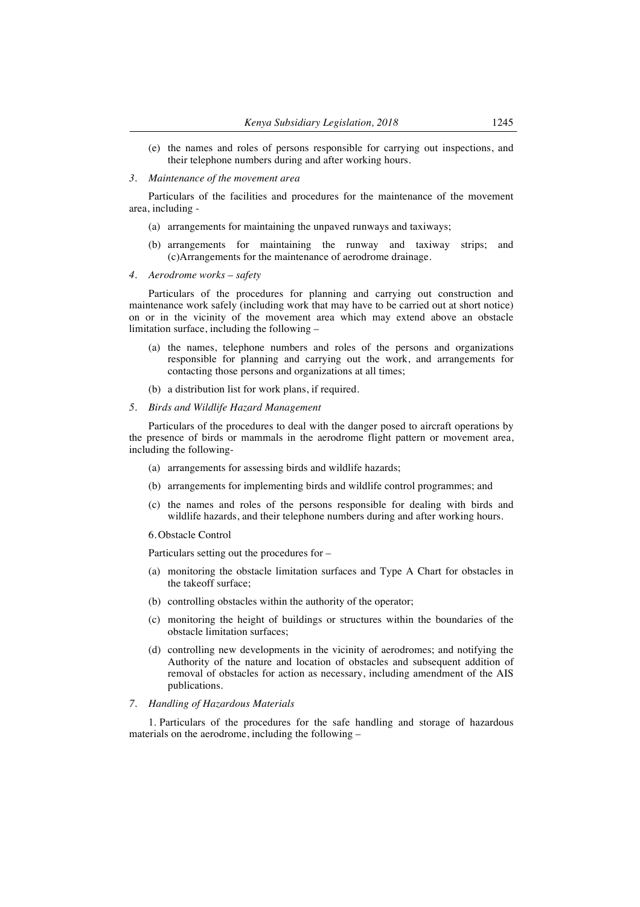(e) the names and roles of persons responsible for carrying out inspections, and their telephone numbers during and after working hours.

*3. Maintenance of the movement area*

Particulars of the facilities and procedures for the maintenance of the movement area, including -

(a) arrangements for maintaining the unpaved runways and taxiways;

(b) arrangements for maintaining the runway and taxiway strips; and (c)Arrangements for the maintenance of aerodrome drainage.

*4. Aerodrome works – safety*

Particulars of the procedures for planning and carrying out construction and maintenance work safely (including work that may have to be carried out at short notice) on or in the vicinity of the movement area which may extend above an obstacle limitation surface, including the following –

(a) the names, telephone numbers and roles of the persons and organizations responsible for planning and carrying out the work, and arrangements for contacting those persons and organizations at all times;

(b) a distribution list for work plans, if required.

*5. Birds and Wildlife Hazard Management*

Particulars of the procedures to deal with the danger posed to aircraft operations by the presence of birds or mammals in the aerodrome flight pattern or movement area, including the following-

(a) arrangements for assessing birds and wildlife hazards;

(b) arrangements for implementing birds and wildlife control programmes; and

(c) the names and roles of the persons responsible for dealing with birds and wildlife hazards, and their telephone numbers during and after working hours.

6. Obstacle Control

Particulars setting out the procedures for –

(a) monitoring the obstacle limitation surfaces and Type A Chart for obstacles in the takeoff surface;

(b) controlling obstacles within the authority of the operator;

(c) monitoring the height of buildings or structures within the boundaries of the obstacle limitation surfaces;

(d) controlling new developments in the vicinity of aerodromes; and notifying the Authority of the nature and location of obstacles and subsequent addition of removal of obstacles for action as necessary, including amendment of the AIS publications.

*7. Handling of Hazardous Materials*

1. Particulars of the procedures for the safe handling and storage of hazardous materials on the aerodrome, including the following –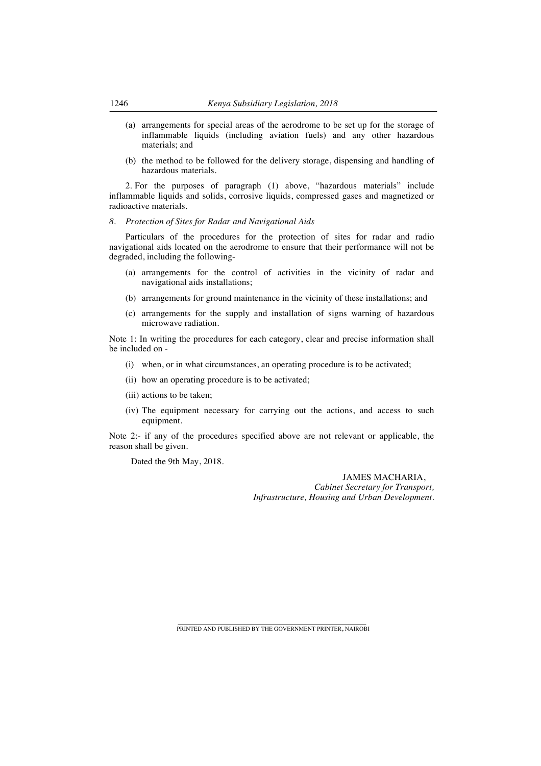(a) arrangements for special areas of the aerodrome to be set up for the storage of inflammable liquids (including aviation fuels) and any other hazardous materials; and

(b) the method to be followed for the delivery storage, dispensing and handling of hazardous materials.

2. For the purposes of paragraph (1) above, "hazardous materials" include inflammable liquids and solids, corrosive liquids, compressed gases and magnetized or radioactive materials.

*8. Protection of Sites for Radar and Navigational Aids*

Particulars of the procedures for the protection of sites for radar and radio navigational aids located on the aerodrome to ensure that their performance will not be degraded, including the following-

(a) arrangements for the control of activities in the vicinity of radar and navigational aids installations;

(b) arrangements for ground maintenance in the vicinity of these installations; and

(c) arrangements for the supply and installation of signs warning of hazardous microwave radiation.

Note 1: In writing the procedures for each category, clear and precise information shall be included on -

(i) when, or in what circumstances, an operating procedure is to be activated;

(ii) how an operating procedure is to be activated;

(iii) actions to be taken;

(iv) The equipment necessary for carrying out the actions, and access to such equipment.

Note 2:- if any of the procedures specified above are not relevant or applicable, the reason shall be given.

Dated the 9th May, 2018.

JAMES MACHARIA,
*Cabinet Secretary for Transport,*
*Infrastructure, Housing and Urban Development.*

PRINTED AND PUBLISHED BY THE GOVERNMENT PRINTER, NAIROBI